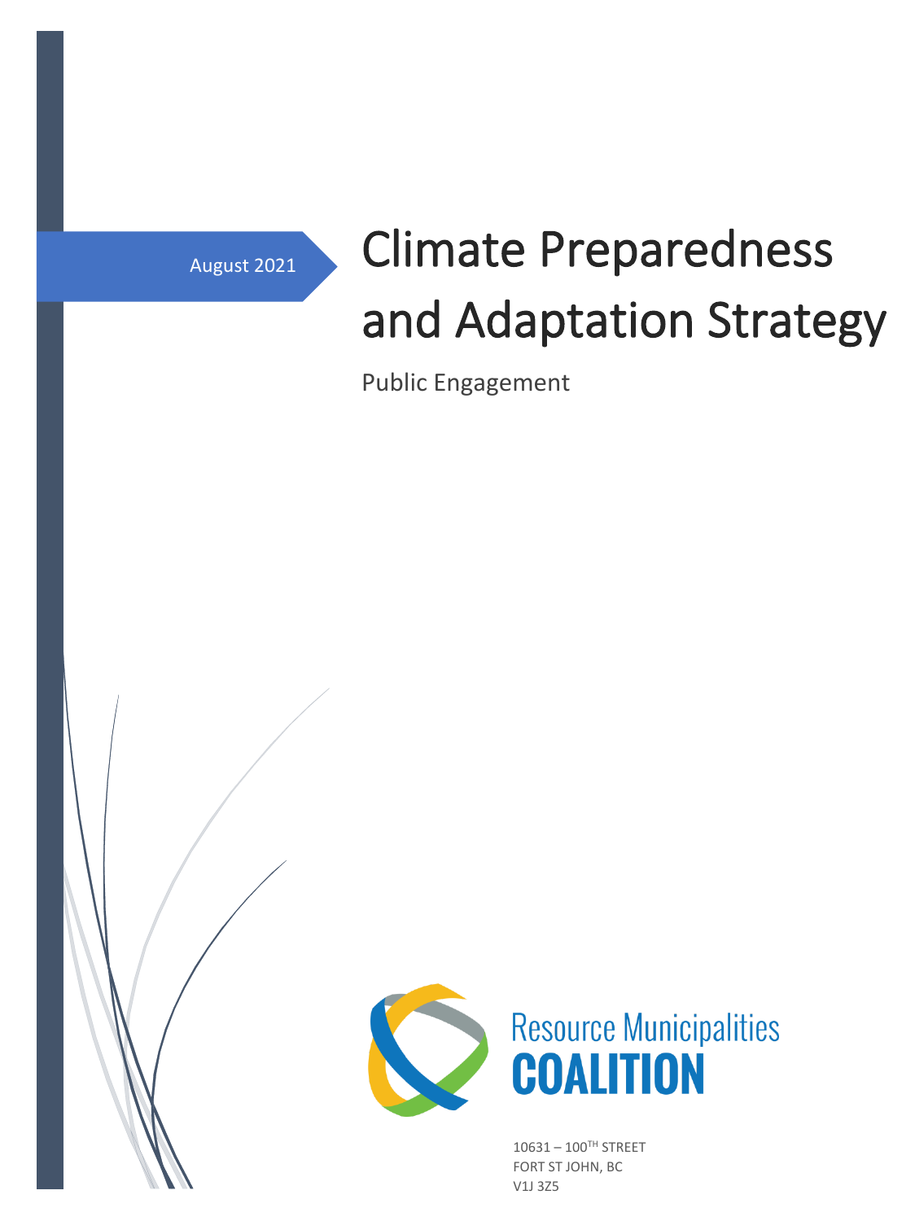August 2021

# Climate Preparedness and Adaptation Strategy

Public Engagement

Resource Municipalities
**COALITION**

10631 – 100TH STREET
FORT ST JOHN, BC
V1J 3Z5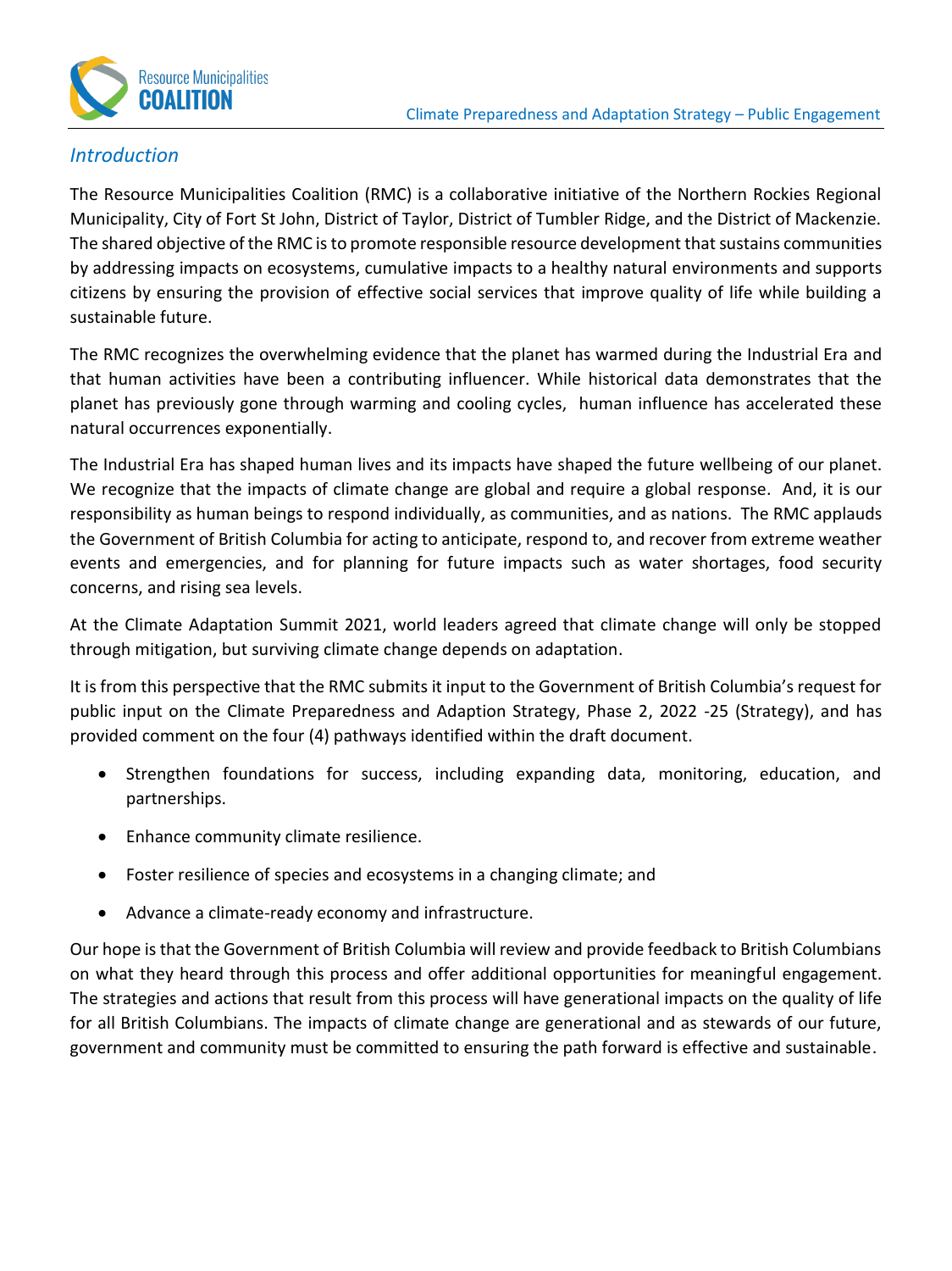## *Introduction*

The Resource Municipalities Coalition (RMC) is a collaborative initiative of the Northern Rockies Regional Municipality, City of Fort St John, District of Taylor, District of Tumbler Ridge, and the District of Mackenzie. The shared objective of the RMC is to promote responsible resource development that sustains communities by addressing impacts on ecosystems, cumulative impacts to a healthy natural environments and supports citizens by ensuring the provision of effective social services that improve quality of life while building a sustainable future.

The RMC recognizes the overwhelming evidence that the planet has warmed during the Industrial Era and that human activities have been a contributing influencer. While historical data demonstrates that the planet has previously gone through warming and cooling cycles, human influence has accelerated these natural occurrences exponentially.

The Industrial Era has shaped human lives and its impacts have shaped the future wellbeing of our planet. We recognize that the impacts of climate change are global and require a global response. And, it is our responsibility as human beings to respond individually, as communities, and as nations. The RMC applauds the Government of British Columbia for acting to anticipate, respond to, and recover from extreme weather events and emergencies, and for planning for future impacts such as water shortages, food security concerns, and rising sea levels.

At the Climate Adaptation Summit 2021, world leaders agreed that climate change will only be stopped through mitigation, but surviving climate change depends on adaptation.

It is from this perspective that the RMC submits it input to the Government of British Columbia's request for public input on the Climate Preparedness and Adaption Strategy, Phase 2, 2022 -25 (Strategy), and has provided comment on the four (4) pathways identified within the draft document.

- Strengthen foundations for success, including expanding data, monitoring, education, and partnerships.
- Enhance community climate resilience.
- Foster resilience of species and ecosystems in a changing climate; and
- Advance a climate-ready economy and infrastructure.

Our hope is that the Government of British Columbia will review and provide feedback to British Columbians on what they heard through this process and offer additional opportunities for meaningful engagement. The strategies and actions that result from this process will have generational impacts on the quality of life for all British Columbians. The impacts of climate change are generational and as stewards of our future, government and community must be committed to ensuring the path forward is effective and sustainable.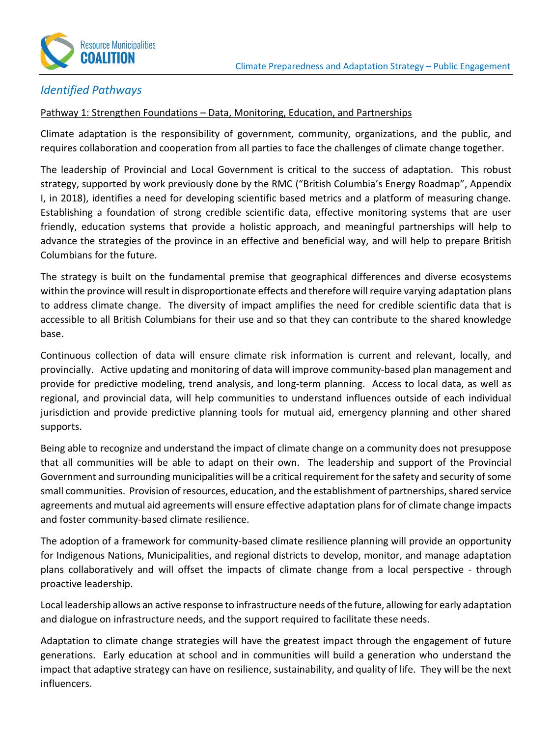## *Identified Pathways*

Pathway 1: Strengthen Foundations – Data, Monitoring, Education, and Partnerships

Climate adaptation is the responsibility of government, community, organizations, and the public, and requires collaboration and cooperation from all parties to face the challenges of climate change together.

The leadership of Provincial and Local Government is critical to the success of adaptation. This robust strategy, supported by work previously done by the RMC ("British Columbia's Energy Roadmap", Appendix I, in 2018), identifies a need for developing scientific based metrics and a platform of measuring change. Establishing a foundation of strong credible scientific data, effective monitoring systems that are user friendly, education systems that provide a holistic approach, and meaningful partnerships will help to advance the strategies of the province in an effective and beneficial way, and will help to prepare British Columbians for the future.

The strategy is built on the fundamental premise that geographical differences and diverse ecosystems within the province will result in disproportionate effects and therefore will require varying adaptation plans to address climate change. The diversity of impact amplifies the need for credible scientific data that is accessible to all British Columbians for their use and so that they can contribute to the shared knowledge base.

Continuous collection of data will ensure climate risk information is current and relevant, locally, and provincially. Active updating and monitoring of data will improve community-based plan management and provide for predictive modeling, trend analysis, and long-term planning. Access to local data, as well as regional, and provincial data, will help communities to understand influences outside of each individual jurisdiction and provide predictive planning tools for mutual aid, emergency planning and other shared supports.

Being able to recognize and understand the impact of climate change on a community does not presuppose that all communities will be able to adapt on their own. The leadership and support of the Provincial Government and surrounding municipalities will be a critical requirement for the safety and security of some small communities. Provision of resources, education, and the establishment of partnerships, shared service agreements and mutual aid agreements will ensure effective adaptation plans for of climate change impacts and foster community-based climate resilience.

The adoption of a framework for community-based climate resilience planning will provide an opportunity for Indigenous Nations, Municipalities, and regional districts to develop, monitor, and manage adaptation plans collaboratively and will offset the impacts of climate change from a local perspective - through proactive leadership.

Local leadership allows an active response to infrastructure needs of the future, allowing for early adaptation and dialogue on infrastructure needs, and the support required to facilitate these needs.

Adaptation to climate change strategies will have the greatest impact through the engagement of future generations. Early education at school and in communities will build a generation who understand the impact that adaptive strategy can have on resilience, sustainability, and quality of life. They will be the next influencers.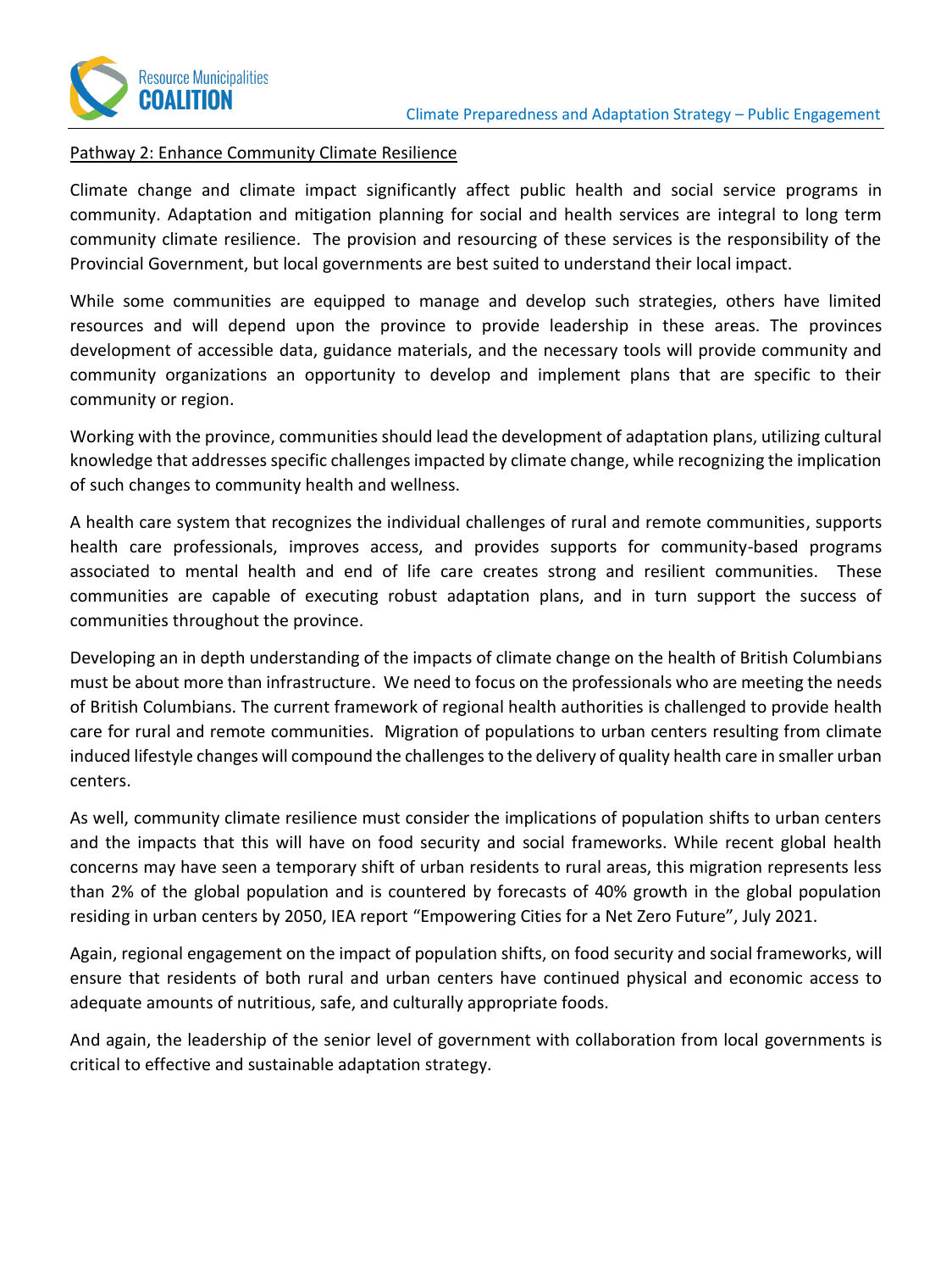Pathway 2: Enhance Community Climate Resilience

Climate change and climate impact significantly affect public health and social service programs in community. Adaptation and mitigation planning for social and health services are integral to long term community climate resilience. The provision and resourcing of these services is the responsibility of the Provincial Government, but local governments are best suited to understand their local impact.

While some communities are equipped to manage and develop such strategies, others have limited resources and will depend upon the province to provide leadership in these areas. The provinces development of accessible data, guidance materials, and the necessary tools will provide community and community organizations an opportunity to develop and implement plans that are specific to their community or region.

Working with the province, communities should lead the development of adaptation plans, utilizing cultural knowledge that addresses specific challenges impacted by climate change, while recognizing the implication of such changes to community health and wellness.

A health care system that recognizes the individual challenges of rural and remote communities, supports health care professionals, improves access, and provides supports for community-based programs associated to mental health and end of life care creates strong and resilient communities. These communities are capable of executing robust adaptation plans, and in turn support the success of communities throughout the province.

Developing an in depth understanding of the impacts of climate change on the health of British Columbians must be about more than infrastructure. We need to focus on the professionals who are meeting the needs of British Columbians. The current framework of regional health authorities is challenged to provide health care for rural and remote communities. Migration of populations to urban centers resulting from climate induced lifestyle changes will compound the challenges to the delivery of quality health care in smaller urban centers.

As well, community climate resilience must consider the implications of population shifts to urban centers and the impacts that this will have on food security and social frameworks. While recent global health concerns may have seen a temporary shift of urban residents to rural areas, this migration represents less than 2% of the global population and is countered by forecasts of 40% growth in the global population residing in urban centers by 2050, IEA report "Empowering Cities for a Net Zero Future", July 2021.

Again, regional engagement on the impact of population shifts, on food security and social frameworks, will ensure that residents of both rural and urban centers have continued physical and economic access to adequate amounts of nutritious, safe, and culturally appropriate foods.

And again, the leadership of the senior level of government with collaboration from local governments is critical to effective and sustainable adaptation strategy.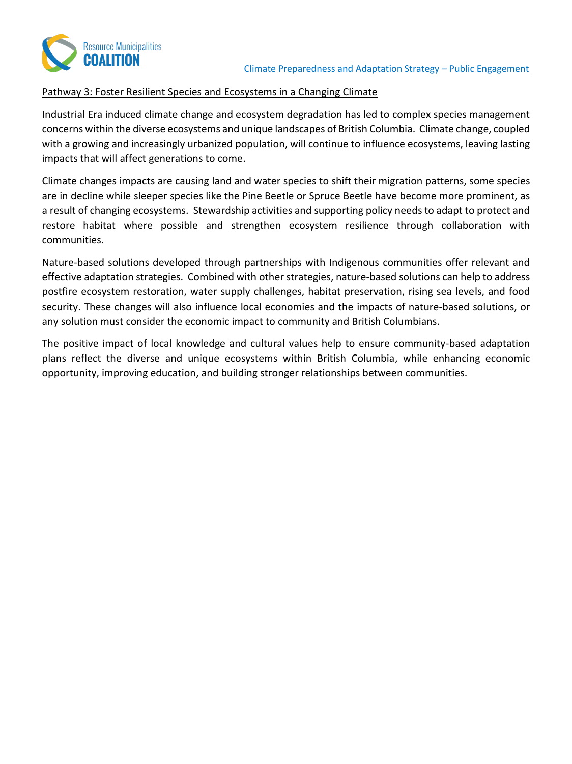Pathway 3: Foster Resilient Species and Ecosystems in a Changing Climate

Industrial Era induced climate change and ecosystem degradation has led to complex species management concerns within the diverse ecosystems and unique landscapes of British Columbia. Climate change, coupled with a growing and increasingly urbanized population, will continue to influence ecosystems, leaving lasting impacts that will affect generations to come.

Climate changes impacts are causing land and water species to shift their migration patterns, some species are in decline while sleeper species like the Pine Beetle or Spruce Beetle have become more prominent, as a result of changing ecosystems. Stewardship activities and supporting policy needs to adapt to protect and restore habitat where possible and strengthen ecosystem resilience through collaboration with communities.

Nature-based solutions developed through partnerships with Indigenous communities offer relevant and effective adaptation strategies. Combined with other strategies, nature-based solutions can help to address postfire ecosystem restoration, water supply challenges, habitat preservation, rising sea levels, and food security. These changes will also influence local economies and the impacts of nature-based solutions, or any solution must consider the economic impact to community and British Columbians.

The positive impact of local knowledge and cultural values help to ensure community-based adaptation plans reflect the diverse and unique ecosystems within British Columbia, while enhancing economic opportunity, improving education, and building stronger relationships between communities.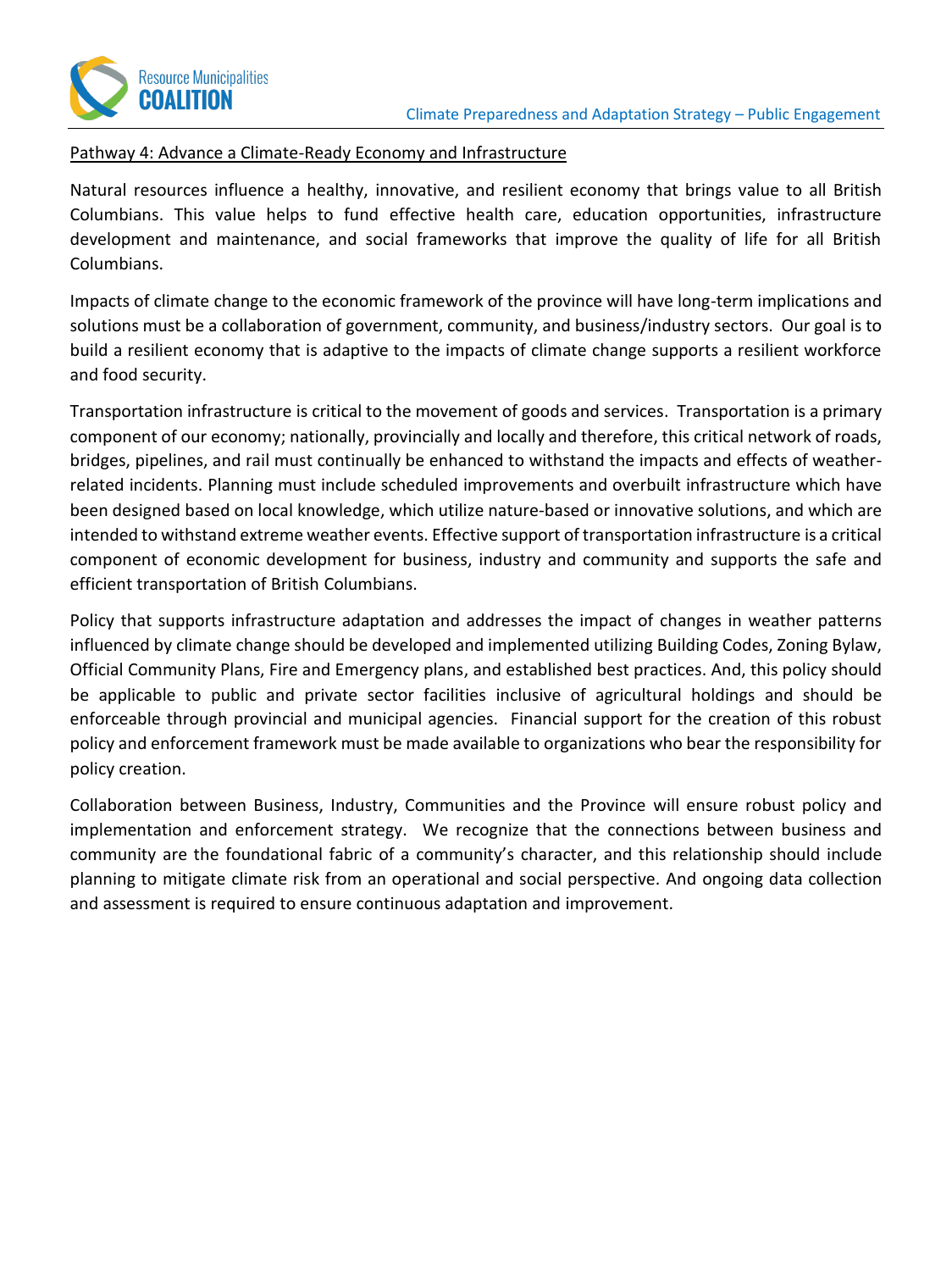Pathway 4: Advance a Climate-Ready Economy and Infrastructure

Natural resources influence a healthy, innovative, and resilient economy that brings value to all British Columbians. This value helps to fund effective health care, education opportunities, infrastructure development and maintenance, and social frameworks that improve the quality of life for all British Columbians.

Impacts of climate change to the economic framework of the province will have long-term implications and solutions must be a collaboration of government, community, and business/industry sectors. Our goal is to build a resilient economy that is adaptive to the impacts of climate change supports a resilient workforce and food security.

Transportation infrastructure is critical to the movement of goods and services. Transportation is a primary component of our economy; nationally, provincially and locally and therefore, this critical network of roads, bridges, pipelines, and rail must continually be enhanced to withstand the impacts and effects of weather-related incidents. Planning must include scheduled improvements and overbuilt infrastructure which have been designed based on local knowledge, which utilize nature-based or innovative solutions, and which are intended to withstand extreme weather events. Effective support of transportation infrastructure is a critical component of economic development for business, industry and community and supports the safe and efficient transportation of British Columbians.

Policy that supports infrastructure adaptation and addresses the impact of changes in weather patterns influenced by climate change should be developed and implemented utilizing Building Codes, Zoning Bylaw, Official Community Plans, Fire and Emergency plans, and established best practices. And, this policy should be applicable to public and private sector facilities inclusive of agricultural holdings and should be enforceable through provincial and municipal agencies. Financial support for the creation of this robust policy and enforcement framework must be made available to organizations who bear the responsibility for policy creation.

Collaboration between Business, Industry, Communities and the Province will ensure robust policy and implementation and enforcement strategy. We recognize that the connections between business and community are the foundational fabric of a community's character, and this relationship should include planning to mitigate climate risk from an operational and social perspective. And ongoing data collection and assessment is required to ensure continuous adaptation and improvement.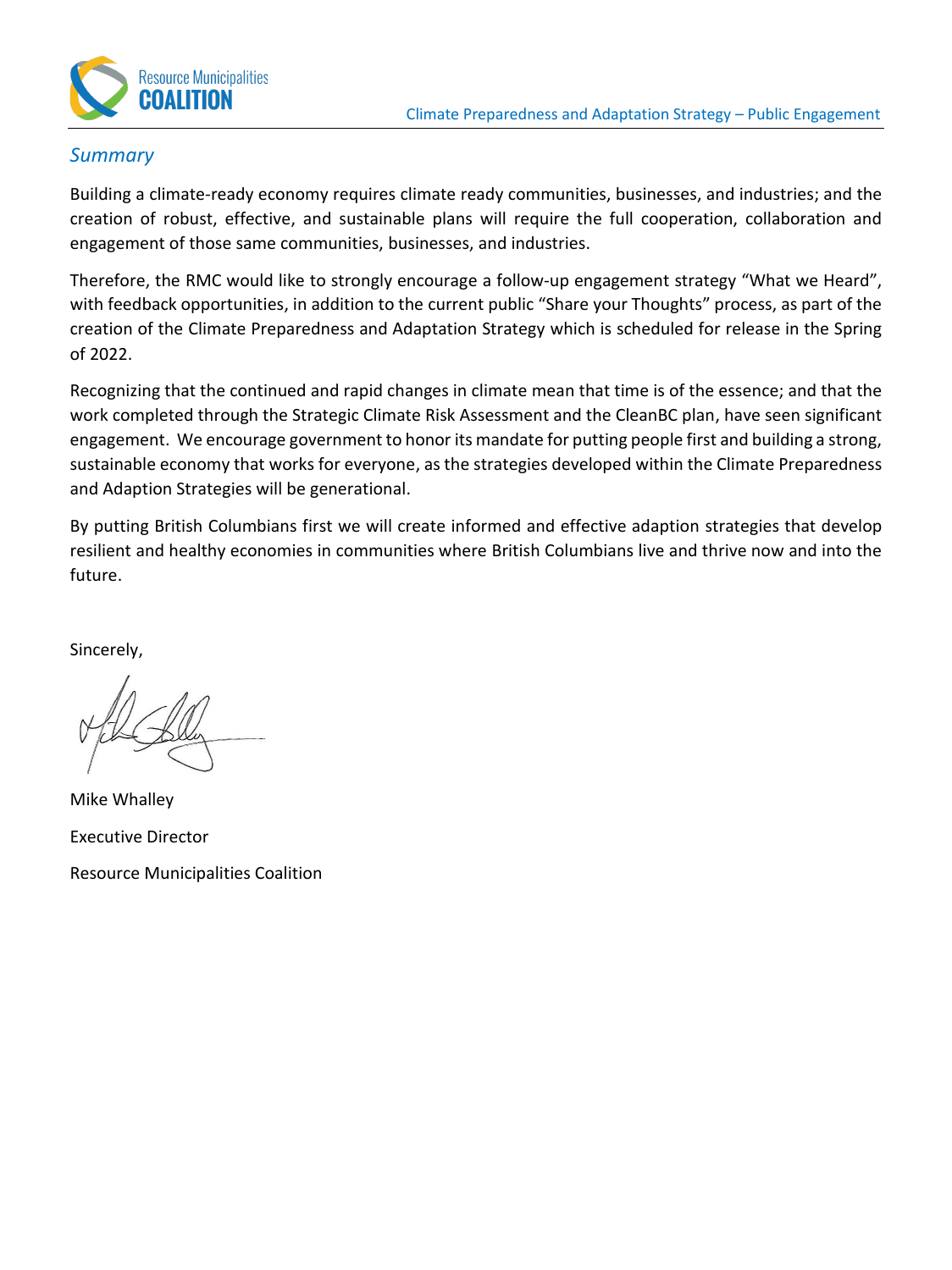## *Summary*

Building a climate-ready economy requires climate ready communities, businesses, and industries; and the creation of robust, effective, and sustainable plans will require the full cooperation, collaboration and engagement of those same communities, businesses, and industries.

Therefore, the RMC would like to strongly encourage a follow-up engagement strategy "What we Heard", with feedback opportunities, in addition to the current public "Share your Thoughts" process, as part of the creation of the Climate Preparedness and Adaptation Strategy which is scheduled for release in the Spring of 2022.

Recognizing that the continued and rapid changes in climate mean that time is of the essence; and that the work completed through the Strategic Climate Risk Assessment and the CleanBC plan, have seen significant engagement. We encourage government to honor its mandate for putting people first and building a strong, sustainable economy that works for everyone, as the strategies developed within the Climate Preparedness and Adaption Strategies will be generational.

By putting British Columbians first we will create informed and effective adaption strategies that develop resilient and healthy economies in communities where British Columbians live and thrive now and into the future.

Sincerely,

Mike Whalley

Executive Director

Resource Municipalities Coalition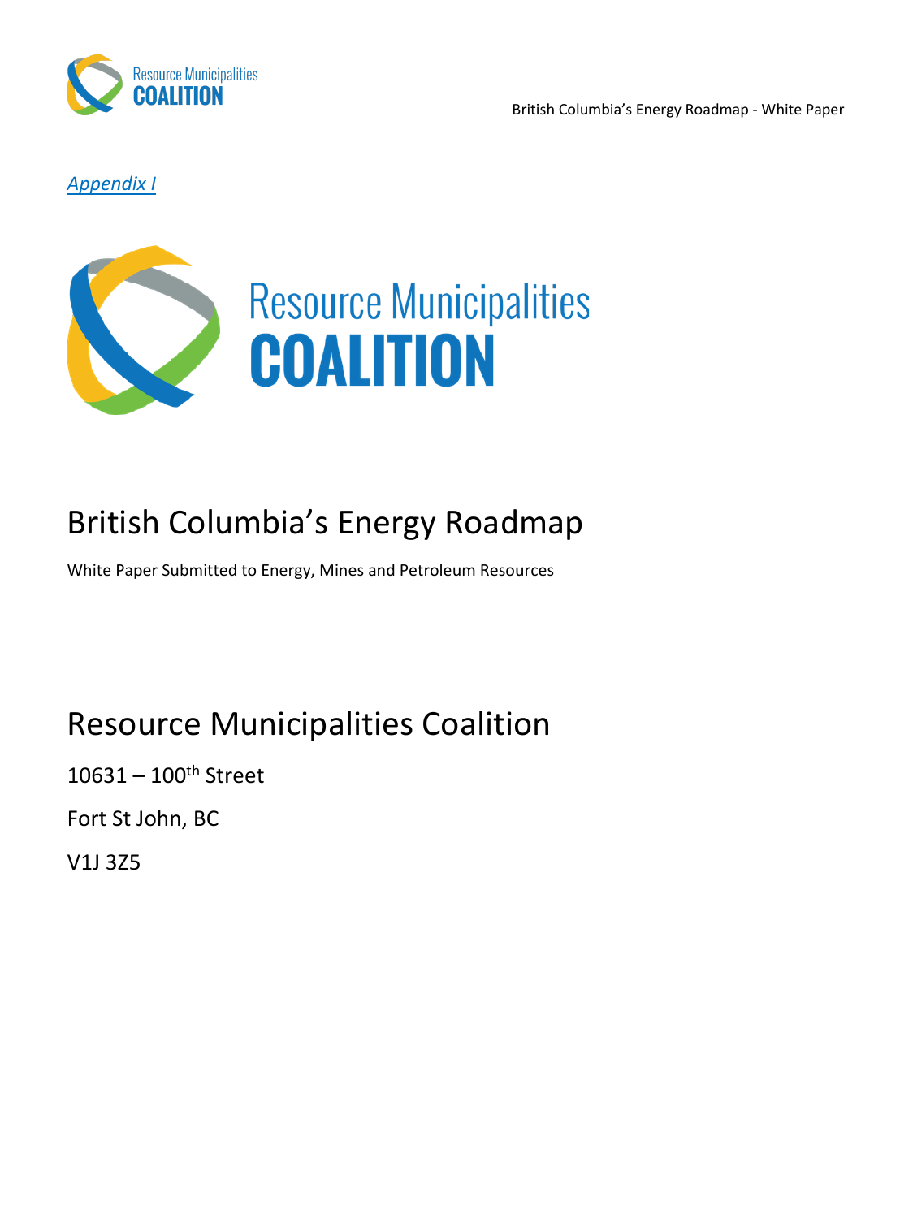*Appendix I*

Resource Municipalities

**COALITION**

# British Columbia's Energy Roadmap

White Paper Submitted to Energy, Mines and Petroleum Resources

## Resource Municipalities Coalition

10631 – 100th Street

Fort St John, BC

V1J 3Z5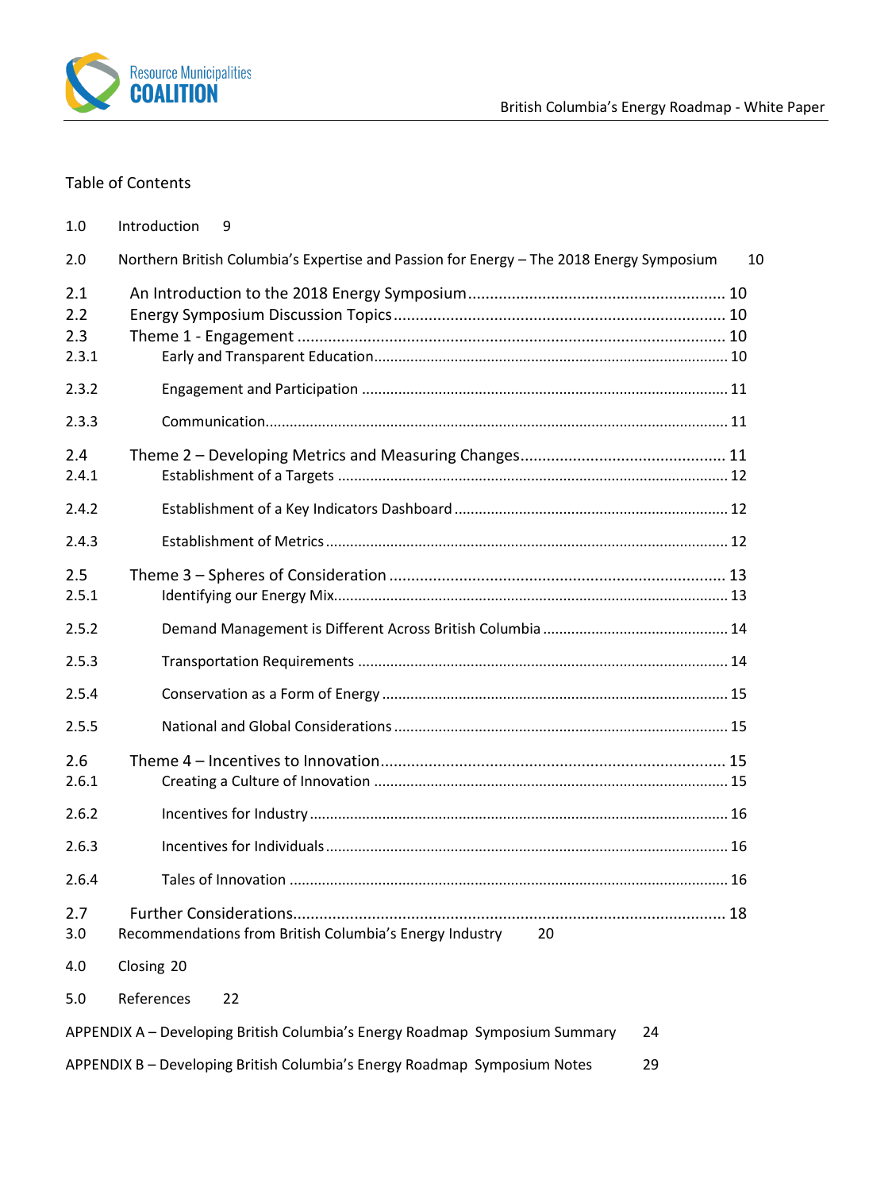Table of Contents

1.0 Introduction 9

2.0 Northern British Columbia's Expertise and Passion for Energy – The 2018 Energy Symposium 10

2.1 An Introduction to the 2018 Energy Symposium .......... 10

2.2 Energy Symposium Discussion Topics .......... 10

2.3 Theme 1 - Engagement .......... 10

2.3.1 Early and Transparent Education .......... 10

2.3.2 Engagement and Participation .......... 11

2.3.3 Communication .......... 11

2.4 Theme 2 – Developing Metrics and Measuring Changes .......... 11

2.4.1 Establishment of a Targets .......... 12

2.4.2 Establishment of a Key Indicators Dashboard .......... 12

2.4.3 Establishment of Metrics .......... 12

2.5 Theme 3 – Spheres of Consideration .......... 13

2.5.1 Identifying our Energy Mix .......... 13

2.5.2 Demand Management is Different Across British Columbia .......... 14

2.5.3 Transportation Requirements .......... 14

2.5.4 Conservation as a Form of Energy .......... 15

2.5.5 National and Global Considerations .......... 15

2.6 Theme 4 – Incentives to Innovation .......... 15

2.6.1 Creating a Culture of Innovation .......... 15

2.6.2 Incentives for Industry .......... 16

2.6.3 Incentives for Individuals .......... 16

2.6.4 Tales of Innovation .......... 16

2.7 Further Considerations .......... 18

3.0 Recommendations from British Columbia's Energy Industry 20

4.0 Closing 20

5.0 References 22

APPENDIX A – Developing British Columbia's Energy Roadmap Symposium Summary 24

APPENDIX B – Developing British Columbia's Energy Roadmap Symposium Notes 29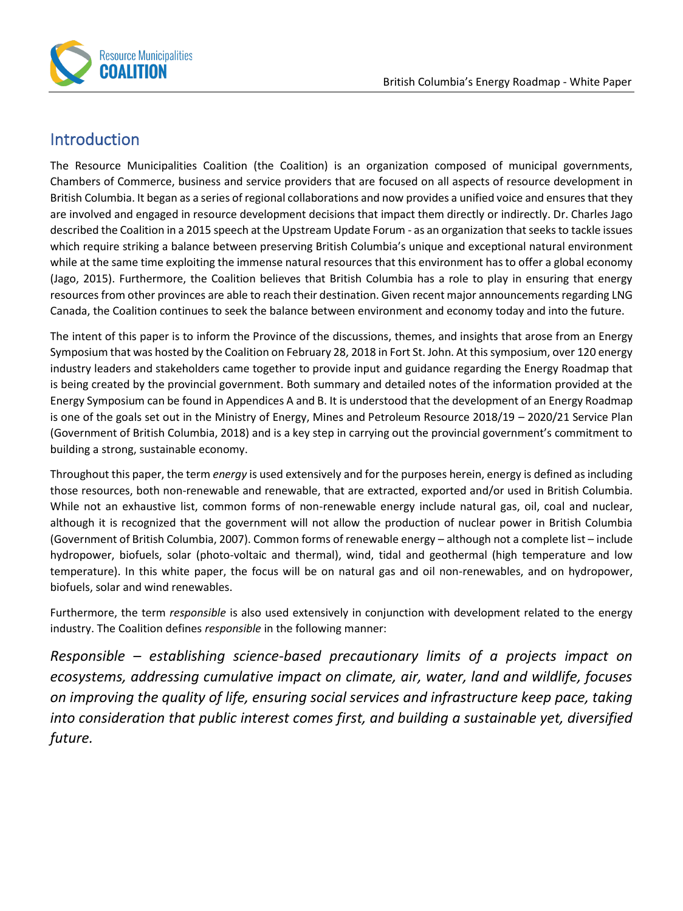## Introduction

The Resource Municipalities Coalition (the Coalition) is an organization composed of municipal governments, Chambers of Commerce, business and service providers that are focused on all aspects of resource development in British Columbia. It began as a series of regional collaborations and now provides a unified voice and ensures that they are involved and engaged in resource development decisions that impact them directly or indirectly. Dr. Charles Jago described the Coalition in a 2015 speech at the Upstream Update Forum - as an organization that seeks to tackle issues which require striking a balance between preserving British Columbia's unique and exceptional natural environment while at the same time exploiting the immense natural resources that this environment has to offer a global economy (Jago, 2015). Furthermore, the Coalition believes that British Columbia has a role to play in ensuring that energy resources from other provinces are able to reach their destination. Given recent major announcements regarding LNG Canada, the Coalition continues to seek the balance between environment and economy today and into the future.

The intent of this paper is to inform the Province of the discussions, themes, and insights that arose from an Energy Symposium that was hosted by the Coalition on February 28, 2018 in Fort St. John. At this symposium, over 120 energy industry leaders and stakeholders came together to provide input and guidance regarding the Energy Roadmap that is being created by the provincial government. Both summary and detailed notes of the information provided at the Energy Symposium can be found in Appendices A and B. It is understood that the development of an Energy Roadmap is one of the goals set out in the Ministry of Energy, Mines and Petroleum Resource 2018/19 – 2020/21 Service Plan (Government of British Columbia, 2018) and is a key step in carrying out the provincial government's commitment to building a strong, sustainable economy.

Throughout this paper, the term *energy* is used extensively and for the purposes herein, energy is defined as including those resources, both non-renewable and renewable, that are extracted, exported and/or used in British Columbia. While not an exhaustive list, common forms of non-renewable energy include natural gas, oil, coal and nuclear, although it is recognized that the government will not allow the production of nuclear power in British Columbia (Government of British Columbia, 2007). Common forms of renewable energy – although not a complete list – include hydropower, biofuels, solar (photo-voltaic and thermal), wind, tidal and geothermal (high temperature and low temperature). In this white paper, the focus will be on natural gas and oil non-renewables, and on hydropower, biofuels, solar and wind renewables.

Furthermore, the term *responsible* is also used extensively in conjunction with development related to the energy industry. The Coalition defines *responsible* in the following manner:

*Responsible – establishing science-based precautionary limits of a projects impact on ecosystems, addressing cumulative impact on climate, air, water, land and wildlife, focuses on improving the quality of life, ensuring social services and infrastructure keep pace, taking into consideration that public interest comes first, and building a sustainable yet, diversified future.*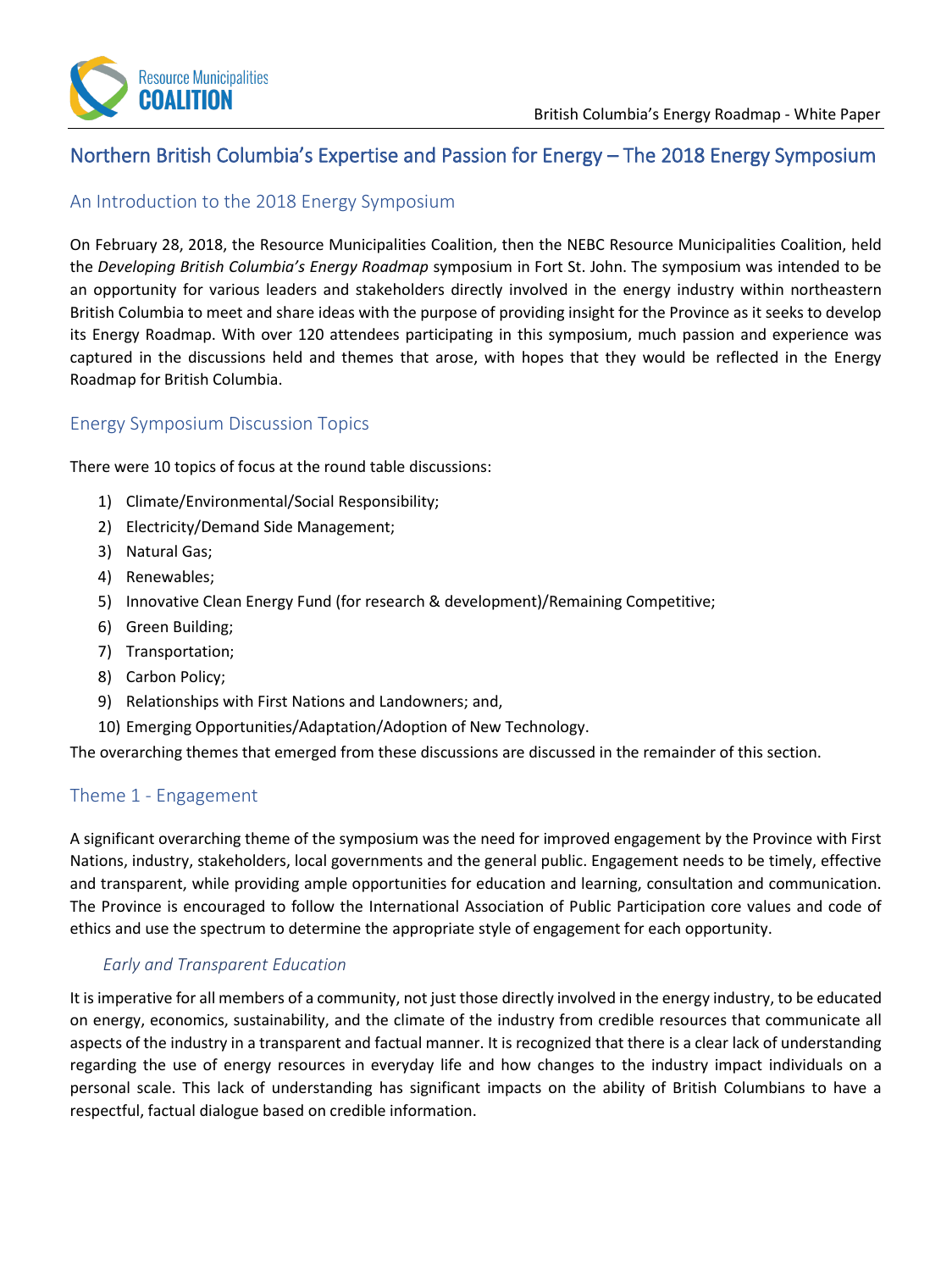## Northern British Columbia's Expertise and Passion for Energy – The 2018 Energy Symposium

### An Introduction to the 2018 Energy Symposium

On February 28, 2018, the Resource Municipalities Coalition, then the NEBC Resource Municipalities Coalition, held the *Developing British Columbia's Energy Roadmap* symposium in Fort St. John. The symposium was intended to be an opportunity for various leaders and stakeholders directly involved in the energy industry within northeastern British Columbia to meet and share ideas with the purpose of providing insight for the Province as it seeks to develop its Energy Roadmap. With over 120 attendees participating in this symposium, much passion and experience was captured in the discussions held and themes that arose, with hopes that they would be reflected in the Energy Roadmap for British Columbia.

### Energy Symposium Discussion Topics

There were 10 topics of focus at the round table discussions:

1) Climate/Environmental/Social Responsibility;
2) Electricity/Demand Side Management;
3) Natural Gas;
4) Renewables;
5) Innovative Clean Energy Fund (for research & development)/Remaining Competitive;
6) Green Building;
7) Transportation;
8) Carbon Policy;
9) Relationships with First Nations and Landowners; and,
10) Emerging Opportunities/Adaptation/Adoption of New Technology.

The overarching themes that emerged from these discussions are discussed in the remainder of this section.

### Theme 1 - Engagement

A significant overarching theme of the symposium was the need for improved engagement by the Province with First Nations, industry, stakeholders, local governments and the general public. Engagement needs to be timely, effective and transparent, while providing ample opportunities for education and learning, consultation and communication. The Province is encouraged to follow the International Association of Public Participation core values and code of ethics and use the spectrum to determine the appropriate style of engagement for each opportunity.

#### *Early and Transparent Education*

It is imperative for all members of a community, not just those directly involved in the energy industry, to be educated on energy, economics, sustainability, and the climate of the industry from credible resources that communicate all aspects of the industry in a transparent and factual manner. It is recognized that there is a clear lack of understanding regarding the use of energy resources in everyday life and how changes to the industry impact individuals on a personal scale. This lack of understanding has significant impacts on the ability of British Columbians to have a respectful, factual dialogue based on credible information.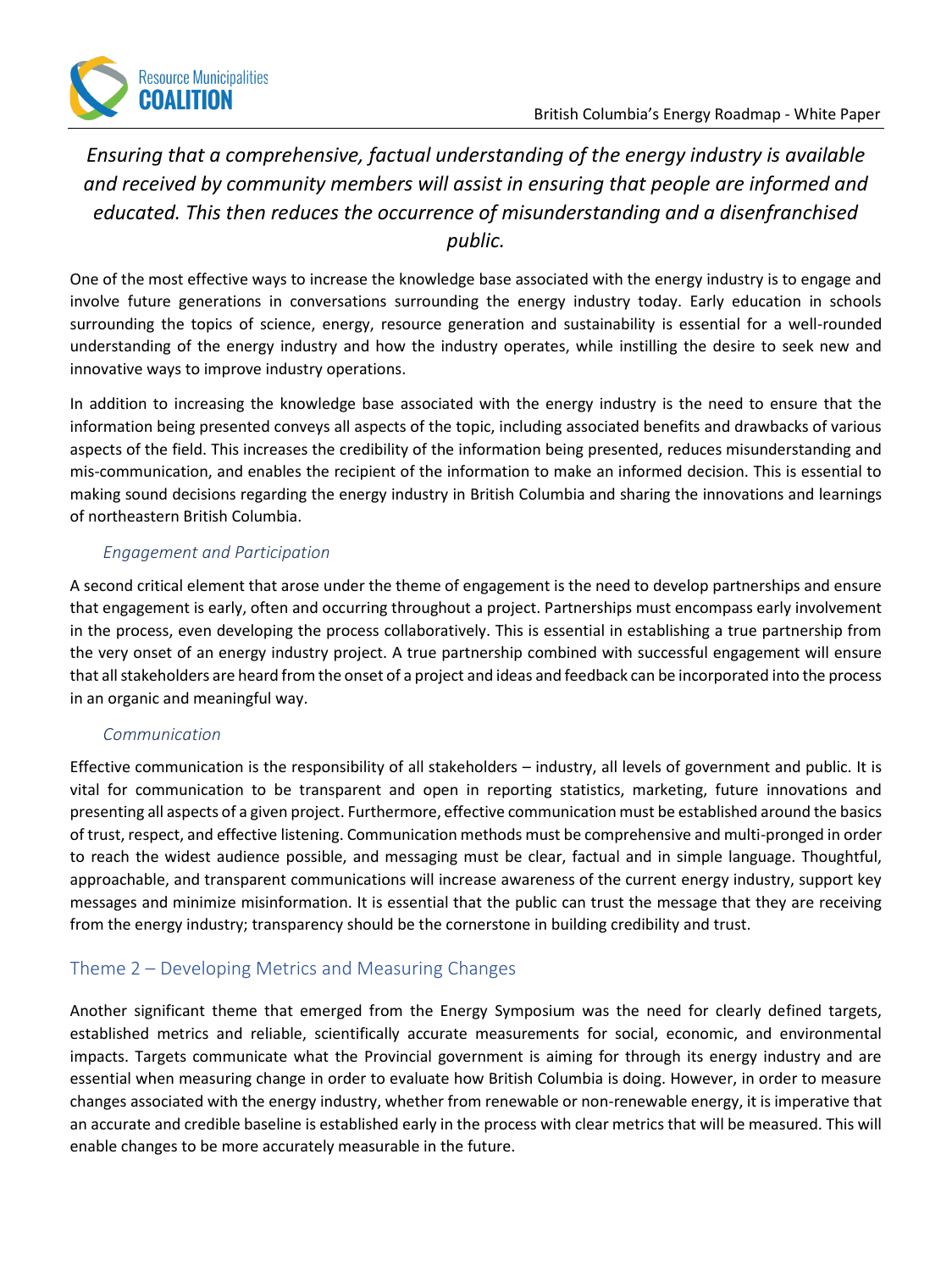*Ensuring that a comprehensive, factual understanding of the energy industry is available and received by community members will assist in ensuring that people are informed and educated. This then reduces the occurrence of misunderstanding and a disenfranchised public.*

One of the most effective ways to increase the knowledge base associated with the energy industry is to engage and involve future generations in conversations surrounding the energy industry today. Early education in schools surrounding the topics of science, energy, resource generation and sustainability is essential for a well-rounded understanding of the energy industry and how the industry operates, while instilling the desire to seek new and innovative ways to improve industry operations.

In addition to increasing the knowledge base associated with the energy industry is the need to ensure that the information being presented conveys all aspects of the topic, including associated benefits and drawbacks of various aspects of the field. This increases the credibility of the information being presented, reduces misunderstanding and mis-communication, and enables the recipient of the information to make an informed decision. This is essential to making sound decisions regarding the energy industry in British Columbia and sharing the innovations and learnings of northeastern British Columbia.

#### *Engagement and Participation*

A second critical element that arose under the theme of engagement is the need to develop partnerships and ensure that engagement is early, often and occurring throughout a project. Partnerships must encompass early involvement in the process, even developing the process collaboratively. This is essential in establishing a true partnership from the very onset of an energy industry project. A true partnership combined with successful engagement will ensure that all stakeholders are heard from the onset of a project and ideas and feedback can be incorporated into the process in an organic and meaningful way.

#### *Communication*

Effective communication is the responsibility of all stakeholders – industry, all levels of government and public. It is vital for communication to be transparent and open in reporting statistics, marketing, future innovations and presenting all aspects of a given project. Furthermore, effective communication must be established around the basics of trust, respect, and effective listening. Communication methods must be comprehensive and multi-pronged in order to reach the widest audience possible, and messaging must be clear, factual and in simple language. Thoughtful, approachable, and transparent communications will increase awareness of the current energy industry, support key messages and minimize misinformation. It is essential that the public can trust the message that they are receiving from the energy industry; transparency should be the cornerstone in building credibility and trust.

### Theme 2 – Developing Metrics and Measuring Changes

Another significant theme that emerged from the Energy Symposium was the need for clearly defined targets, established metrics and reliable, scientifically accurate measurements for social, economic, and environmental impacts. Targets communicate what the Provincial government is aiming for through its energy industry and are essential when measuring change in order to evaluate how British Columbia is doing. However, in order to measure changes associated with the energy industry, whether from renewable or non-renewable energy, it is imperative that an accurate and credible baseline is established early in the process with clear metrics that will be measured. This will enable changes to be more accurately measurable in the future.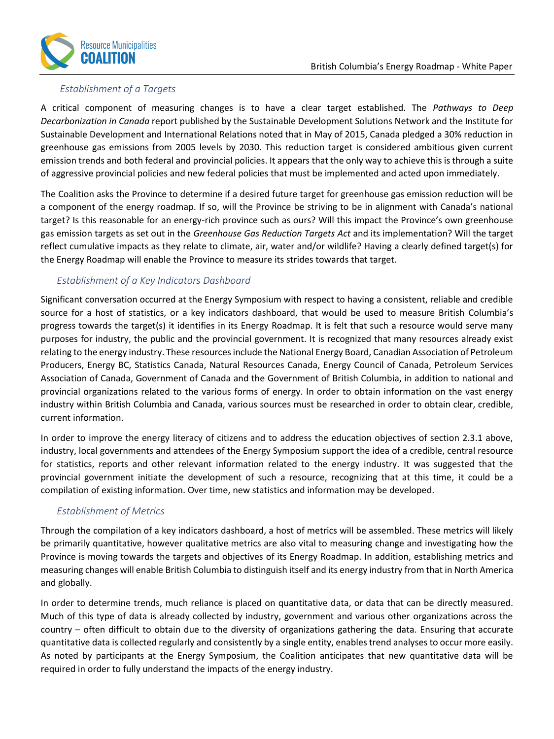### *Establishment of a Targets*

A critical component of measuring changes is to have a clear target established. The *Pathways to Deep Decarbonization in Canada* report published by the Sustainable Development Solutions Network and the Institute for Sustainable Development and International Relations noted that in May of 2015, Canada pledged a 30% reduction in greenhouse gas emissions from 2005 levels by 2030. This reduction target is considered ambitious given current emission trends and both federal and provincial policies. It appears that the only way to achieve this is through a suite of aggressive provincial policies and new federal policies that must be implemented and acted upon immediately.

The Coalition asks the Province to determine if a desired future target for greenhouse gas emission reduction will be a component of the energy roadmap. If so, will the Province be striving to be in alignment with Canada's national target? Is this reasonable for an energy-rich province such as ours? Will this impact the Province's own greenhouse gas emission targets as set out in the *Greenhouse Gas Reduction Targets Act* and its implementation? Will the target reflect cumulative impacts as they relate to climate, air, water and/or wildlife? Having a clearly defined target(s) for the Energy Roadmap will enable the Province to measure its strides towards that target.

### *Establishment of a Key Indicators Dashboard*

Significant conversation occurred at the Energy Symposium with respect to having a consistent, reliable and credible source for a host of statistics, or a key indicators dashboard, that would be used to measure British Columbia's progress towards the target(s) it identifies in its Energy Roadmap. It is felt that such a resource would serve many purposes for industry, the public and the provincial government. It is recognized that many resources already exist relating to the energy industry. These resources include the National Energy Board, Canadian Association of Petroleum Producers, Energy BC, Statistics Canada, Natural Resources Canada, Energy Council of Canada, Petroleum Services Association of Canada, Government of Canada and the Government of British Columbia, in addition to national and provincial organizations related to the various forms of energy. In order to obtain information on the vast energy industry within British Columbia and Canada, various sources must be researched in order to obtain clear, credible, current information.

In order to improve the energy literacy of citizens and to address the education objectives of section 2.3.1 above, industry, local governments and attendees of the Energy Symposium support the idea of a credible, central resource for statistics, reports and other relevant information related to the energy industry. It was suggested that the provincial government initiate the development of such a resource, recognizing that at this time, it could be a compilation of existing information. Over time, new statistics and information may be developed.

### *Establishment of Metrics*

Through the compilation of a key indicators dashboard, a host of metrics will be assembled. These metrics will likely be primarily quantitative, however qualitative metrics are also vital to measuring change and investigating how the Province is moving towards the targets and objectives of its Energy Roadmap. In addition, establishing metrics and measuring changes will enable British Columbia to distinguish itself and its energy industry from that in North America and globally.

In order to determine trends, much reliance is placed on quantitative data, or data that can be directly measured. Much of this type of data is already collected by industry, government and various other organizations across the country – often difficult to obtain due to the diversity of organizations gathering the data. Ensuring that accurate quantitative data is collected regularly and consistently by a single entity, enables trend analyses to occur more easily. As noted by participants at the Energy Symposium, the Coalition anticipates that new quantitative data will be required in order to fully understand the impacts of the energy industry.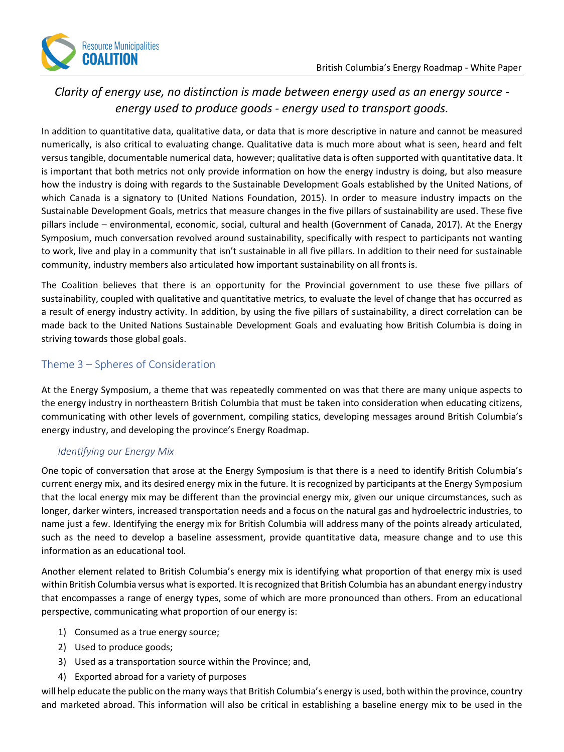*Clarity of energy use, no distinction is made between energy used as an energy source - energy used to produce goods - energy used to transport goods.*

In addition to quantitative data, qualitative data, or data that is more descriptive in nature and cannot be measured numerically, is also critical to evaluating change. Qualitative data is much more about what is seen, heard and felt versus tangible, documentable numerical data, however; qualitative data is often supported with quantitative data. It is important that both metrics not only provide information on how the energy industry is doing, but also measure how the industry is doing with regards to the Sustainable Development Goals established by the United Nations, of which Canada is a signatory to (United Nations Foundation, 2015). In order to measure industry impacts on the Sustainable Development Goals, metrics that measure changes in the five pillars of sustainability are used. These five pillars include – environmental, economic, social, cultural and health (Government of Canada, 2017). At the Energy Symposium, much conversation revolved around sustainability, specifically with respect to participants not wanting to work, live and play in a community that isn't sustainable in all five pillars. In addition to their need for sustainable community, industry members also articulated how important sustainability on all fronts is.

The Coalition believes that there is an opportunity for the Provincial government to use these five pillars of sustainability, coupled with qualitative and quantitative metrics, to evaluate the level of change that has occurred as a result of energy industry activity. In addition, by using the five pillars of sustainability, a direct correlation can be made back to the United Nations Sustainable Development Goals and evaluating how British Columbia is doing in striving towards those global goals.

## Theme 3 – Spheres of Consideration

At the Energy Symposium, a theme that was repeatedly commented on was that there are many unique aspects to the energy industry in northeastern British Columbia that must be taken into consideration when educating citizens, communicating with other levels of government, compiling statics, developing messages around British Columbia's energy industry, and developing the province's Energy Roadmap.

### *Identifying our Energy Mix*

One topic of conversation that arose at the Energy Symposium is that there is a need to identify British Columbia's current energy mix, and its desired energy mix in the future. It is recognized by participants at the Energy Symposium that the local energy mix may be different than the provincial energy mix, given our unique circumstances, such as longer, darker winters, increased transportation needs and a focus on the natural gas and hydroelectric industries, to name just a few. Identifying the energy mix for British Columbia will address many of the points already articulated, such as the need to develop a baseline assessment, provide quantitative data, measure change and to use this information as an educational tool.

Another element related to British Columbia's energy mix is identifying what proportion of that energy mix is used within British Columbia versus what is exported. It is recognized that British Columbia has an abundant energy industry that encompasses a range of energy types, some of which are more pronounced than others. From an educational perspective, communicating what proportion of our energy is:

1) Consumed as a true energy source;
2) Used to produce goods;
3) Used as a transportation source within the Province; and,
4) Exported abroad for a variety of purposes

will help educate the public on the many ways that British Columbia's energy is used, both within the province, country and marketed abroad. This information will also be critical in establishing a baseline energy mix to be used in the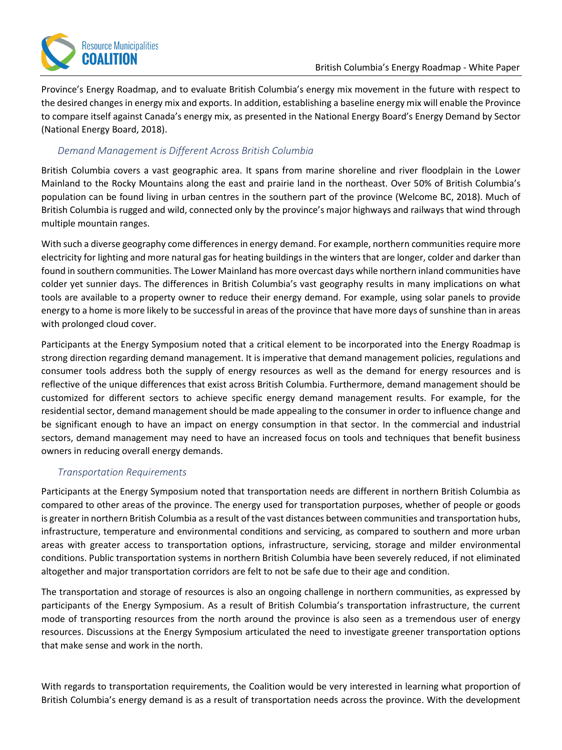Province's Energy Roadmap, and to evaluate British Columbia's energy mix movement in the future with respect to the desired changes in energy mix and exports. In addition, establishing a baseline energy mix will enable the Province to compare itself against Canada's energy mix, as presented in the National Energy Board's Energy Demand by Sector (National Energy Board, 2018).

### *Demand Management is Different Across British Columbia*

British Columbia covers a vast geographic area. It spans from marine shoreline and river floodplain in the Lower Mainland to the Rocky Mountains along the east and prairie land in the northeast. Over 50% of British Columbia's population can be found living in urban centres in the southern part of the province (Welcome BC, 2018). Much of British Columbia is rugged and wild, connected only by the province's major highways and railways that wind through multiple mountain ranges.

With such a diverse geography come differences in energy demand. For example, northern communities require more electricity for lighting and more natural gas for heating buildings in the winters that are longer, colder and darker than found in southern communities. The Lower Mainland has more overcast days while northern inland communities have colder yet sunnier days. The differences in British Columbia's vast geography results in many implications on what tools are available to a property owner to reduce their energy demand. For example, using solar panels to provide energy to a home is more likely to be successful in areas of the province that have more days of sunshine than in areas with prolonged cloud cover.

Participants at the Energy Symposium noted that a critical element to be incorporated into the Energy Roadmap is strong direction regarding demand management. It is imperative that demand management policies, regulations and consumer tools address both the supply of energy resources as well as the demand for energy resources and is reflective of the unique differences that exist across British Columbia. Furthermore, demand management should be customized for different sectors to achieve specific energy demand management results. For example, for the residential sector, demand management should be made appealing to the consumer in order to influence change and be significant enough to have an impact on energy consumption in that sector. In the commercial and industrial sectors, demand management may need to have an increased focus on tools and techniques that benefit business owners in reducing overall energy demands.

### *Transportation Requirements*

Participants at the Energy Symposium noted that transportation needs are different in northern British Columbia as compared to other areas of the province. The energy used for transportation purposes, whether of people or goods is greater in northern British Columbia as a result of the vast distances between communities and transportation hubs, infrastructure, temperature and environmental conditions and servicing, as compared to southern and more urban areas with greater access to transportation options, infrastructure, servicing, storage and milder environmental conditions. Public transportation systems in northern British Columbia have been severely reduced, if not eliminated altogether and major transportation corridors are felt to not be safe due to their age and condition.

The transportation and storage of resources is also an ongoing challenge in northern communities, as expressed by participants of the Energy Symposium. As a result of British Columbia's transportation infrastructure, the current mode of transporting resources from the north around the province is also seen as a tremendous user of energy resources. Discussions at the Energy Symposium articulated the need to investigate greener transportation options that make sense and work in the north.

With regards to transportation requirements, the Coalition would be very interested in learning what proportion of British Columbia's energy demand is as a result of transportation needs across the province. With the development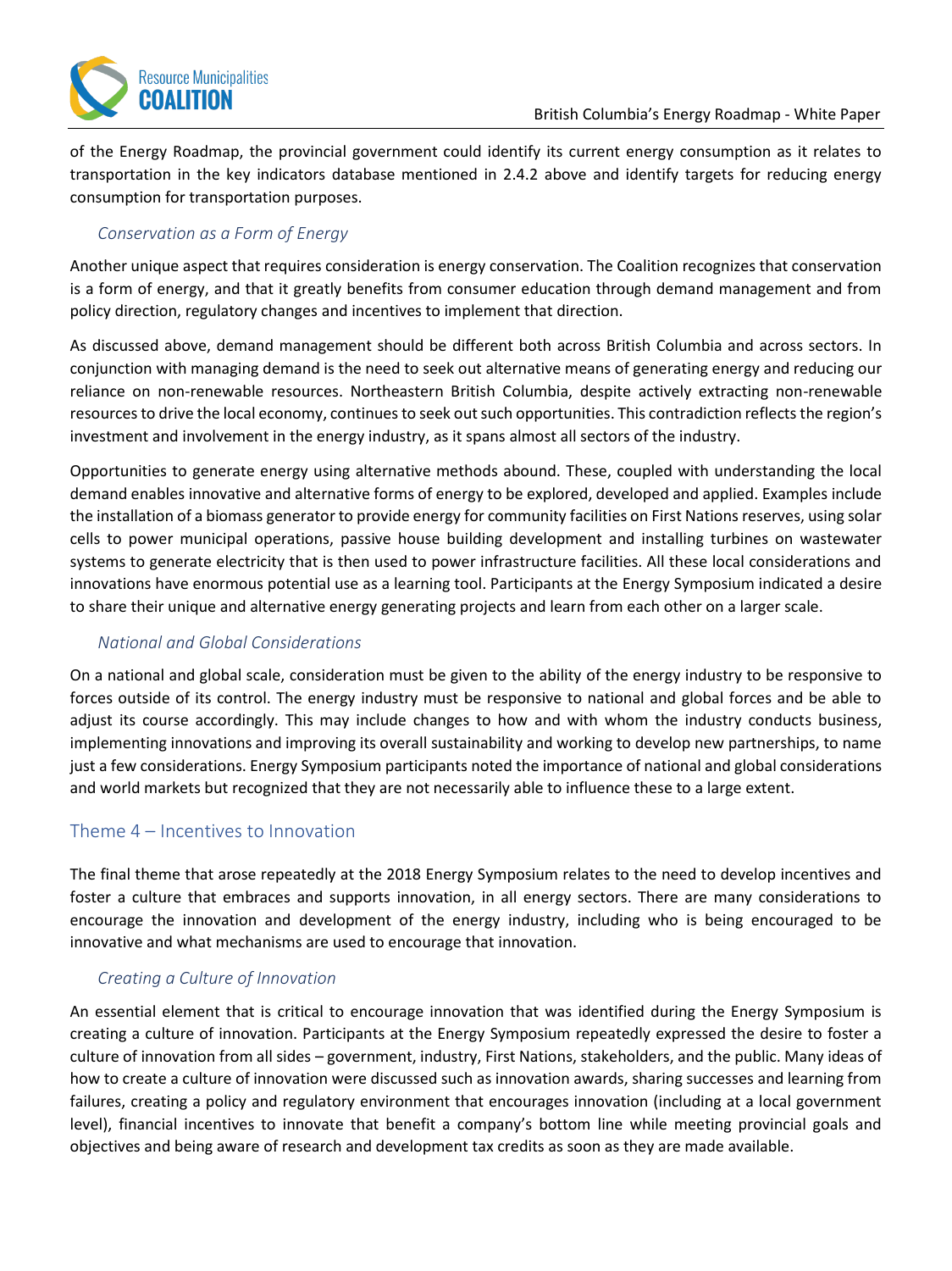of the Energy Roadmap, the provincial government could identify its current energy consumption as it relates to transportation in the key indicators database mentioned in 2.4.2 above and identify targets for reducing energy consumption for transportation purposes.

### *Conservation as a Form of Energy*

Another unique aspect that requires consideration is energy conservation. The Coalition recognizes that conservation is a form of energy, and that it greatly benefits from consumer education through demand management and from policy direction, regulatory changes and incentives to implement that direction.

As discussed above, demand management should be different both across British Columbia and across sectors. In conjunction with managing demand is the need to seek out alternative means of generating energy and reducing our reliance on non-renewable resources. Northeastern British Columbia, despite actively extracting non-renewable resources to drive the local economy, continues to seek out such opportunities. This contradiction reflects the region's investment and involvement in the energy industry, as it spans almost all sectors of the industry.

Opportunities to generate energy using alternative methods abound. These, coupled with understanding the local demand enables innovative and alternative forms of energy to be explored, developed and applied. Examples include the installation of a biomass generator to provide energy for community facilities on First Nations reserves, using solar cells to power municipal operations, passive house building development and installing turbines on wastewater systems to generate electricity that is then used to power infrastructure facilities. All these local considerations and innovations have enormous potential use as a learning tool. Participants at the Energy Symposium indicated a desire to share their unique and alternative energy generating projects and learn from each other on a larger scale.

### *National and Global Considerations*

On a national and global scale, consideration must be given to the ability of the energy industry to be responsive to forces outside of its control. The energy industry must be responsive to national and global forces and be able to adjust its course accordingly. This may include changes to how and with whom the industry conducts business, implementing innovations and improving its overall sustainability and working to develop new partnerships, to name just a few considerations. Energy Symposium participants noted the importance of national and global considerations and world markets but recognized that they are not necessarily able to influence these to a large extent.

## Theme 4 – Incentives to Innovation

The final theme that arose repeatedly at the 2018 Energy Symposium relates to the need to develop incentives and foster a culture that embraces and supports innovation, in all energy sectors. There are many considerations to encourage the innovation and development of the energy industry, including who is being encouraged to be innovative and what mechanisms are used to encourage that innovation.

### *Creating a Culture of Innovation*

An essential element that is critical to encourage innovation that was identified during the Energy Symposium is creating a culture of innovation. Participants at the Energy Symposium repeatedly expressed the desire to foster a culture of innovation from all sides – government, industry, First Nations, stakeholders, and the public. Many ideas of how to create a culture of innovation were discussed such as innovation awards, sharing successes and learning from failures, creating a policy and regulatory environment that encourages innovation (including at a local government level), financial incentives to innovate that benefit a company's bottom line while meeting provincial goals and objectives and being aware of research and development tax credits as soon as they are made available.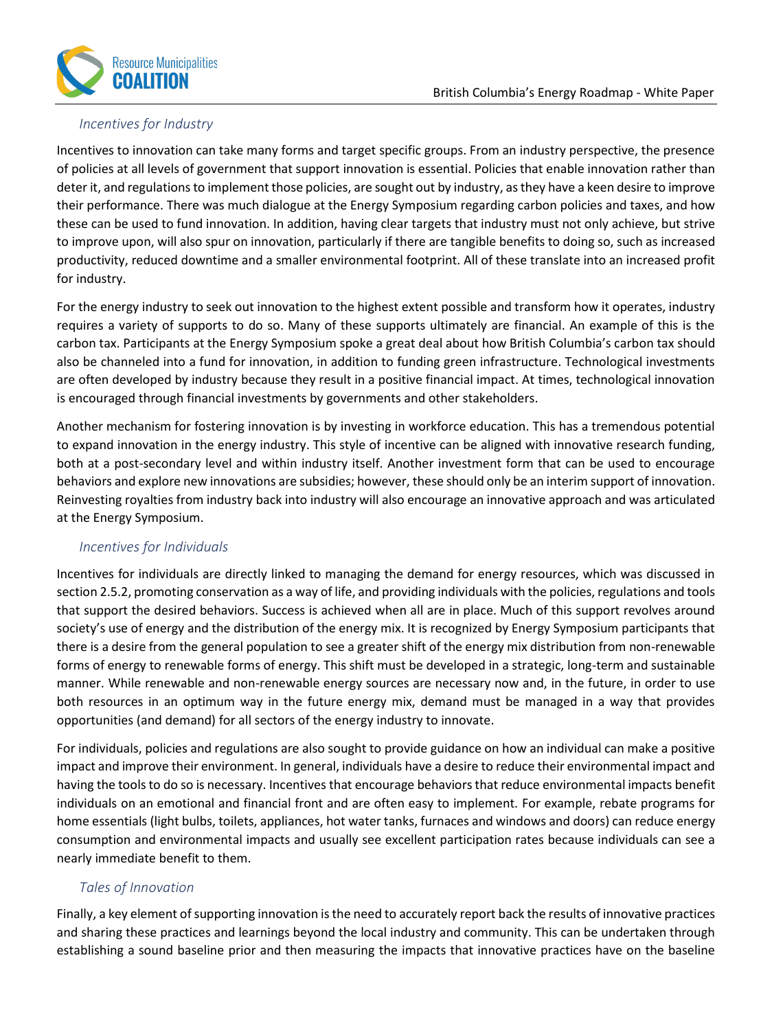### *Incentives for Industry*

Incentives to innovation can take many forms and target specific groups. From an industry perspective, the presence of policies at all levels of government that support innovation is essential. Policies that enable innovation rather than deter it, and regulations to implement those policies, are sought out by industry, as they have a keen desire to improve their performance. There was much dialogue at the Energy Symposium regarding carbon policies and taxes, and how these can be used to fund innovation. In addition, having clear targets that industry must not only achieve, but strive to improve upon, will also spur on innovation, particularly if there are tangible benefits to doing so, such as increased productivity, reduced downtime and a smaller environmental footprint. All of these translate into an increased profit for industry.

For the energy industry to seek out innovation to the highest extent possible and transform how it operates, industry requires a variety of supports to do so. Many of these supports ultimately are financial. An example of this is the carbon tax. Participants at the Energy Symposium spoke a great deal about how British Columbia's carbon tax should also be channeled into a fund for innovation, in addition to funding green infrastructure. Technological investments are often developed by industry because they result in a positive financial impact. At times, technological innovation is encouraged through financial investments by governments and other stakeholders.

Another mechanism for fostering innovation is by investing in workforce education. This has a tremendous potential to expand innovation in the energy industry. This style of incentive can be aligned with innovative research funding, both at a post-secondary level and within industry itself. Another investment form that can be used to encourage behaviors and explore new innovations are subsidies; however, these should only be an interim support of innovation. Reinvesting royalties from industry back into industry will also encourage an innovative approach and was articulated at the Energy Symposium.

### *Incentives for Individuals*

Incentives for individuals are directly linked to managing the demand for energy resources, which was discussed in section 2.5.2, promoting conservation as a way of life, and providing individuals with the policies, regulations and tools that support the desired behaviors. Success is achieved when all are in place. Much of this support revolves around society's use of energy and the distribution of the energy mix. It is recognized by Energy Symposium participants that there is a desire from the general population to see a greater shift of the energy mix distribution from non-renewable forms of energy to renewable forms of energy. This shift must be developed in a strategic, long-term and sustainable manner. While renewable and non-renewable energy sources are necessary now and, in the future, in order to use both resources in an optimum way in the future energy mix, demand must be managed in a way that provides opportunities (and demand) for all sectors of the energy industry to innovate.

For individuals, policies and regulations are also sought to provide guidance on how an individual can make a positive impact and improve their environment. In general, individuals have a desire to reduce their environmental impact and having the tools to do so is necessary. Incentives that encourage behaviors that reduce environmental impacts benefit individuals on an emotional and financial front and are often easy to implement. For example, rebate programs for home essentials (light bulbs, toilets, appliances, hot water tanks, furnaces and windows and doors) can reduce energy consumption and environmental impacts and usually see excellent participation rates because individuals can see a nearly immediate benefit to them.

### *Tales of Innovation*

Finally, a key element of supporting innovation is the need to accurately report back the results of innovative practices and sharing these practices and learnings beyond the local industry and community. This can be undertaken through establishing a sound baseline prior and then measuring the impacts that innovative practices have on the baseline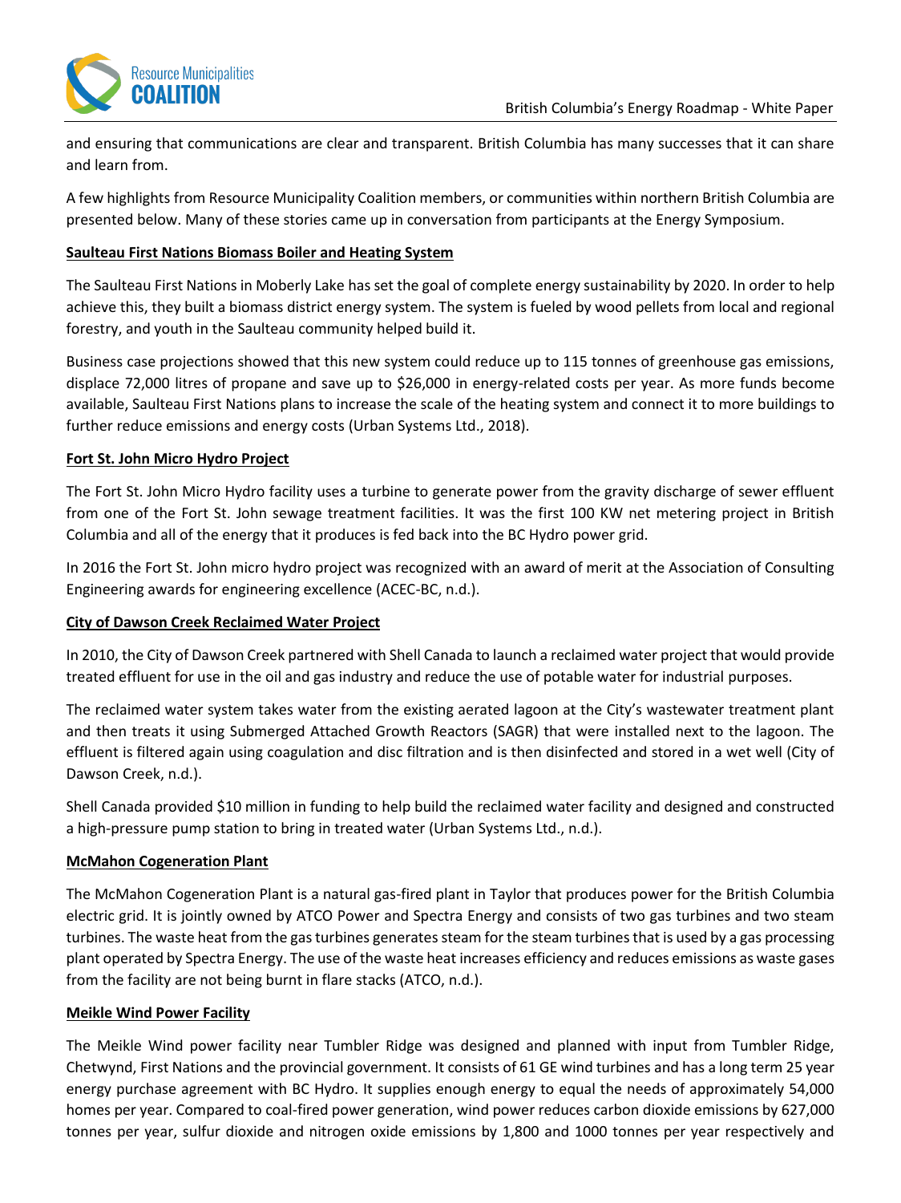and ensuring that communications are clear and transparent. British Columbia has many successes that it can share and learn from.

A few highlights from Resource Municipality Coalition members, or communities within northern British Columbia are presented below. Many of these stories came up in conversation from participants at the Energy Symposium.

**Saulteau First Nations Biomass Boiler and Heating System**

The Saulteau First Nations in Moberly Lake has set the goal of complete energy sustainability by 2020. In order to help achieve this, they built a biomass district energy system. The system is fueled by wood pellets from local and regional forestry, and youth in the Saulteau community helped build it.

Business case projections showed that this new system could reduce up to 115 tonnes of greenhouse gas emissions, displace 72,000 litres of propane and save up to $26,000 in energy-related costs per year. As more funds become available, Saulteau First Nations plans to increase the scale of the heating system and connect it to more buildings to further reduce emissions and energy costs (Urban Systems Ltd., 2018).

**Fort St. John Micro Hydro Project**

The Fort St. John Micro Hydro facility uses a turbine to generate power from the gravity discharge of sewer effluent from one of the Fort St. John sewage treatment facilities. It was the first 100 KW net metering project in British Columbia and all of the energy that it produces is fed back into the BC Hydro power grid.

In 2016 the Fort St. John micro hydro project was recognized with an award of merit at the Association of Consulting Engineering awards for engineering excellence (ACEC-BC, n.d.).

**City of Dawson Creek Reclaimed Water Project**

In 2010, the City of Dawson Creek partnered with Shell Canada to launch a reclaimed water project that would provide treated effluent for use in the oil and gas industry and reduce the use of potable water for industrial purposes.

The reclaimed water system takes water from the existing aerated lagoon at the City's wastewater treatment plant and then treats it using Submerged Attached Growth Reactors (SAGR) that were installed next to the lagoon. The effluent is filtered again using coagulation and disc filtration and is then disinfected and stored in a wet well (City of Dawson Creek, n.d.).

Shell Canada provided $10 million in funding to help build the reclaimed water facility and designed and constructed a high-pressure pump station to bring in treated water (Urban Systems Ltd., n.d.).

**McMahon Cogeneration Plant**

The McMahon Cogeneration Plant is a natural gas-fired plant in Taylor that produces power for the British Columbia electric grid. It is jointly owned by ATCO Power and Spectra Energy and consists of two gas turbines and two steam turbines. The waste heat from the gas turbines generates steam for the steam turbines that is used by a gas processing plant operated by Spectra Energy. The use of the waste heat increases efficiency and reduces emissions as waste gases from the facility are not being burnt in flare stacks (ATCO, n.d.).

**Meikle Wind Power Facility**

The Meikle Wind power facility near Tumbler Ridge was designed and planned with input from Tumbler Ridge, Chetwynd, First Nations and the provincial government. It consists of 61 GE wind turbines and has a long term 25 year energy purchase agreement with BC Hydro. It supplies enough energy to equal the needs of approximately 54,000 homes per year. Compared to coal-fired power generation, wind power reduces carbon dioxide emissions by 627,000 tonnes per year, sulfur dioxide and nitrogen oxide emissions by 1,800 and 1000 tonnes per year respectively and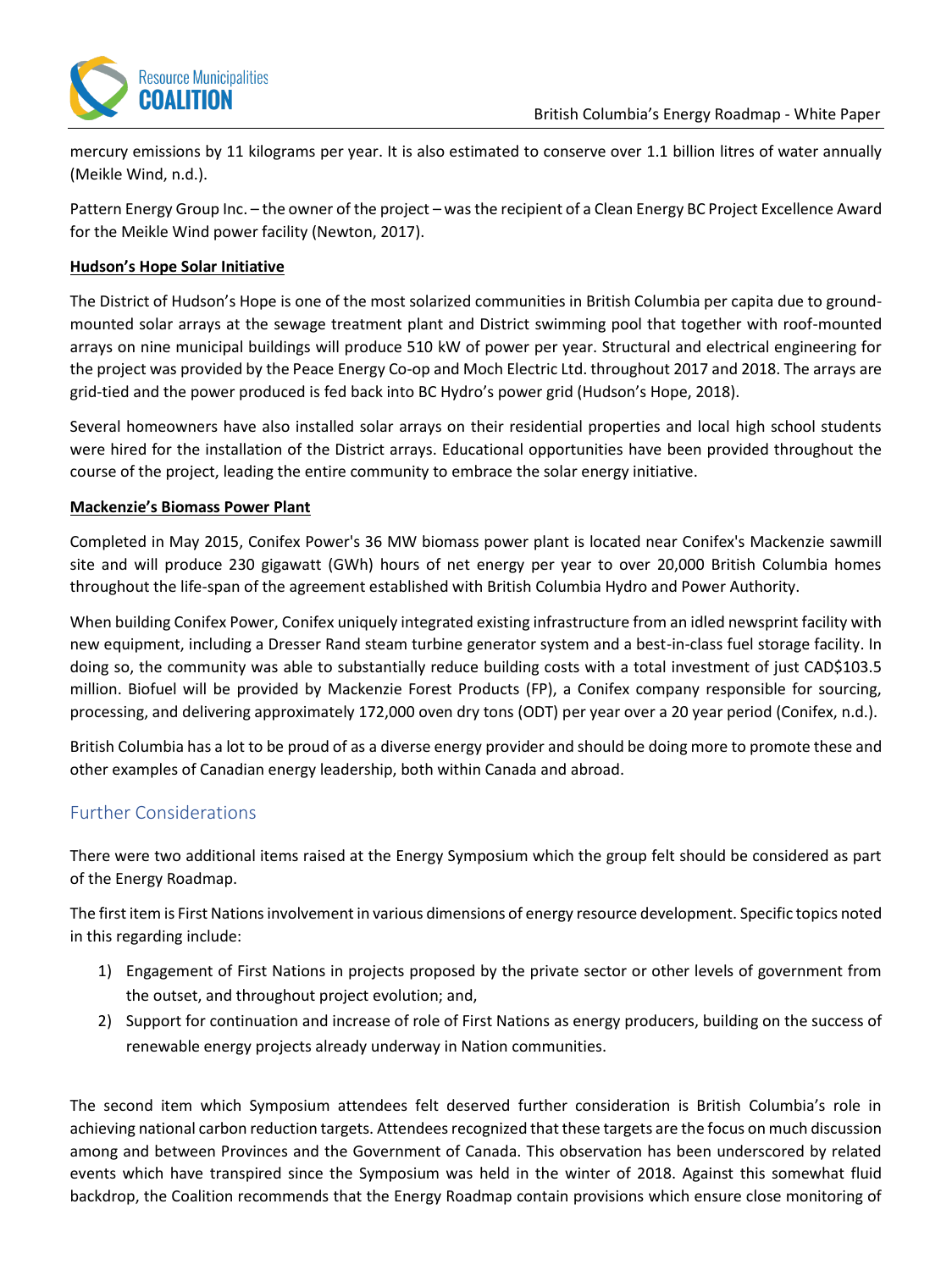mercury emissions by 11 kilograms per year. It is also estimated to conserve over 1.1 billion litres of water annually (Meikle Wind, n.d.).

Pattern Energy Group Inc. – the owner of the project – was the recipient of a Clean Energy BC Project Excellence Award for the Meikle Wind power facility (Newton, 2017).

**Hudson's Hope Solar Initiative**

The District of Hudson's Hope is one of the most solarized communities in British Columbia per capita due to ground-mounted solar arrays at the sewage treatment plant and District swimming pool that together with roof-mounted arrays on nine municipal buildings will produce 510 kW of power per year. Structural and electrical engineering for the project was provided by the Peace Energy Co-op and Moch Electric Ltd. throughout 2017 and 2018. The arrays are grid-tied and the power produced is fed back into BC Hydro's power grid (Hudson's Hope, 2018).

Several homeowners have also installed solar arrays on their residential properties and local high school students were hired for the installation of the District arrays. Educational opportunities have been provided throughout the course of the project, leading the entire community to embrace the solar energy initiative.

**Mackenzie's Biomass Power Plant**

Completed in May 2015, Conifex Power's 36 MW biomass power plant is located near Conifex's Mackenzie sawmill site and will produce 230 gigawatt (GWh) hours of net energy per year to over 20,000 British Columbia homes throughout the life-span of the agreement established with British Columbia Hydro and Power Authority.

When building Conifex Power, Conifex uniquely integrated existing infrastructure from an idled newsprint facility with new equipment, including a Dresser Rand steam turbine generator system and a best-in-class fuel storage facility. In doing so, the community was able to substantially reduce building costs with a total investment of just CAD$103.5 million. Biofuel will be provided by Mackenzie Forest Products (FP), a Conifex company responsible for sourcing, processing, and delivering approximately 172,000 oven dry tons (ODT) per year over a 20 year period (Conifex, n.d.).

British Columbia has a lot to be proud of as a diverse energy provider and should be doing more to promote these and other examples of Canadian energy leadership, both within Canada and abroad.

## Further Considerations

There were two additional items raised at the Energy Symposium which the group felt should be considered as part of the Energy Roadmap.

The first item is First Nations involvement in various dimensions of energy resource development. Specific topics noted in this regarding include:

1) Engagement of First Nations in projects proposed by the private sector or other levels of government from the outset, and throughout project evolution; and,
2) Support for continuation and increase of role of First Nations as energy producers, building on the success of renewable energy projects already underway in Nation communities.

The second item which Symposium attendees felt deserved further consideration is British Columbia's role in achieving national carbon reduction targets. Attendees recognized that these targets are the focus on much discussion among and between Provinces and the Government of Canada. This observation has been underscored by related events which have transpired since the Symposium was held in the winter of 2018. Against this somewhat fluid backdrop, the Coalition recommends that the Energy Roadmap contain provisions which ensure close monitoring of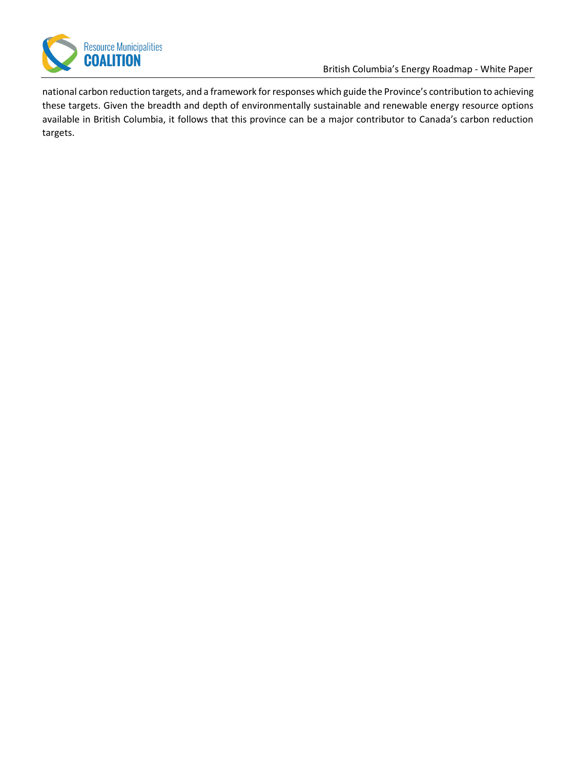national carbon reduction targets, and a framework for responses which guide the Province's contribution to achieving these targets. Given the breadth and depth of environmentally sustainable and renewable energy resource options available in British Columbia, it follows that this province can be a major contributor to Canada's carbon reduction targets.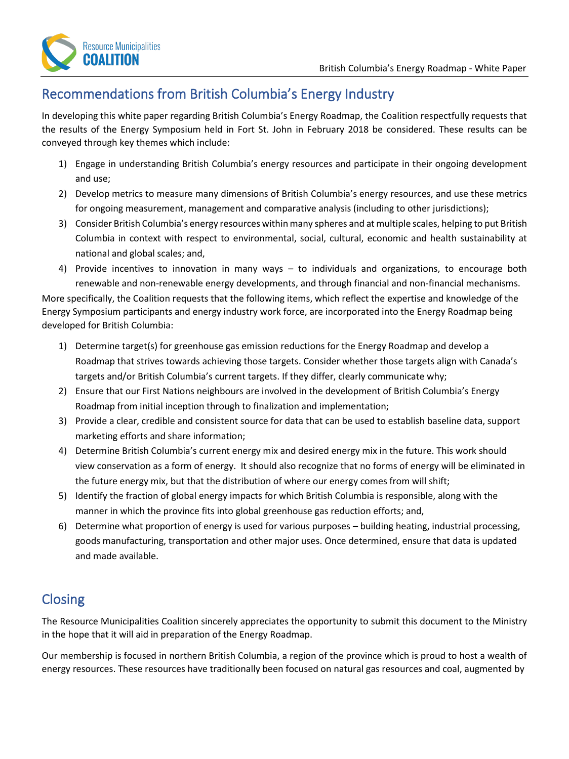## Recommendations from British Columbia's Energy Industry

In developing this white paper regarding British Columbia's Energy Roadmap, the Coalition respectfully requests that the results of the Energy Symposium held in Fort St. John in February 2018 be considered. These results can be conveyed through key themes which include:

1) Engage in understanding British Columbia's energy resources and participate in their ongoing development and use;
2) Develop metrics to measure many dimensions of British Columbia's energy resources, and use these metrics for ongoing measurement, management and comparative analysis (including to other jurisdictions);
3) Consider British Columbia's energy resources within many spheres and at multiple scales, helping to put British Columbia in context with respect to environmental, social, cultural, economic and health sustainability at national and global scales; and,
4) Provide incentives to innovation in many ways – to individuals and organizations, to encourage both renewable and non-renewable energy developments, and through financial and non-financial mechanisms.

More specifically, the Coalition requests that the following items, which reflect the expertise and knowledge of the Energy Symposium participants and energy industry work force, are incorporated into the Energy Roadmap being developed for British Columbia:

1) Determine target(s) for greenhouse gas emission reductions for the Energy Roadmap and develop a Roadmap that strives towards achieving those targets. Consider whether those targets align with Canada's targets and/or British Columbia's current targets. If they differ, clearly communicate why;
2) Ensure that our First Nations neighbours are involved in the development of British Columbia's Energy Roadmap from initial inception through to finalization and implementation;
3) Provide a clear, credible and consistent source for data that can be used to establish baseline data, support marketing efforts and share information;
4) Determine British Columbia's current energy mix and desired energy mix in the future. This work should view conservation as a form of energy. It should also recognize that no forms of energy will be eliminated in the future energy mix, but that the distribution of where our energy comes from will shift;
5) Identify the fraction of global energy impacts for which British Columbia is responsible, along with the manner in which the province fits into global greenhouse gas reduction efforts; and,
6) Determine what proportion of energy is used for various purposes – building heating, industrial processing, goods manufacturing, transportation and other major uses. Once determined, ensure that data is updated and made available.

## Closing

The Resource Municipalities Coalition sincerely appreciates the opportunity to submit this document to the Ministry in the hope that it will aid in preparation of the Energy Roadmap.

Our membership is focused in northern British Columbia, a region of the province which is proud to host a wealth of energy resources. These resources have traditionally been focused on natural gas resources and coal, augmented by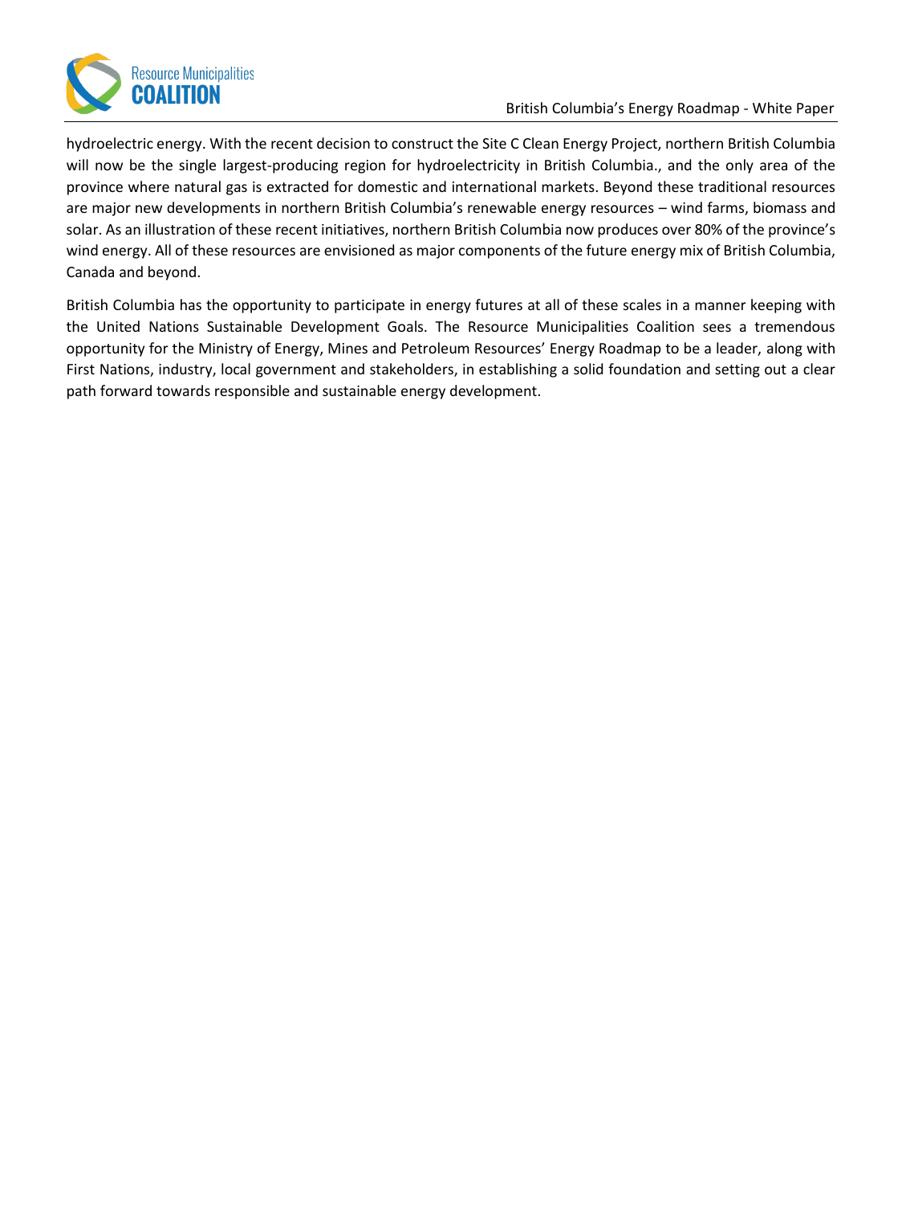hydroelectric energy. With the recent decision to construct the Site C Clean Energy Project, northern British Columbia will now be the single largest-producing region for hydroelectricity in British Columbia., and the only area of the province where natural gas is extracted for domestic and international markets. Beyond these traditional resources are major new developments in northern British Columbia's renewable energy resources – wind farms, biomass and solar. As an illustration of these recent initiatives, northern British Columbia now produces over 80% of the province's wind energy. All of these resources are envisioned as major components of the future energy mix of British Columbia, Canada and beyond.

British Columbia has the opportunity to participate in energy futures at all of these scales in a manner keeping with the United Nations Sustainable Development Goals. The Resource Municipalities Coalition sees a tremendous opportunity for the Ministry of Energy, Mines and Petroleum Resources' Energy Roadmap to be a leader, along with First Nations, industry, local government and stakeholders, in establishing a solid foundation and setting out a clear path forward towards responsible and sustainable energy development.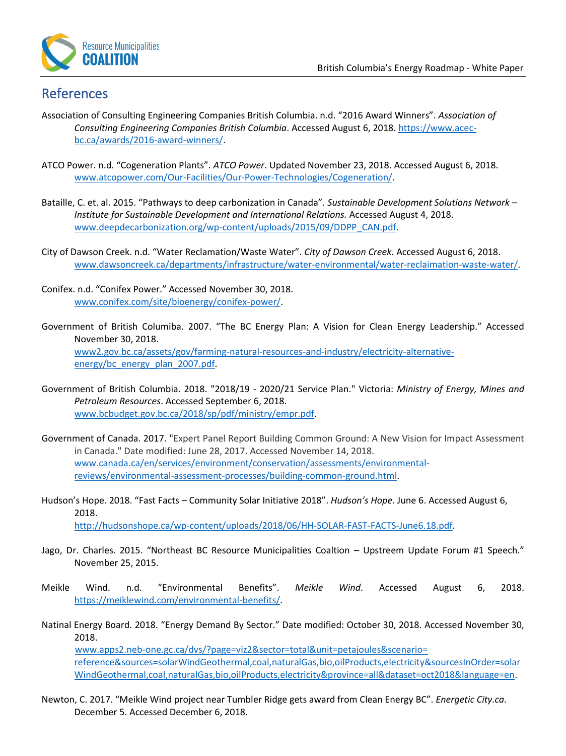# References

Association of Consulting Engineering Companies British Columbia. n.d. “2016 Award Winners”. *Association of Consulting Engineering Companies British Columbia*. Accessed August 6, 2018. https://www.acec-bc.ca/awards/2016-award-winners/.

ATCO Power. n.d. “Cogeneration Plants”. *ATCO Power*. Updated November 23, 2018. Accessed August 6, 2018. www.atcopower.com/Our-Facilities/Our-Power-Technologies/Cogeneration/.

Bataille, C. et. al. 2015. “Pathways to deep carbonization in Canada”. *Sustainable Development Solutions Network – Institute for Sustainable Development and International Relations.* Accessed August 4, 2018. www.deepdecarbonization.org/wp-content/uploads/2015/09/DDPP_CAN.pdf.

City of Dawson Creek. n.d. “Water Reclamation/Waste Water”. *City of Dawson Creek*. Accessed August 6, 2018. www.dawsoncreek.ca/departments/infrastructure/water-environmental/water-reclaimation-waste-water/.

Conifex. n.d. “Conifex Power.” Accessed November 30, 2018. www.conifex.com/site/bioenergy/conifex-power/.

Government of British Columiba. 2007. “The BC Energy Plan: A Vision for Clean Energy Leadership.” Accessed November 30, 2018. www2.gov.bc.ca/assets/gov/farming-natural-resources-and-industry/electricity-alternative-energy/bc_energy_plan_2007.pdf.

Government of British Columbia. 2018. "2018/19 - 2020/21 Service Plan." Victoria: *Ministry of Energy, Mines and Petroleum Resources*. Accessed September 6, 2018. www.bcbudget.gov.bc.ca/2018/sp/pdf/ministry/empr.pdf.

Government of Canada. 2017. "Expert Panel Report Building Common Ground: A New Vision for Impact Assessment in Canada." Date modified: June 28, 2017. Accessed November 14, 2018. www.canada.ca/en/services/environment/conservation/assessments/environmental-reviews/environmental-assessment-processes/building-common-ground.html.

Hudson’s Hope. 2018. “Fast Facts – Community Solar Initiative 2018”. *Hudson’s Hope*. June 6. Accessed August 6, 2018. http://hudsonshope.ca/wp-content/uploads/2018/06/HH-SOLAR-FAST-FACTS-June6.18.pdf.

Jago, Dr. Charles. 2015. “Northeast BC Resource Municipalities Coaltion – Upstreem Update Forum #1 Speech.” November 25, 2015.

Meikle Wind. n.d. “Environmental Benefits”. *Meikle Wind*. Accessed August 6, 2018. https://meiklewind.com/environmental-benefits/.

Natinal Energy Board. 2018. “Energy Demand By Sector.” Date modified: October 30, 2018. Accessed November 30, 2018. www.apps2.neb-one.gc.ca/dvs/?page=viz2&sector=total&unit=petajoules&scenario=reference&sources=solarWindGeothermal,coal,naturalGas,bio,oilProducts,electricity&sourcesInOrder=solarWindGeothermal,coal,naturalGas,bio,oilProducts,electricity&province=all&dataset=oct2018&language=en.

Newton, C. 2017. “Meikle Wind project near Tumbler Ridge gets award from Clean Energy BC”. *Energetic City.ca*. December 5. Accessed December 6, 2018.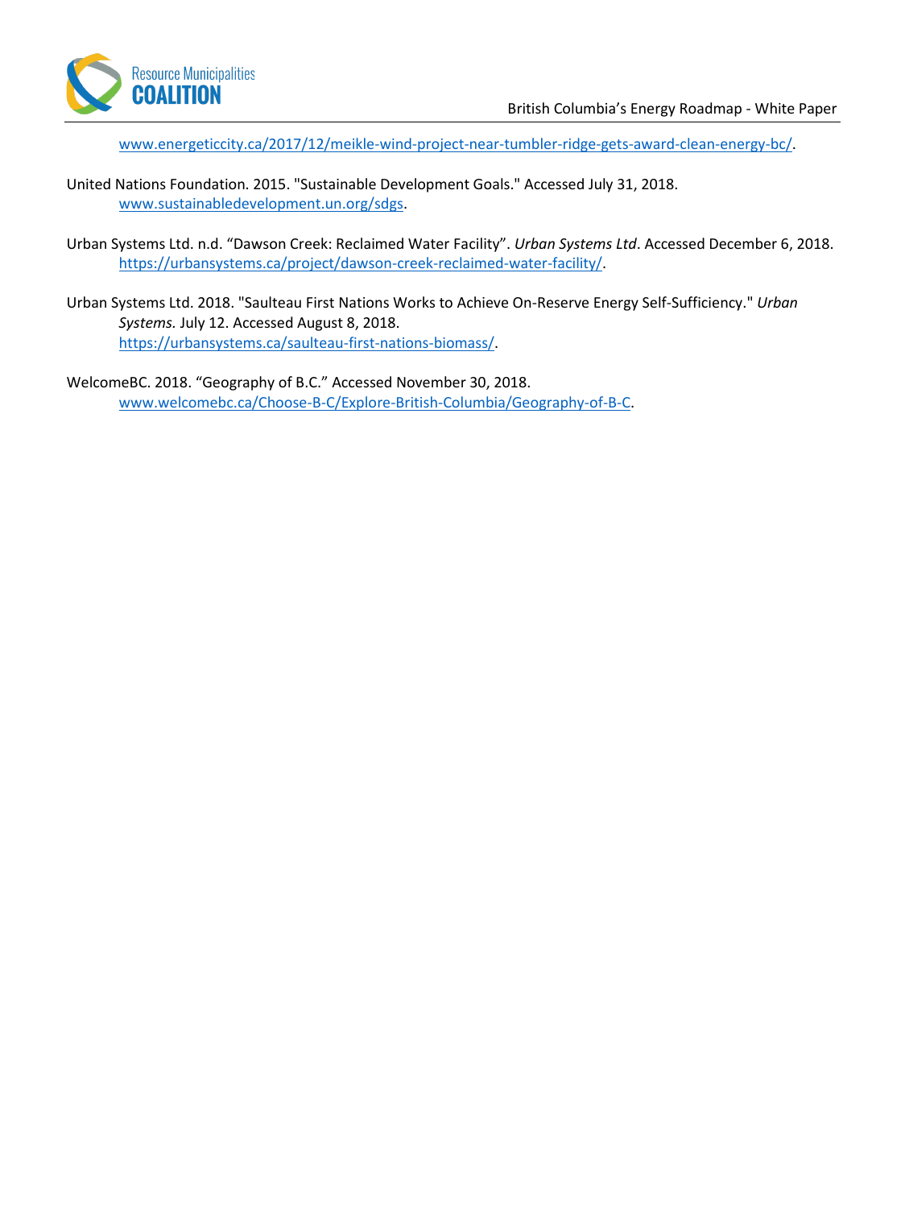www.energeticcity.ca/2017/12/meikle-wind-project-near-tumbler-ridge-gets-award-clean-energy-bc/.

United Nations Foundation. 2015. "Sustainable Development Goals." Accessed July 31, 2018. www.sustainabledevelopment.un.org/sdgs.

Urban Systems Ltd. n.d. "Dawson Creek: Reclaimed Water Facility". *Urban Systems Ltd*. Accessed December 6, 2018. https://urbansystems.ca/project/dawson-creek-reclaimed-water-facility/.

Urban Systems Ltd. 2018. "Saulteau First Nations Works to Achieve On-Reserve Energy Self-Sufficiency." *Urban Systems.* July 12. Accessed August 8, 2018. https://urbansystems.ca/saulteau-first-nations-biomass/.

WelcomeBC. 2018. "Geography of B.C." Accessed November 30, 2018. www.welcomebc.ca/Choose-B-C/Explore-British-Columbia/Geography-of-B-C.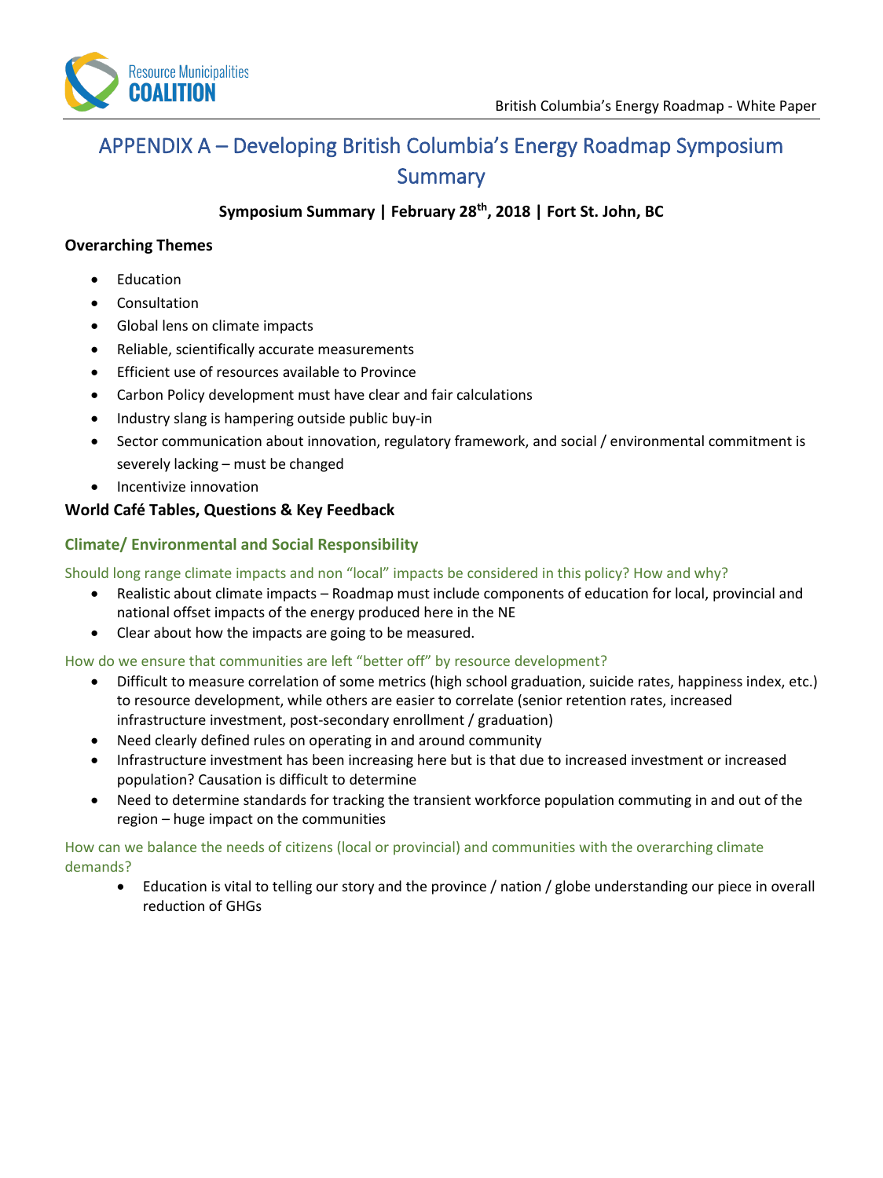# APPENDIX A – Developing British Columbia's Energy Roadmap Symposium Summary

**Symposium Summary | February 28th, 2018 | Fort St. John, BC**

**Overarching Themes**

- Education
- Consultation
- Global lens on climate impacts
- Reliable, scientifically accurate measurements
- Efficient use of resources available to Province
- Carbon Policy development must have clear and fair calculations
- Industry slang is hampering outside public buy-in
- Sector communication about innovation, regulatory framework, and social / environmental commitment is severely lacking – must be changed
- Incentivize innovation

**World Café Tables, Questions & Key Feedback**

### Climate/ Environmental and Social Responsibility

Should long range climate impacts and non "local" impacts be considered in this policy? How and why?

- Realistic about climate impacts – Roadmap must include components of education for local, provincial and national offset impacts of the energy produced here in the NE
- Clear about how the impacts are going to be measured.

How do we ensure that communities are left "better off" by resource development?

- Difficult to measure correlation of some metrics (high school graduation, suicide rates, happiness index, etc.) to resource development, while others are easier to correlate (senior retention rates, increased infrastructure investment, post-secondary enrollment / graduation)
- Need clearly defined rules on operating in and around community
- Infrastructure investment has been increasing here but is that due to increased investment or increased population? Causation is difficult to determine
- Need to determine standards for tracking the transient workforce population commuting in and out of the region – huge impact on the communities

How can we balance the needs of citizens (local or provincial) and communities with the overarching climate demands?

- Education is vital to telling our story and the province / nation / globe understanding our piece in overall reduction of GHGs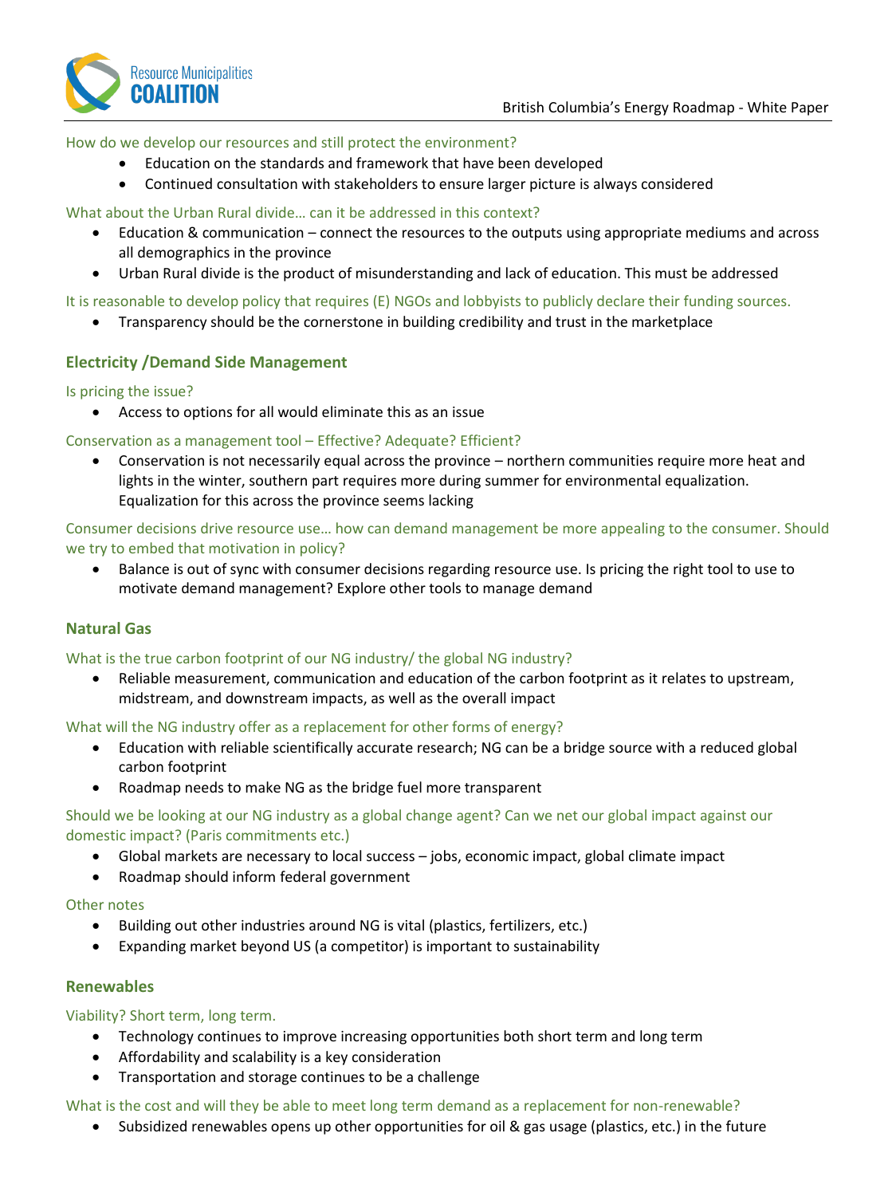How do we develop our resources and still protect the environment?

- Education on the standards and framework that have been developed
- Continued consultation with stakeholders to ensure larger picture is always considered

What about the Urban Rural divide… can it be addressed in this context?

- Education & communication – connect the resources to the outputs using appropriate mediums and across all demographics in the province
- Urban Rural divide is the product of misunderstanding and lack of education. This must be addressed

It is reasonable to develop policy that requires (E) NGOs and lobbyists to publicly declare their funding sources.

- Transparency should be the cornerstone in building credibility and trust in the marketplace

### Electricity /Demand Side Management

Is pricing the issue?

- Access to options for all would eliminate this as an issue

Conservation as a management tool – Effective? Adequate? Efficient?

- Conservation is not necessarily equal across the province – northern communities require more heat and lights in the winter, southern part requires more during summer for environmental equalization. Equalization for this across the province seems lacking

Consumer decisions drive resource use… how can demand management be more appealing to the consumer. Should we try to embed that motivation in policy?

- Balance is out of sync with consumer decisions regarding resource use. Is pricing the right tool to use to motivate demand management? Explore other tools to manage demand

### Natural Gas

What is the true carbon footprint of our NG industry/ the global NG industry?

- Reliable measurement, communication and education of the carbon footprint as it relates to upstream, midstream, and downstream impacts, as well as the overall impact

What will the NG industry offer as a replacement for other forms of energy?

- Education with reliable scientifically accurate research; NG can be a bridge source with a reduced global carbon footprint
- Roadmap needs to make NG as the bridge fuel more transparent

Should we be looking at our NG industry as a global change agent? Can we net our global impact against our domestic impact? (Paris commitments etc.)

- Global markets are necessary to local success – jobs, economic impact, global climate impact
- Roadmap should inform federal government

Other notes

- Building out other industries around NG is vital (plastics, fertilizers, etc.)
- Expanding market beyond US (a competitor) is important to sustainability

### Renewables

Viability? Short term, long term.

- Technology continues to improve increasing opportunities both short term and long term
- Affordability and scalability is a key consideration
- Transportation and storage continues to be a challenge

What is the cost and will they be able to meet long term demand as a replacement for non-renewable?

- Subsidized renewables opens up other opportunities for oil & gas usage (plastics, etc.) in the future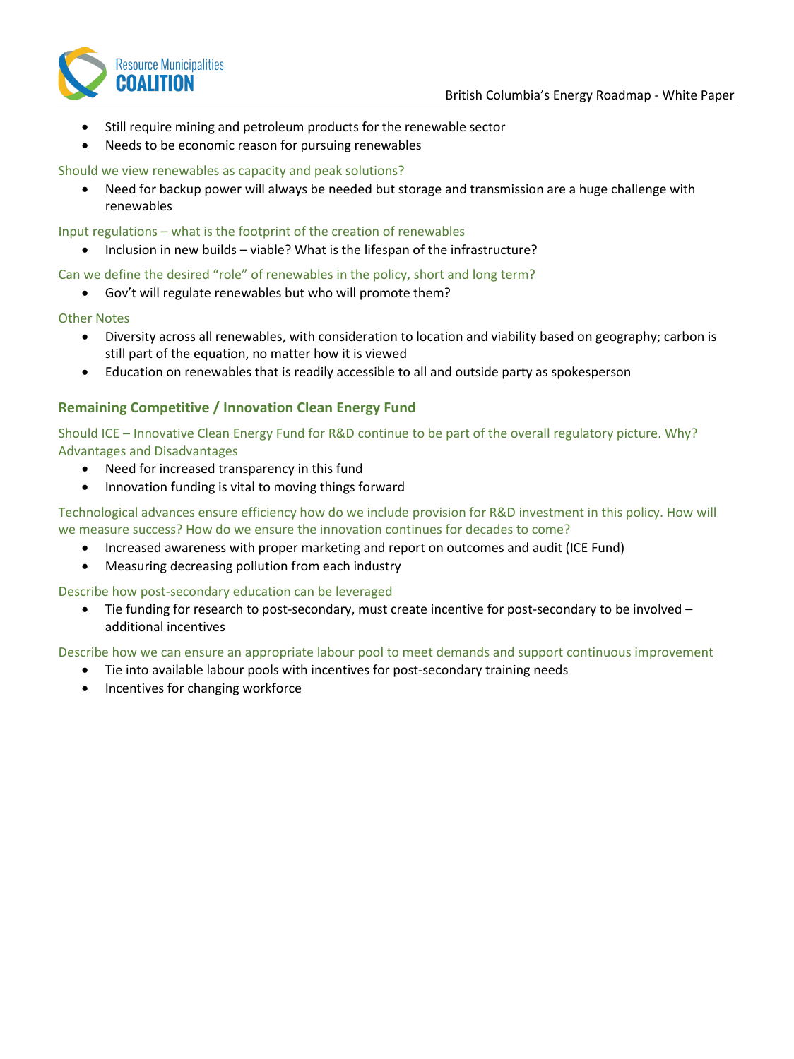- Still require mining and petroleum products for the renewable sector
- Needs to be economic reason for pursuing renewables

Should we view renewables as capacity and peak solutions?

- Need for backup power will always be needed but storage and transmission are a huge challenge with renewables

Input regulations – what is the footprint of the creation of renewables

- Inclusion in new builds – viable? What is the lifespan of the infrastructure?

Can we define the desired “role” of renewables in the policy, short and long term?

- Gov’t will regulate renewables but who will promote them?

Other Notes

- Diversity across all renewables, with consideration to location and viability based on geography; carbon is still part of the equation, no matter how it is viewed
- Education on renewables that is readily accessible to all and outside party as spokesperson

### Remaining Competitive / Innovation Clean Energy Fund

Should ICE – Innovative Clean Energy Fund for R&D continue to be part of the overall regulatory picture. Why? Advantages and Disadvantages

- Need for increased transparency in this fund
- Innovation funding is vital to moving things forward

Technological advances ensure efficiency how do we include provision for R&D investment in this policy. How will we measure success? How do we ensure the innovation continues for decades to come?

- Increased awareness with proper marketing and report on outcomes and audit (ICE Fund)
- Measuring decreasing pollution from each industry

Describe how post-secondary education can be leveraged

- Tie funding for research to post-secondary, must create incentive for post-secondary to be involved – additional incentives

Describe how we can ensure an appropriate labour pool to meet demands and support continuous improvement

- Tie into available labour pools with incentives for post-secondary training needs
- Incentives for changing workforce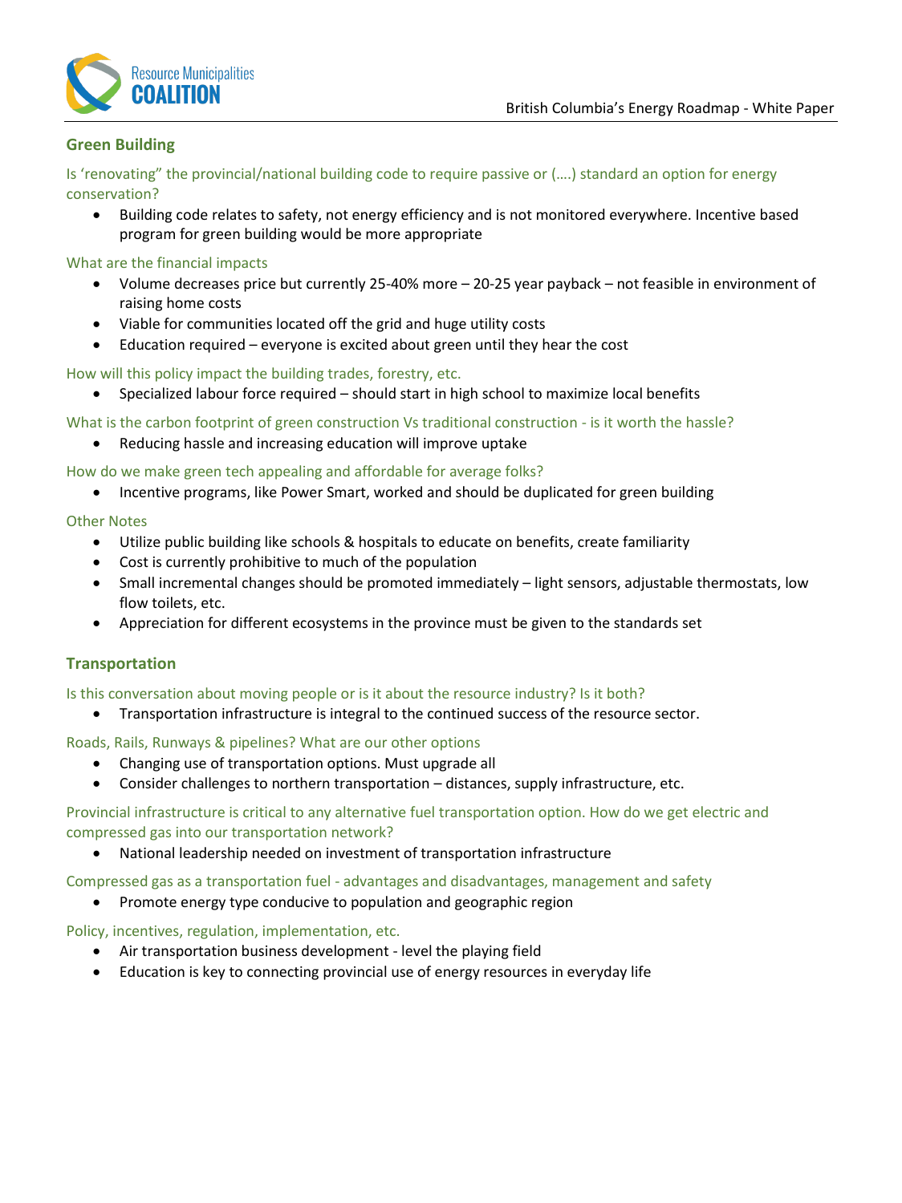## Green Building

Is 'renovating" the provincial/national building code to require passive or (….) standard an option for energy conservation?

- Building code relates to safety, not energy efficiency and is not monitored everywhere. Incentive based program for green building would be more appropriate

What are the financial impacts

- Volume decreases price but currently 25-40% more – 20-25 year payback – not feasible in environment of raising home costs
- Viable for communities located off the grid and huge utility costs
- Education required – everyone is excited about green until they hear the cost

How will this policy impact the building trades, forestry, etc.

- Specialized labour force required – should start in high school to maximize local benefits

What is the carbon footprint of green construction Vs traditional construction - is it worth the hassle?

- Reducing hassle and increasing education will improve uptake

How do we make green tech appealing and affordable for average folks?

- Incentive programs, like Power Smart, worked and should be duplicated for green building

Other Notes

- Utilize public building like schools & hospitals to educate on benefits, create familiarity
- Cost is currently prohibitive to much of the population
- Small incremental changes should be promoted immediately – light sensors, adjustable thermostats, low flow toilets, etc.
- Appreciation for different ecosystems in the province must be given to the standards set

## Transportation

Is this conversation about moving people or is it about the resource industry? Is it both?

- Transportation infrastructure is integral to the continued success of the resource sector.

Roads, Rails, Runways & pipelines? What are our other options

- Changing use of transportation options. Must upgrade all
- Consider challenges to northern transportation – distances, supply infrastructure, etc.

Provincial infrastructure is critical to any alternative fuel transportation option. How do we get electric and compressed gas into our transportation network?

- National leadership needed on investment of transportation infrastructure

Compressed gas as a transportation fuel - advantages and disadvantages, management and safety

- Promote energy type conducive to population and geographic region

Policy, incentives, regulation, implementation, etc.

- Air transportation business development - level the playing field
- Education is key to connecting provincial use of energy resources in everyday life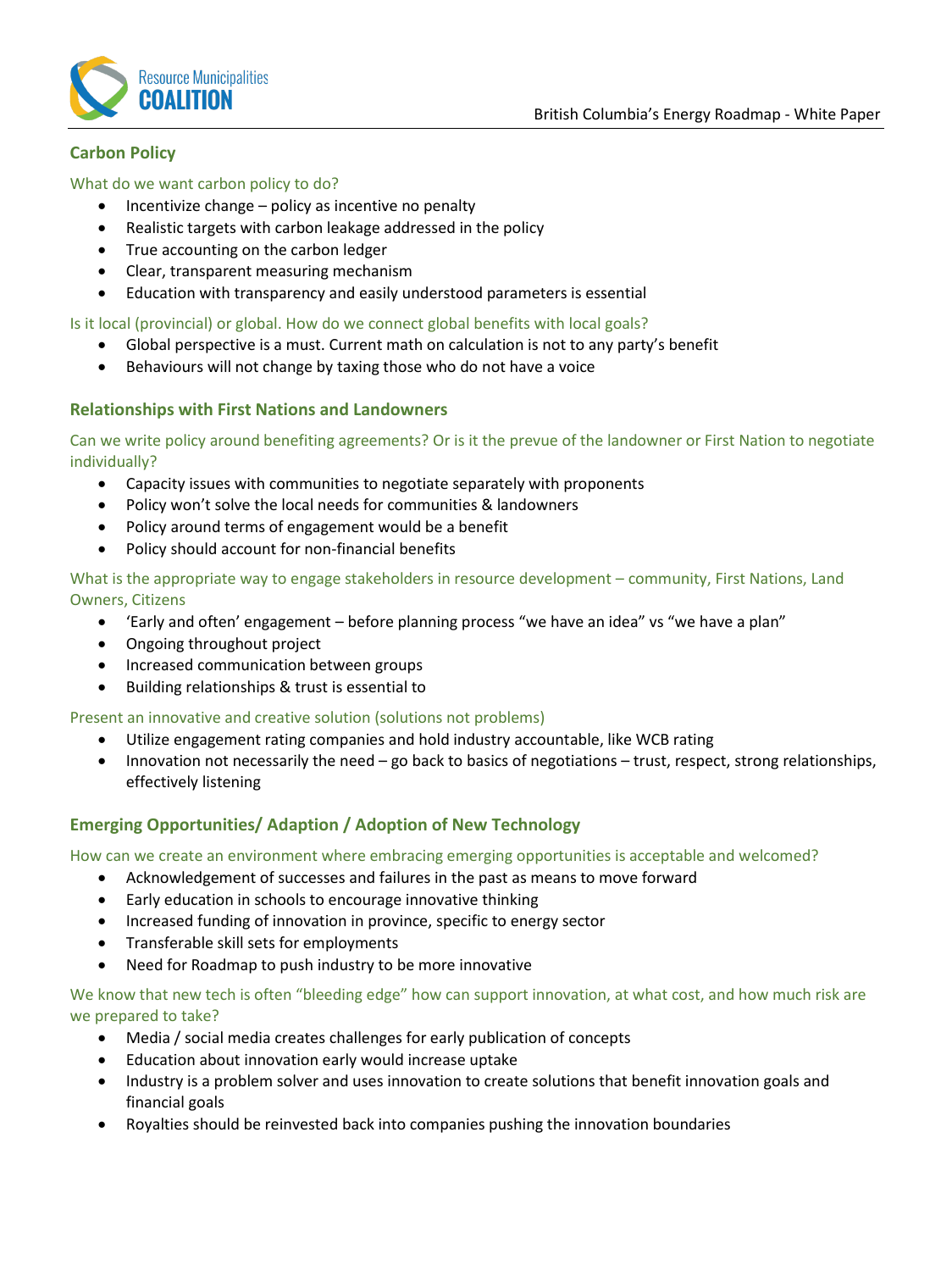## Carbon Policy

### What do we want carbon policy to do?

- Incentivize change – policy as incentive no penalty
- Realistic targets with carbon leakage addressed in the policy
- True accounting on the carbon ledger
- Clear, transparent measuring mechanism
- Education with transparency and easily understood parameters is essential

### Is it local (provincial) or global. How do we connect global benefits with local goals?

- Global perspective is a must. Current math on calculation is not to any party's benefit
- Behaviours will not change by taxing those who do not have a voice

## Relationships with First Nations and Landowners

### Can we write policy around benefiting agreements? Or is it the prevue of the landowner or First Nation to negotiate individually?

- Capacity issues with communities to negotiate separately with proponents
- Policy won't solve the local needs for communities & landowners
- Policy around terms of engagement would be a benefit
- Policy should account for non-financial benefits

### What is the appropriate way to engage stakeholders in resource development – community, First Nations, Land Owners, Citizens

- 'Early and often' engagement – before planning process "we have an idea" vs "we have a plan"
- Ongoing throughout project
- Increased communication between groups
- Building relationships & trust is essential to

### Present an innovative and creative solution (solutions not problems)

- Utilize engagement rating companies and hold industry accountable, like WCB rating
- Innovation not necessarily the need – go back to basics of negotiations – trust, respect, strong relationships, effectively listening

## Emerging Opportunities/ Adaption / Adoption of New Technology

### How can we create an environment where embracing emerging opportunities is acceptable and welcomed?

- Acknowledgement of successes and failures in the past as means to move forward
- Early education in schools to encourage innovative thinking
- Increased funding of innovation in province, specific to energy sector
- Transferable skill sets for employments
- Need for Roadmap to push industry to be more innovative

### We know that new tech is often "bleeding edge" how can support innovation, at what cost, and how much risk are we prepared to take?

- Media / social media creates challenges for early publication of concepts
- Education about innovation early would increase uptake
- Industry is a problem solver and uses innovation to create solutions that benefit innovation goals and financial goals
- Royalties should be reinvested back into companies pushing the innovation boundaries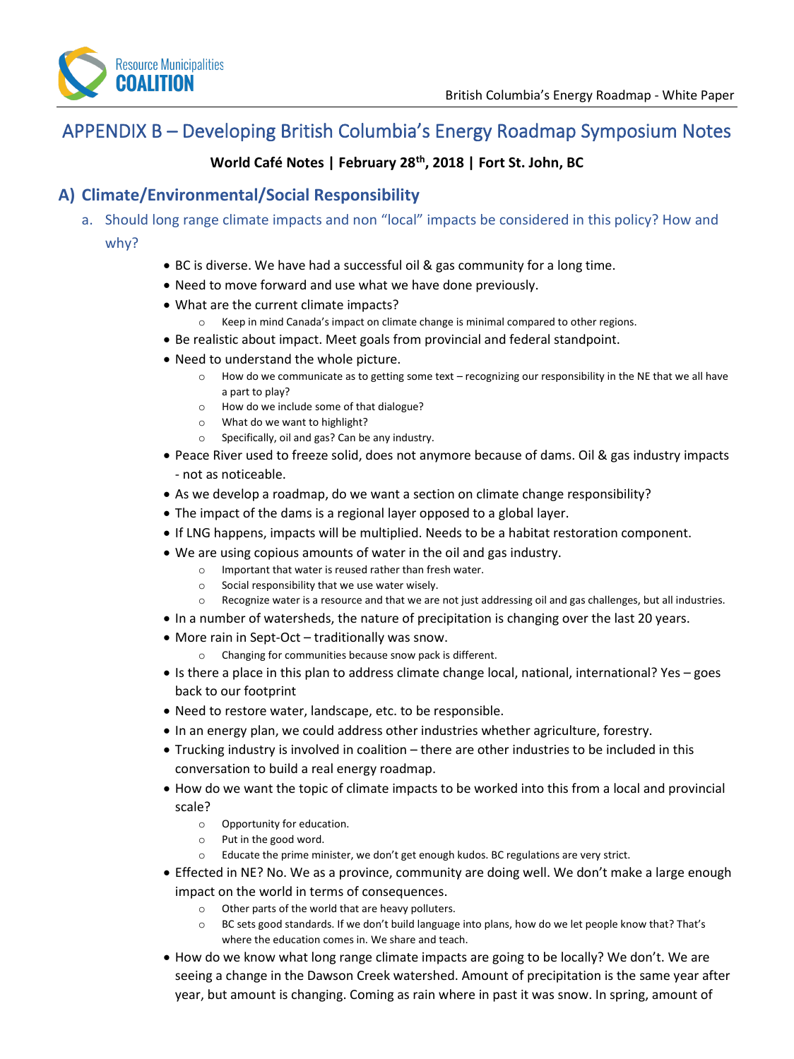# APPENDIX B – Developing British Columbia's Energy Roadmap Symposium Notes

**World Café Notes | February 28th, 2018 | Fort St. John, BC**

## A) Climate/Environmental/Social Responsibility

### a. Should long range climate impacts and non "local" impacts be considered in this policy? How and why?

- BC is diverse. We have had a successful oil & gas community for a long time.
- Need to move forward and use what we have done previously.
- What are the current climate impacts?
  - Keep in mind Canada's impact on climate change is minimal compared to other regions.
- Be realistic about impact. Meet goals from provincial and federal standpoint.
- Need to understand the whole picture.
  - How do we communicate as to getting some text – recognizing our responsibility in the NE that we all have a part to play?
  - How do we include some of that dialogue?
  - What do we want to highlight?
  - Specifically, oil and gas? Can be any industry.
- Peace River used to freeze solid, does not anymore because of dams. Oil & gas industry impacts - not as noticeable.
- As we develop a roadmap, do we want a section on climate change responsibility?
- The impact of the dams is a regional layer opposed to a global layer.
- If LNG happens, impacts will be multiplied. Needs to be a habitat restoration component.
- We are using copious amounts of water in the oil and gas industry.
  - Important that water is reused rather than fresh water.
  - Social responsibility that we use water wisely.
  - Recognize water is a resource and that we are not just addressing oil and gas challenges, but all industries.
- In a number of watersheds, the nature of precipitation is changing over the last 20 years.
- More rain in Sept-Oct – traditionally was snow.
  - Changing for communities because snow pack is different.
- Is there a place in this plan to address climate change local, national, international? Yes – goes back to our footprint
- Need to restore water, landscape, etc. to be responsible.
- In an energy plan, we could address other industries whether agriculture, forestry.
- Trucking industry is involved in coalition – there are other industries to be included in this conversation to build a real energy roadmap.
- How do we want the topic of climate impacts to be worked into this from a local and provincial scale?
  - Opportunity for education.
  - Put in the good word.
  - Educate the prime minister, we don't get enough kudos. BC regulations are very strict.
- Effected in NE? No. We as a province, community are doing well. We don't make a large enough impact on the world in terms of consequences.
  - Other parts of the world that are heavy polluters.
  - BC sets good standards. If we don't build language into plans, how do we let people know that? That's where the education comes in. We share and teach.
- How do we know what long range climate impacts are going to be locally? We don't. We are seeing a change in the Dawson Creek watershed. Amount of precipitation is the same year after year, but amount is changing. Coming as rain where in past it was snow. In spring, amount of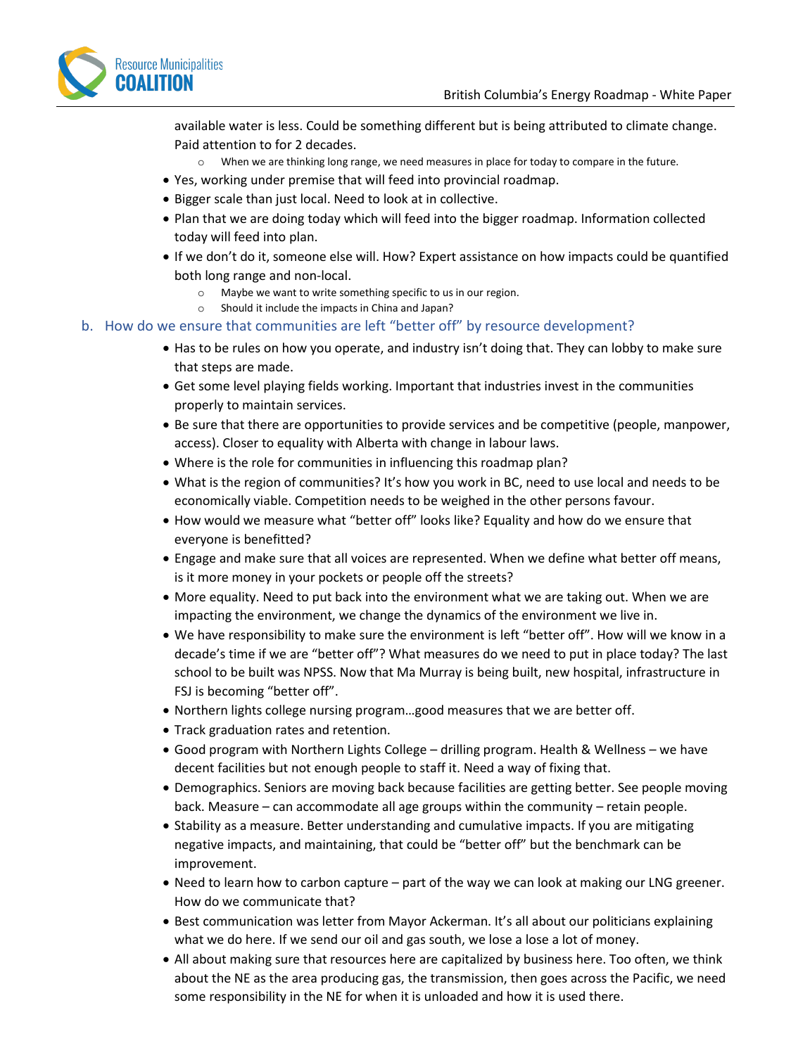available water is less. Could be something different but is being attributed to climate change. Paid attention to for 2 decades.

  - When we are thinking long range, we need measures in place for today to compare in the future.

- Yes, working under premise that will feed into provincial roadmap.
- Bigger scale than just local. Need to look at in collective.
- Plan that we are doing today which will feed into the bigger roadmap. Information collected today will feed into plan.
- If we don't do it, someone else will. How? Expert assistance on how impacts could be quantified both long range and non-local.
  - Maybe we want to write something specific to us in our region.
  - Should it include the impacts in China and Japan?

## b. How do we ensure that communities are left "better off" by resource development?

- Has to be rules on how you operate, and industry isn't doing that. They can lobby to make sure that steps are made.
- Get some level playing fields working. Important that industries invest in the communities properly to maintain services.
- Be sure that there are opportunities to provide services and be competitive (people, manpower, access). Closer to equality with Alberta with change in labour laws.
- Where is the role for communities in influencing this roadmap plan?
- What is the region of communities? It's how you work in BC, need to use local and needs to be economically viable. Competition needs to be weighed in the other persons favour.
- How would we measure what "better off" looks like? Equality and how do we ensure that everyone is benefitted?
- Engage and make sure that all voices are represented. When we define what better off means, is it more money in your pockets or people off the streets?
- More equality. Need to put back into the environment what we are taking out. When we are impacting the environment, we change the dynamics of the environment we live in.
- We have responsibility to make sure the environment is left "better off". How will we know in a decade's time if we are "better off"? What measures do we need to put in place today? The last school to be built was NPSS. Now that Ma Murray is being built, new hospital, infrastructure in FSJ is becoming "better off".
- Northern lights college nursing program…good measures that we are better off.
- Track graduation rates and retention.
- Good program with Northern Lights College – drilling program. Health & Wellness – we have decent facilities but not enough people to staff it. Need a way of fixing that.
- Demographics. Seniors are moving back because facilities are getting better. See people moving back. Measure – can accommodate all age groups within the community – retain people.
- Stability as a measure. Better understanding and cumulative impacts. If you are mitigating negative impacts, and maintaining, that could be "better off" but the benchmark can be improvement.
- Need to learn how to carbon capture – part of the way we can look at making our LNG greener. How do we communicate that?
- Best communication was letter from Mayor Ackerman. It's all about our politicians explaining what we do here. If we send our oil and gas south, we lose a lose a lot of money.
- All about making sure that resources here are capitalized by business here. Too often, we think about the NE as the area producing gas, the transmission, then goes across the Pacific, we need some responsibility in the NE for when it is unloaded and how it is used there.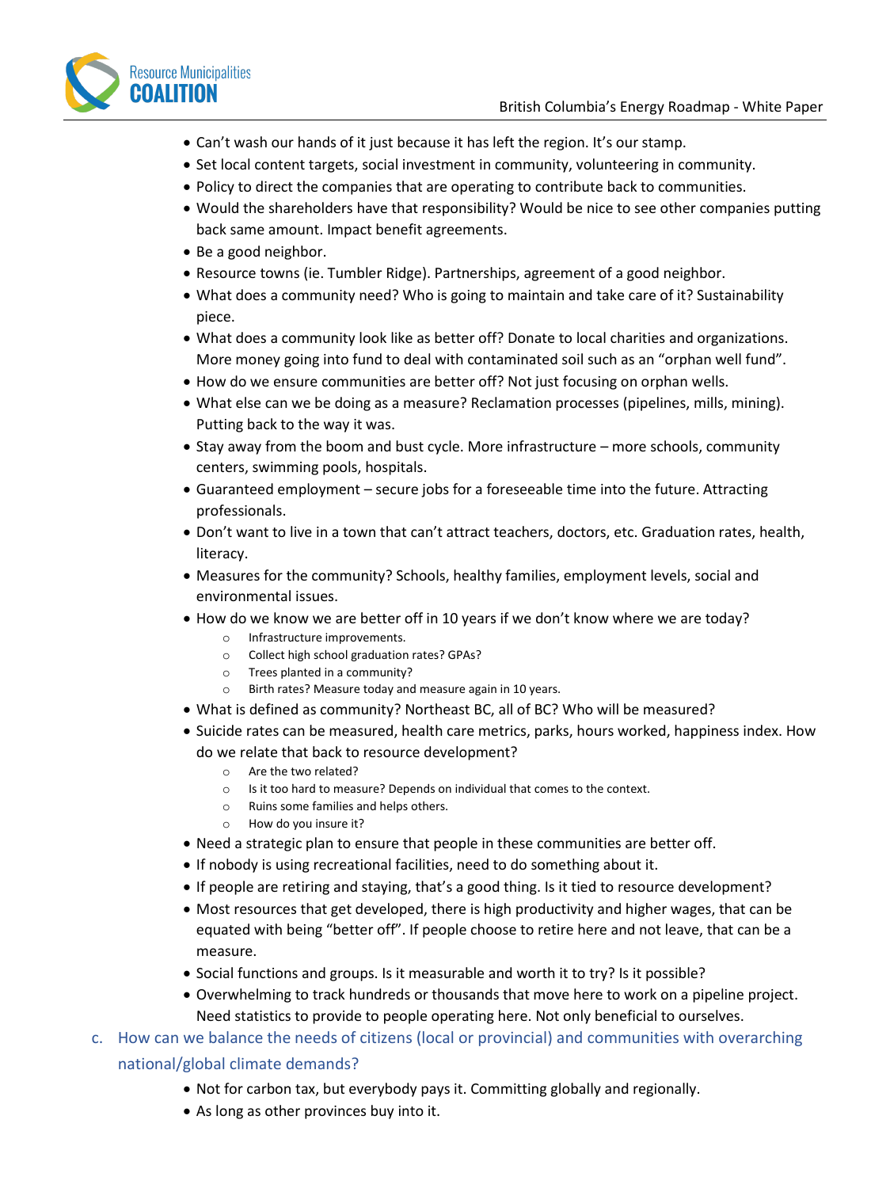- Can't wash our hands of it just because it has left the region. It's our stamp.
- Set local content targets, social investment in community, volunteering in community.
- Policy to direct the companies that are operating to contribute back to communities.
- Would the shareholders have that responsibility? Would be nice to see other companies putting back same amount. Impact benefit agreements.
- Be a good neighbor.
- Resource towns (ie. Tumbler Ridge). Partnerships, agreement of a good neighbor.
- What does a community need? Who is going to maintain and take care of it? Sustainability piece.
- What does a community look like as better off? Donate to local charities and organizations. More money going into fund to deal with contaminated soil such as an "orphan well fund".
- How do we ensure communities are better off? Not just focusing on orphan wells.
- What else can we be doing as a measure? Reclamation processes (pipelines, mills, mining). Putting back to the way it was.
- Stay away from the boom and bust cycle. More infrastructure – more schools, community centers, swimming pools, hospitals.
- Guaranteed employment – secure jobs for a foreseeable time into the future. Attracting professionals.
- Don't want to live in a town that can't attract teachers, doctors, etc. Graduation rates, health, literacy.
- Measures for the community? Schools, healthy families, employment levels, social and environmental issues.
- How do we know we are better off in 10 years if we don't know where we are today?
  - Infrastructure improvements.
  - Collect high school graduation rates? GPAs?
  - Trees planted in a community?
  - Birth rates? Measure today and measure again in 10 years.
- What is defined as community? Northeast BC, all of BC? Who will be measured?
- Suicide rates can be measured, health care metrics, parks, hours worked, happiness index. How do we relate that back to resource development?
  - Are the two related?
  - Is it too hard to measure? Depends on individual that comes to the context.
  - Ruins some families and helps others.
  - How do you insure it?
- Need a strategic plan to ensure that people in these communities are better off.
- If nobody is using recreational facilities, need to do something about it.
- If people are retiring and staying, that's a good thing. Is it tied to resource development?
- Most resources that get developed, there is high productivity and higher wages, that can be equated with being "better off". If people choose to retire here and not leave, that can be a measure.
- Social functions and groups. Is it measurable and worth it to try? Is it possible?
- Overwhelming to track hundreds or thousands that move here to work on a pipeline project. Need statistics to provide to people operating here. Not only beneficial to ourselves.

### c. How can we balance the needs of citizens (local or provincial) and communities with overarching national/global climate demands?

- Not for carbon tax, but everybody pays it. Committing globally and regionally.
- As long as other provinces buy into it.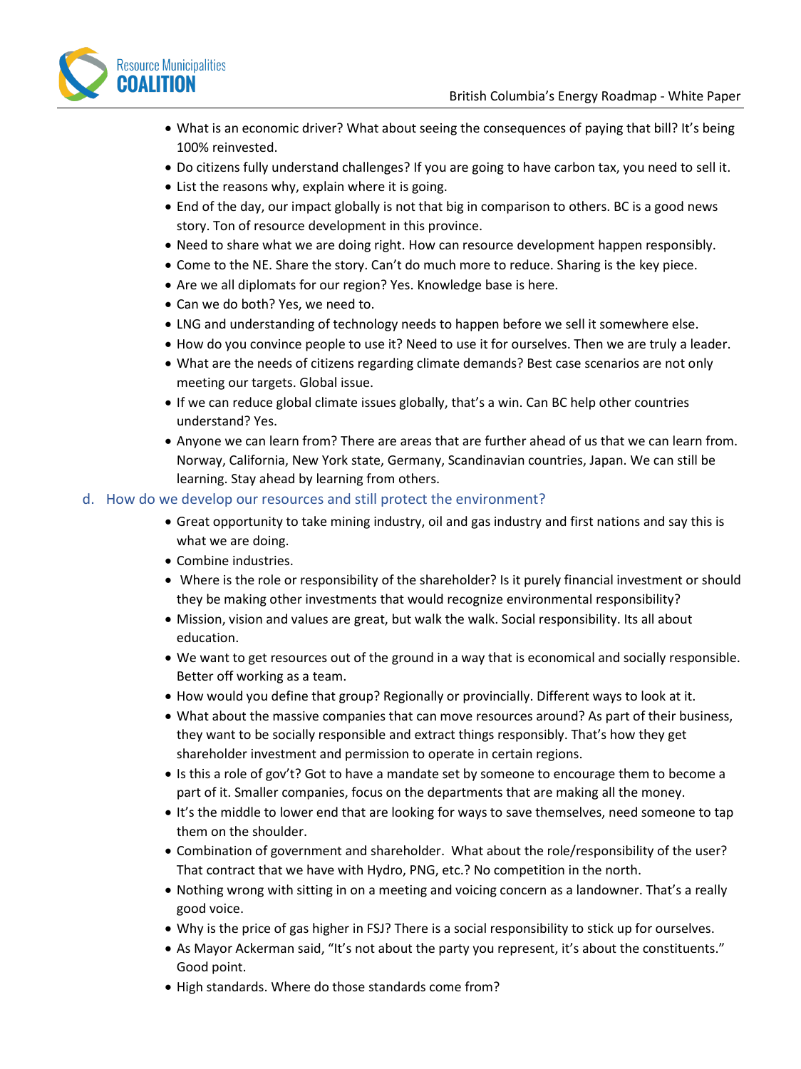- What is an economic driver? What about seeing the consequences of paying that bill? It's being 100% reinvested.
- Do citizens fully understand challenges? If you are going to have carbon tax, you need to sell it.
- List the reasons why, explain where it is going.
- End of the day, our impact globally is not that big in comparison to others. BC is a good news story. Ton of resource development in this province.
- Need to share what we are doing right. How can resource development happen responsibly.
- Come to the NE. Share the story. Can't do much more to reduce. Sharing is the key piece.
- Are we all diplomats for our region? Yes. Knowledge base is here.
- Can we do both? Yes, we need to.
- LNG and understanding of technology needs to happen before we sell it somewhere else.
- How do you convince people to use it? Need to use it for ourselves. Then we are truly a leader.
- What are the needs of citizens regarding climate demands? Best case scenarios are not only meeting our targets. Global issue.
- If we can reduce global climate issues globally, that's a win. Can BC help other countries understand? Yes.
- Anyone we can learn from? There are areas that are further ahead of us that we can learn from. Norway, California, New York state, Germany, Scandinavian countries, Japan. We can still be learning. Stay ahead by learning from others.

### d. How do we develop our resources and still protect the environment?

- Great opportunity to take mining industry, oil and gas industry and first nations and say this is what we are doing.
- Combine industries.
- Where is the role or responsibility of the shareholder? Is it purely financial investment or should they be making other investments that would recognize environmental responsibility?
- Mission, vision and values are great, but walk the walk. Social responsibility. Its all about education.
- We want to get resources out of the ground in a way that is economical and socially responsible. Better off working as a team.
- How would you define that group? Regionally or provincially. Different ways to look at it.
- What about the massive companies that can move resources around? As part of their business, they want to be socially responsible and extract things responsibly. That's how they get shareholder investment and permission to operate in certain regions.
- Is this a role of gov't? Got to have a mandate set by someone to encourage them to become a part of it. Smaller companies, focus on the departments that are making all the money.
- It's the middle to lower end that are looking for ways to save themselves, need someone to tap them on the shoulder.
- Combination of government and shareholder. What about the role/responsibility of the user? That contract that we have with Hydro, PNG, etc.? No competition in the north.
- Nothing wrong with sitting in on a meeting and voicing concern as a landowner. That's a really good voice.
- Why is the price of gas higher in FSJ? There is a social responsibility to stick up for ourselves.
- As Mayor Ackerman said, "It's not about the party you represent, it's about the constituents." Good point.
- High standards. Where do those standards come from?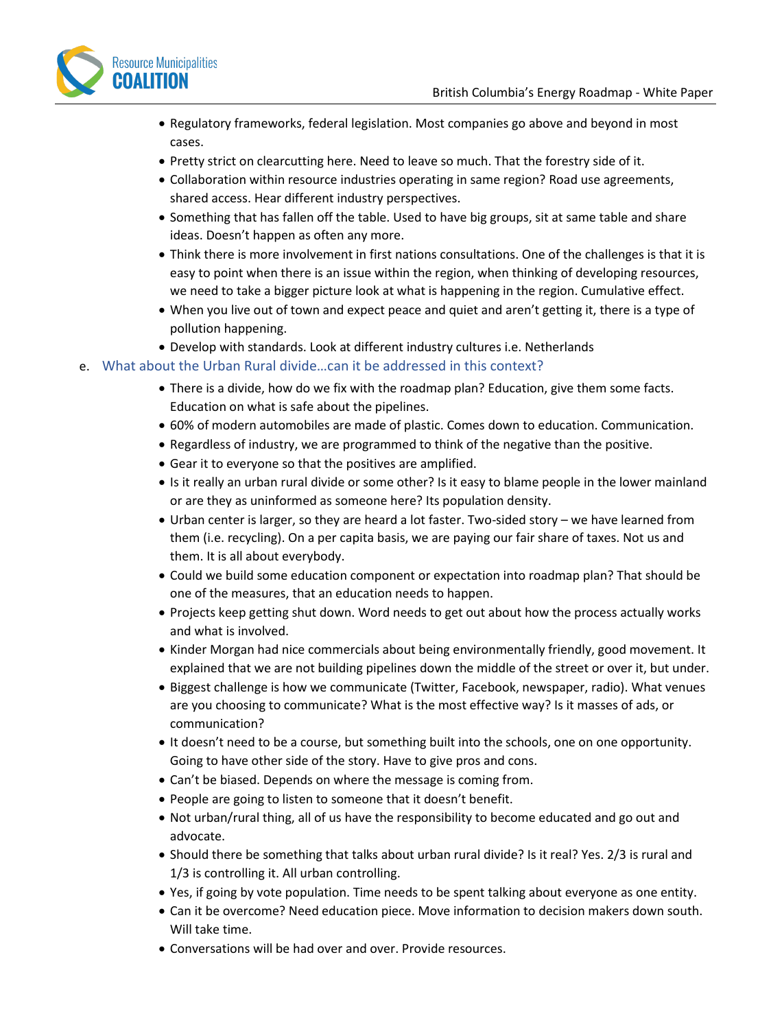- Regulatory frameworks, federal legislation. Most companies go above and beyond in most cases.
- Pretty strict on clearcutting here. Need to leave so much. That the forestry side of it.
- Collaboration within resource industries operating in same region? Road use agreements, shared access. Hear different industry perspectives.
- Something that has fallen off the table. Used to have big groups, sit at same table and share ideas. Doesn't happen as often any more.
- Think there is more involvement in first nations consultations. One of the challenges is that it is easy to point when there is an issue within the region, when thinking of developing resources, we need to take a bigger picture look at what is happening in the region. Cumulative effect.
- When you live out of town and expect peace and quiet and aren't getting it, there is a type of pollution happening.
- Develop with standards. Look at different industry cultures i.e. Netherlands

e. What about the Urban Rural divide…can it be addressed in this context?

- There is a divide, how do we fix with the roadmap plan? Education, give them some facts. Education on what is safe about the pipelines.
- 60% of modern automobiles are made of plastic. Comes down to education. Communication.
- Regardless of industry, we are programmed to think of the negative than the positive.
- Gear it to everyone so that the positives are amplified.
- Is it really an urban rural divide or some other? Is it easy to blame people in the lower mainland or are they as uninformed as someone here? Its population density.
- Urban center is larger, so they are heard a lot faster. Two-sided story – we have learned from them (i.e. recycling). On a per capita basis, we are paying our fair share of taxes. Not us and them. It is all about everybody.
- Could we build some education component or expectation into roadmap plan? That should be one of the measures, that an education needs to happen.
- Projects keep getting shut down. Word needs to get out about how the process actually works and what is involved.
- Kinder Morgan had nice commercials about being environmentally friendly, good movement. It explained that we are not building pipelines down the middle of the street or over it, but under.
- Biggest challenge is how we communicate (Twitter, Facebook, newspaper, radio). What venues are you choosing to communicate? What is the most effective way? Is it masses of ads, or communication?
- It doesn't need to be a course, but something built into the schools, one on one opportunity. Going to have other side of the story. Have to give pros and cons.
- Can't be biased. Depends on where the message is coming from.
- People are going to listen to someone that it doesn't benefit.
- Not urban/rural thing, all of us have the responsibility to become educated and go out and advocate.
- Should there be something that talks about urban rural divide? Is it real? Yes. 2/3 is rural and 1/3 is controlling it. All urban controlling.
- Yes, if going by vote population. Time needs to be spent talking about everyone as one entity.
- Can it be overcome? Need education piece. Move information to decision makers down south. Will take time.
- Conversations will be had over and over. Provide resources.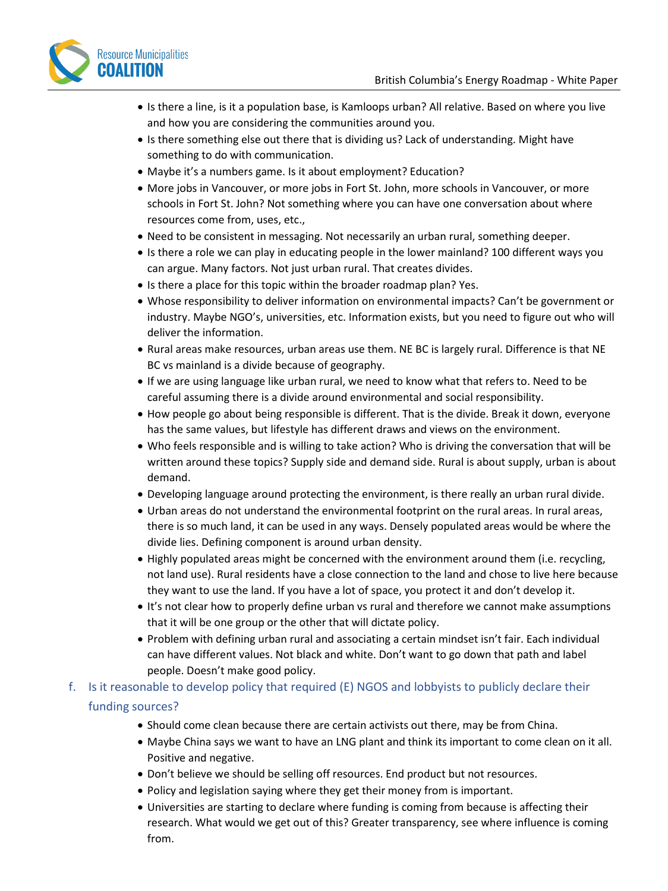- Is there a line, is it a population base, is Kamloops urban? All relative. Based on where you live and how you are considering the communities around you.
- Is there something else out there that is dividing us? Lack of understanding. Might have something to do with communication.
- Maybe it's a numbers game. Is it about employment? Education?
- More jobs in Vancouver, or more jobs in Fort St. John, more schools in Vancouver, or more schools in Fort St. John? Not something where you can have one conversation about where resources come from, uses, etc.,
- Need to be consistent in messaging. Not necessarily an urban rural, something deeper.
- Is there a role we can play in educating people in the lower mainland? 100 different ways you can argue. Many factors. Not just urban rural. That creates divides.
- Is there a place for this topic within the broader roadmap plan? Yes.
- Whose responsibility to deliver information on environmental impacts? Can't be government or industry. Maybe NGO's, universities, etc. Information exists, but you need to figure out who will deliver the information.
- Rural areas make resources, urban areas use them. NE BC is largely rural. Difference is that NE BC vs mainland is a divide because of geography.
- If we are using language like urban rural, we need to know what that refers to. Need to be careful assuming there is a divide around environmental and social responsibility.
- How people go about being responsible is different. That is the divide. Break it down, everyone has the same values, but lifestyle has different draws and views on the environment.
- Who feels responsible and is willing to take action? Who is driving the conversation that will be written around these topics? Supply side and demand side. Rural is about supply, urban is about demand.
- Developing language around protecting the environment, is there really an urban rural divide.
- Urban areas do not understand the environmental footprint on the rural areas. In rural areas, there is so much land, it can be used in any ways. Densely populated areas would be where the divide lies. Defining component is around urban density.
- Highly populated areas might be concerned with the environment around them (i.e. recycling, not land use). Rural residents have a close connection to the land and chose to live here because they want to use the land. If you have a lot of space, you protect it and don't develop it.
- It's not clear how to properly define urban vs rural and therefore we cannot make assumptions that it will be one group or the other that will dictate policy.
- Problem with defining urban rural and associating a certain mindset isn't fair. Each individual can have different values. Not black and white. Don't want to go down that path and label people. Doesn't make good policy.

f. Is it reasonable to develop policy that required (E) NGOS and lobbyists to publicly declare their funding sources?

- Should come clean because there are certain activists out there, may be from China.
- Maybe China says we want to have an LNG plant and think its important to come clean on it all. Positive and negative.
- Don't believe we should be selling off resources. End product but not resources.
- Policy and legislation saying where they get their money from is important.
- Universities are starting to declare where funding is coming from because is affecting their research. What would we get out of this? Greater transparency, see where influence is coming from.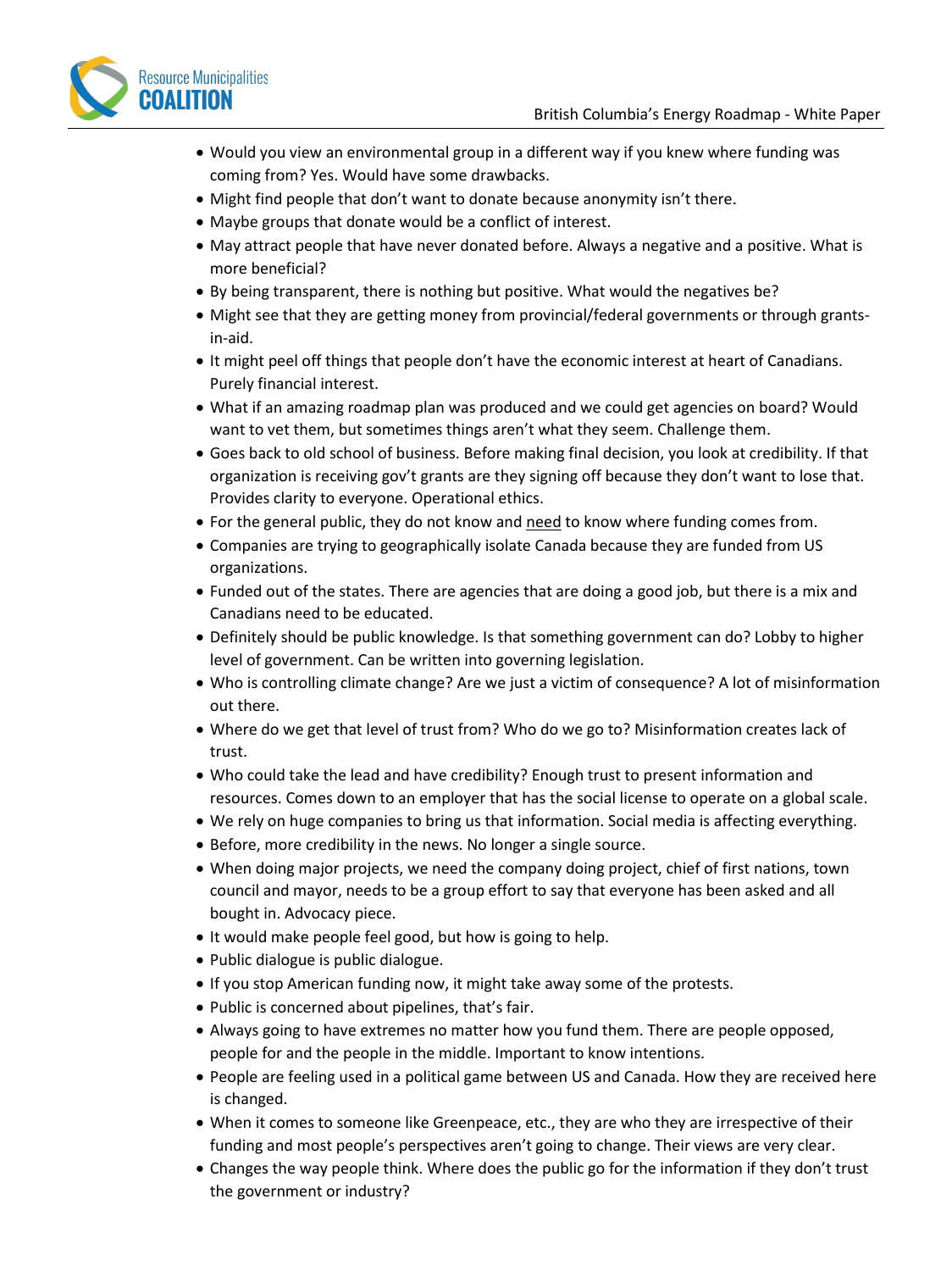- Would you view an environmental group in a different way if you knew where funding was coming from? Yes. Would have some drawbacks.
- Might find people that don't want to donate because anonymity isn't there.
- Maybe groups that donate would be a conflict of interest.
- May attract people that have never donated before. Always a negative and a positive. What is more beneficial?
- By being transparent, there is nothing but positive. What would the negatives be?
- Might see that they are getting money from provincial/federal governments or through grants-in-aid.
- It might peel off things that people don't have the economic interest at heart of Canadians. Purely financial interest.
- What if an amazing roadmap plan was produced and we could get agencies on board? Would want to vet them, but sometimes things aren't what they seem. Challenge them.
- Goes back to old school of business. Before making final decision, you look at credibility. If that organization is receiving gov't grants are they signing off because they don't want to lose that. Provides clarity to everyone. Operational ethics.
- For the general public, they do not know and <u>need</u> to know where funding comes from.
- Companies are trying to geographically isolate Canada because they are funded from US organizations.
- Funded out of the states. There are agencies that are doing a good job, but there is a mix and Canadians need to be educated.
- Definitely should be public knowledge. Is that something government can do? Lobby to higher level of government. Can be written into governing legislation.
- Who is controlling climate change? Are we just a victim of consequence? A lot of misinformation out there.
- Where do we get that level of trust from? Who do we go to? Misinformation creates lack of trust.
- Who could take the lead and have credibility? Enough trust to present information and resources. Comes down to an employer that has the social license to operate on a global scale.
- We rely on huge companies to bring us that information. Social media is affecting everything.
- Before, more credibility in the news. No longer a single source.
- When doing major projects, we need the company doing project, chief of first nations, town council and mayor, needs to be a group effort to say that everyone has been asked and all bought in. Advocacy piece.
- It would make people feel good, but how is going to help.
- Public dialogue is public dialogue.
- If you stop American funding now, it might take away some of the protests.
- Public is concerned about pipelines, that's fair.
- Always going to have extremes no matter how you fund them. There are people opposed, people for and the people in the middle. Important to know intentions.
- People are feeling used in a political game between US and Canada. How they are received here is changed.
- When it comes to someone like Greenpeace, etc., they are who they are irrespective of their funding and most people's perspectives aren't going to change. Their views are very clear.
- Changes the way people think. Where does the public go for the information if they don't trust the government or industry?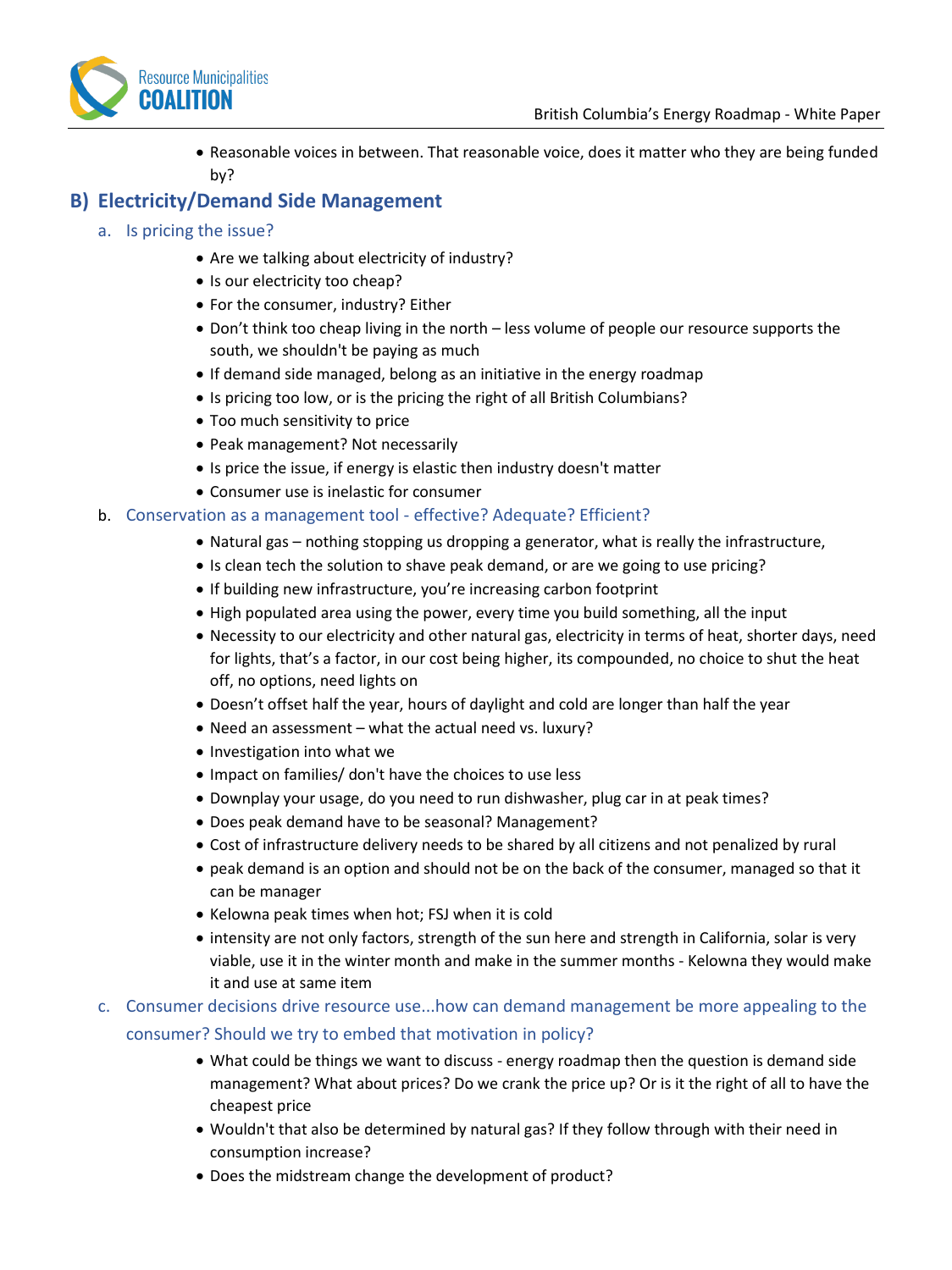- Reasonable voices in between. That reasonable voice, does it matter who they are being funded by?

## B) Electricity/Demand Side Management

### a. Is pricing the issue?

- Are we talking about electricity of industry?
- Is our electricity too cheap?
- For the consumer, industry? Either
- Don't think too cheap living in the north – less volume of people our resource supports the south, we shouldn't be paying as much
- If demand side managed, belong as an initiative in the energy roadmap
- Is pricing too low, or is the pricing the right of all British Columbians?
- Too much sensitivity to price
- Peak management? Not necessarily
- Is price the issue, if energy is elastic then industry doesn't matter
- Consumer use is inelastic for consumer

### b. Conservation as a management tool - effective? Adequate? Efficient?

- Natural gas – nothing stopping us dropping a generator, what is really the infrastructure,
- Is clean tech the solution to shave peak demand, or are we going to use pricing?
- If building new infrastructure, you're increasing carbon footprint
- High populated area using the power, every time you build something, all the input
- Necessity to our electricity and other natural gas, electricity in terms of heat, shorter days, need for lights, that's a factor, in our cost being higher, its compounded, no choice to shut the heat off, no options, need lights on
- Doesn't offset half the year, hours of daylight and cold are longer than half the year
- Need an assessment – what the actual need vs. luxury?
- Investigation into what we
- Impact on families/ don't have the choices to use less
- Downplay your usage, do you need to run dishwasher, plug car in at peak times?
- Does peak demand have to be seasonal? Management?
- Cost of infrastructure delivery needs to be shared by all citizens and not penalized by rural
- peak demand is an option and should not be on the back of the consumer, managed so that it can be manager
- Kelowna peak times when hot; FSJ when it is cold
- intensity are not only factors, strength of the sun here and strength in California, solar is very viable, use it in the winter month and make in the summer months - Kelowna they would make it and use at same item

### c. Consumer decisions drive resource use...how can demand management be more appealing to the consumer? Should we try to embed that motivation in policy?

- What could be things we want to discuss - energy roadmap then the question is demand side management? What about prices? Do we crank the price up? Or is it the right of all to have the cheapest price
- Wouldn't that also be determined by natural gas? If they follow through with their need in consumption increase?
- Does the midstream change the development of product?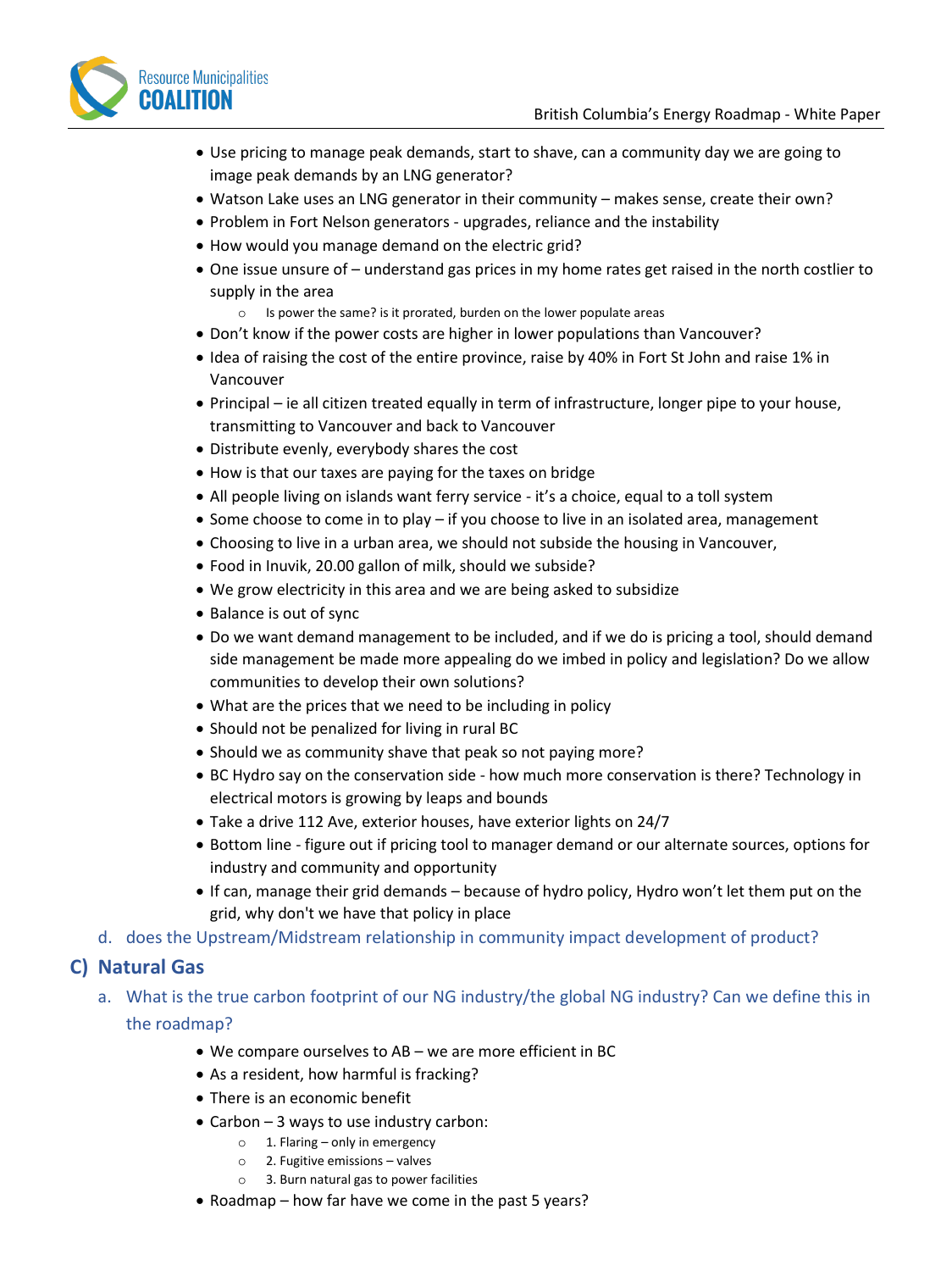- Use pricing to manage peak demands, start to shave, can a community day we are going to image peak demands by an LNG generator?
- Watson Lake uses an LNG generator in their community – makes sense, create their own?
- Problem in Fort Nelson generators - upgrades, reliance and the instability
- How would you manage demand on the electric grid?
- One issue unsure of – understand gas prices in my home rates get raised in the north costlier to supply in the area
  - Is power the same? is it prorated, burden on the lower populate areas
- Don't know if the power costs are higher in lower populations than Vancouver?
- Idea of raising the cost of the entire province, raise by 40% in Fort St John and raise 1% in Vancouver
- Principal – ie all citizen treated equally in term of infrastructure, longer pipe to your house, transmitting to Vancouver and back to Vancouver
- Distribute evenly, everybody shares the cost
- How is that our taxes are paying for the taxes on bridge
- All people living on islands want ferry service - it's a choice, equal to a toll system
- Some choose to come in to play – if you choose to live in an isolated area, management
- Choosing to live in a urban area, we should not subside the housing in Vancouver,
- Food in Inuvik, 20.00 gallon of milk, should we subside?
- We grow electricity in this area and we are being asked to subsidize
- Balance is out of sync
- Do we want demand management to be included, and if we do is pricing a tool, should demand side management be made more appealing do we imbed in policy and legislation? Do we allow communities to develop their own solutions?
- What are the prices that we need to be including in policy
- Should not be penalized for living in rural BC
- Should we as community shave that peak so not paying more?
- BC Hydro say on the conservation side - how much more conservation is there? Technology in electrical motors is growing by leaps and bounds
- Take a drive 112 Ave, exterior houses, have exterior lights on 24/7
- Bottom line - figure out if pricing tool to manager demand or our alternate sources, options for industry and community and opportunity
- If can, manage their grid demands – because of hydro policy, Hydro won't let them put on the grid, why don't we have that policy in place

d. does the Upstream/Midstream relationship in community impact development of product?

## C) Natural Gas

a. What is the true carbon footprint of our NG industry/the global NG industry? Can we define this in the roadmap?

- We compare ourselves to AB – we are more efficient in BC
- As a resident, how harmful is fracking?
- There is an economic benefit
- Carbon – 3 ways to use industry carbon:
  - 1. Flaring – only in emergency
  - 2. Fugitive emissions – valves
  - 3. Burn natural gas to power facilities
- Roadmap – how far have we come in the past 5 years?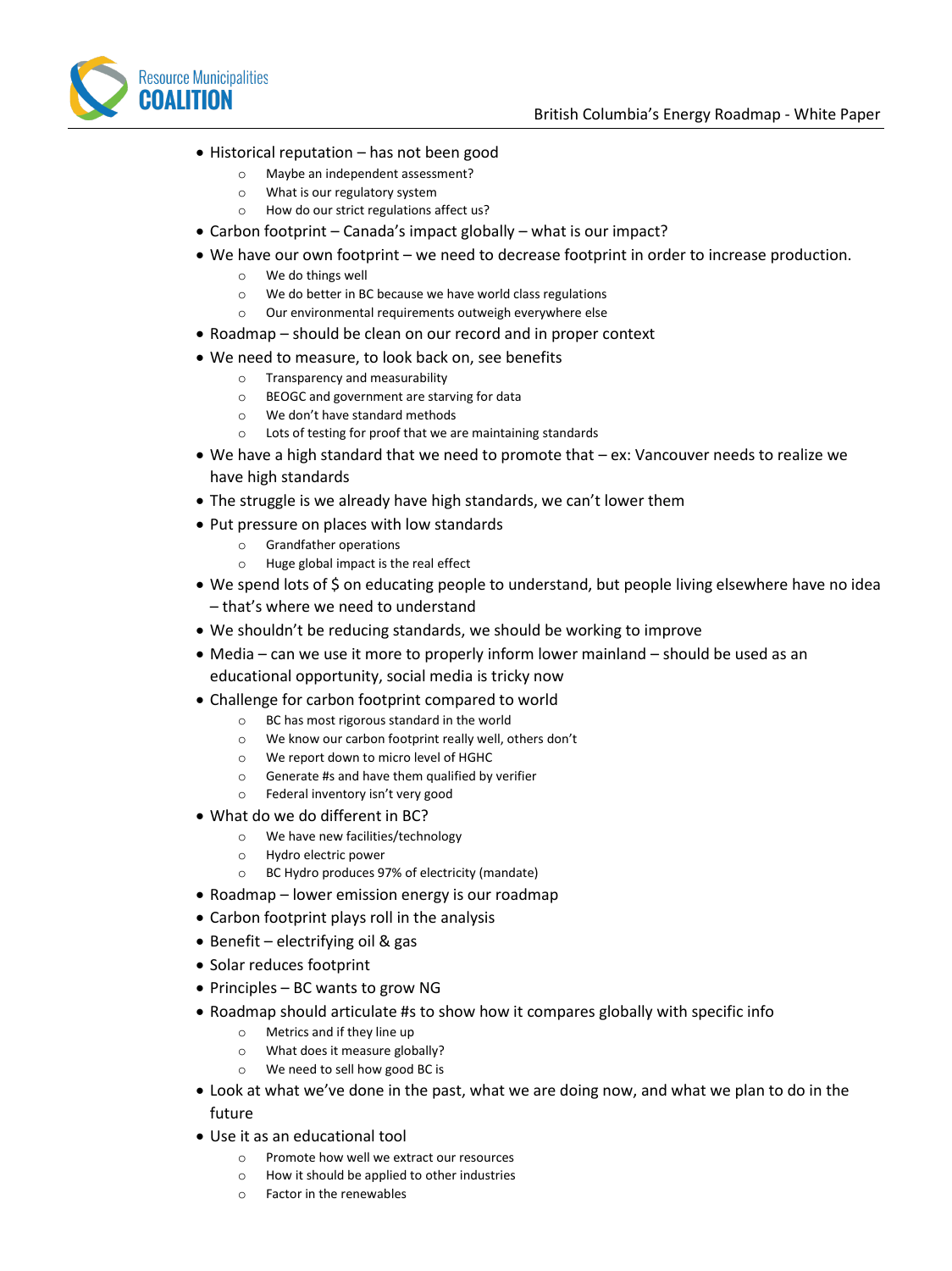- Historical reputation – has not been good
  - Maybe an independent assessment?
  - What is our regulatory system
  - How do our strict regulations affect us?
- Carbon footprint – Canada's impact globally – what is our impact?
- We have our own footprint – we need to decrease footprint in order to increase production.
  - We do things well
  - We do better in BC because we have world class regulations
  - Our environmental requirements outweigh everywhere else
- Roadmap – should be clean on our record and in proper context
- We need to measure, to look back on, see benefits
  - Transparency and measurability
  - BEOGC and government are starving for data
  - We don't have standard methods
  - Lots of testing for proof that we are maintaining standards
- We have a high standard that we need to promote that – ex: Vancouver needs to realize we have high standards
- The struggle is we already have high standards, we can't lower them
- Put pressure on places with low standards
  - Grandfather operations
  - Huge global impact is the real effect
- We spend lots of $ on educating people to understand, but people living elsewhere have no idea – that's where we need to understand
- We shouldn't be reducing standards, we should be working to improve
- Media – can we use it more to properly inform lower mainland – should be used as an educational opportunity, social media is tricky now
- Challenge for carbon footprint compared to world
  - BC has most rigorous standard in the world
  - We know our carbon footprint really well, others don't
  - We report down to micro level of HGHC
  - Generate #s and have them qualified by verifier
  - Federal inventory isn't very good
- What do we do different in BC?
  - We have new facilities/technology
  - Hydro electric power
  - BC Hydro produces 97% of electricity (mandate)
- Roadmap – lower emission energy is our roadmap
- Carbon footprint plays roll in the analysis
- Benefit – electrifying oil & gas
- Solar reduces footprint
- Principles – BC wants to grow NG
- Roadmap should articulate #s to show how it compares globally with specific info
  - Metrics and if they line up
  - What does it measure globally?
  - We need to sell how good BC is
- Look at what we've done in the past, what we are doing now, and what we plan to do in the future
- Use it as an educational tool
  - Promote how well we extract our resources
  - How it should be applied to other industries
  - Factor in the renewables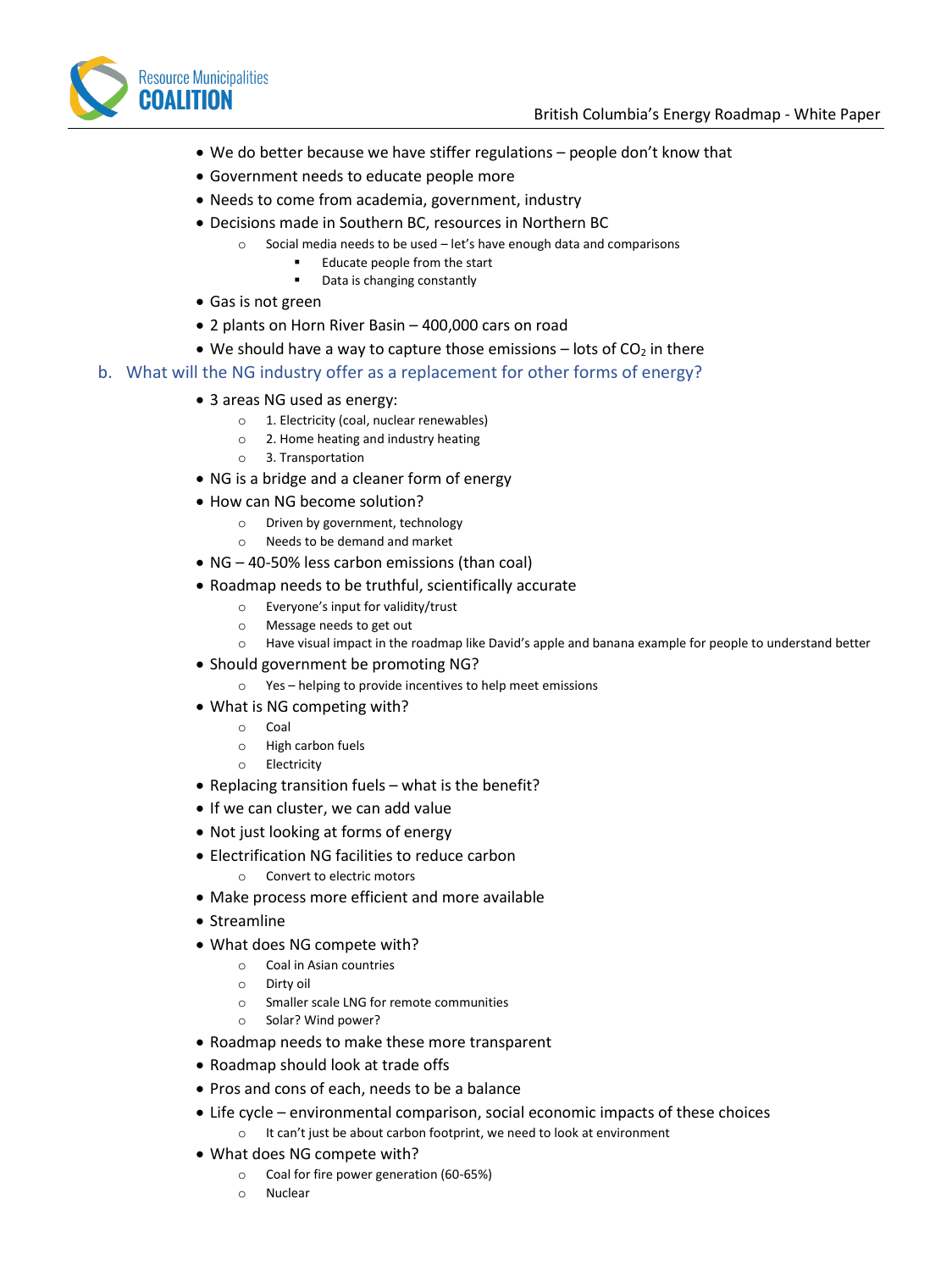- We do better because we have stiffer regulations – people don't know that
- Government needs to educate people more
- Needs to come from academia, government, industry
- Decisions made in Southern BC, resources in Northern BC
    - Social media needs to be used – let's have enough data and comparisons
        - Educate people from the start
        - Data is changing constantly
- Gas is not green
- 2 plants on Horn River Basin – 400,000 cars on road
- We should have a way to capture those emissions – lots of $CO_2$ in there

## b. What will the NG industry offer as a replacement for other forms of energy?

- 3 areas NG used as energy:
    - 1. Electricity (coal, nuclear renewables)
    - 2. Home heating and industry heating
    - 3. Transportation
- NG is a bridge and a cleaner form of energy
- How can NG become solution?
    - Driven by government, technology
    - Needs to be demand and market
- NG – 40-50% less carbon emissions (than coal)
- Roadmap needs to be truthful, scientifically accurate
    - Everyone's input for validity/trust
    - Message needs to get out
    - Have visual impact in the roadmap like David's apple and banana example for people to understand better
- Should government be promoting NG?
    - Yes – helping to provide incentives to help meet emissions
- What is NG competing with?
    - Coal
    - High carbon fuels
    - Electricity
- Replacing transition fuels – what is the benefit?
- If we can cluster, we can add value
- Not just looking at forms of energy
- Electrification NG facilities to reduce carbon
    - Convert to electric motors
- Make process more efficient and more available
- Streamline
- What does NG compete with?
    - Coal in Asian countries
    - Dirty oil
    - Smaller scale LNG for remote communities
    - Solar? Wind power?
- Roadmap needs to make these more transparent
- Roadmap should look at trade offs
- Pros and cons of each, needs to be a balance
- Life cycle – environmental comparison, social economic impacts of these choices
    - It can't just be about carbon footprint, we need to look at environment
- What does NG compete with?
    - Coal for fire power generation (60-65%)
    - Nuclear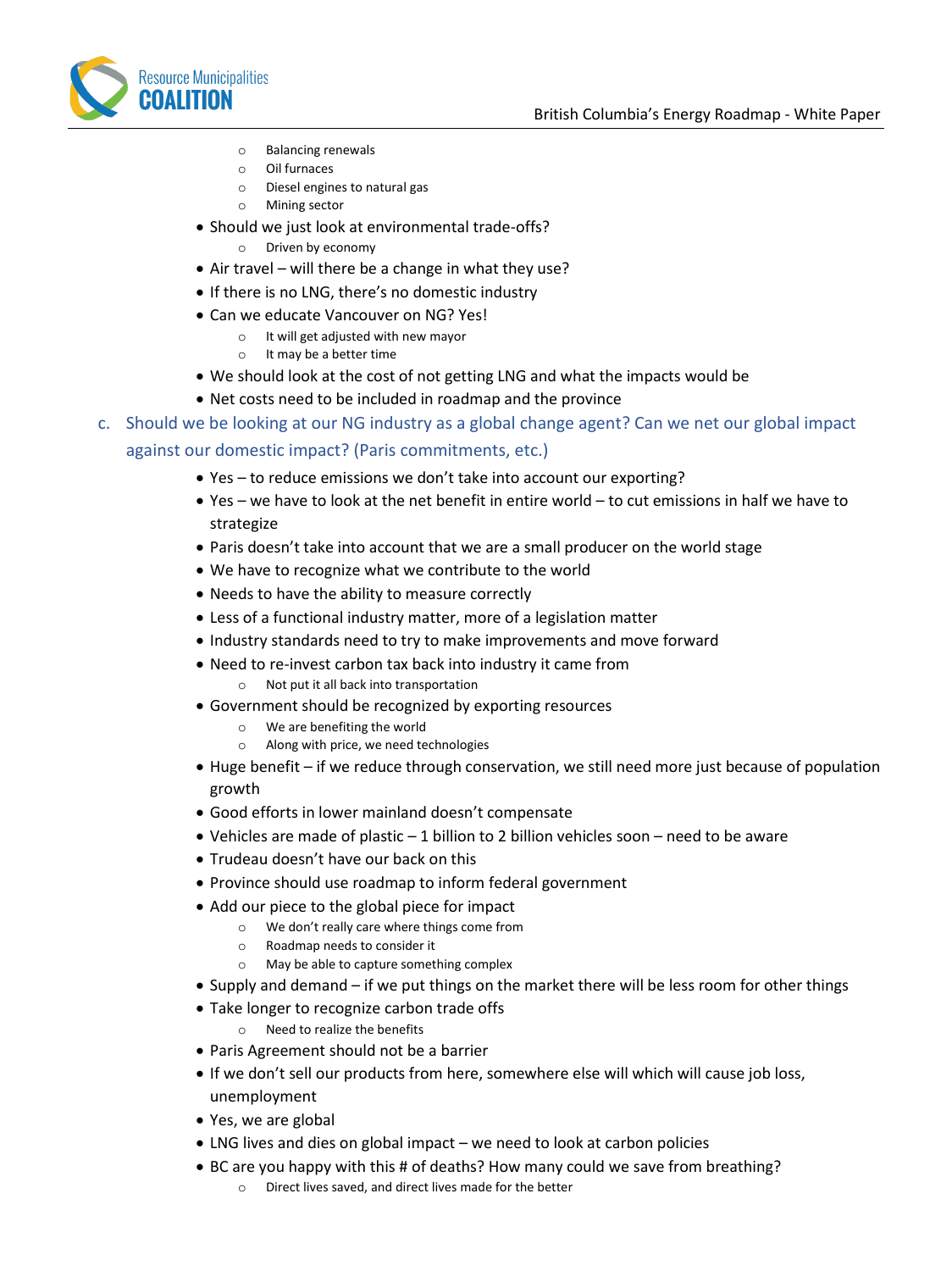- Balancing renewals
  - Oil furnaces
  - Diesel engines to natural gas
  - Mining sector
- Should we just look at environmental trade-offs?
  - Driven by economy
- Air travel – will there be a change in what they use?
- If there is no LNG, there's no domestic industry
- Can we educate Vancouver on NG? Yes!
  - It will get adjusted with new mayor
  - It may be a better time
- We should look at the cost of not getting LNG and what the impacts would be
- Net costs need to be included in roadmap and the province

c. Should we be looking at our NG industry as a global change agent? Can we net our global impact against our domestic impact? (Paris commitments, etc.)

- Yes – to reduce emissions we don't take into account our exporting?
- Yes – we have to look at the net benefit in entire world – to cut emissions in half we have to strategize
- Paris doesn't take into account that we are a small producer on the world stage
- We have to recognize what we contribute to the world
- Needs to have the ability to measure correctly
- Less of a functional industry matter, more of a legislation matter
- Industry standards need to try to make improvements and move forward
- Need to re-invest carbon tax back into industry it came from
  - Not put it all back into transportation
- Government should be recognized by exporting resources
  - We are benefiting the world
  - Along with price, we need technologies
- Huge benefit – if we reduce through conservation, we still need more just because of population growth
- Good efforts in lower mainland doesn't compensate
- Vehicles are made of plastic – 1 billion to 2 billion vehicles soon – need to be aware
- Trudeau doesn't have our back on this
- Province should use roadmap to inform federal government
- Add our piece to the global piece for impact
  - We don't really care where things come from
  - Roadmap needs to consider it
  - May be able to capture something complex
- Supply and demand – if we put things on the market there will be less room for other things
- Take longer to recognize carbon trade offs
  - Need to realize the benefits
- Paris Agreement should not be a barrier
- If we don't sell our products from here, somewhere else will which will cause job loss, unemployment
- Yes, we are global
- LNG lives and dies on global impact – we need to look at carbon policies
- BC are you happy with this # of deaths? How many could we save from breathing?
  - Direct lives saved, and direct lives made for the better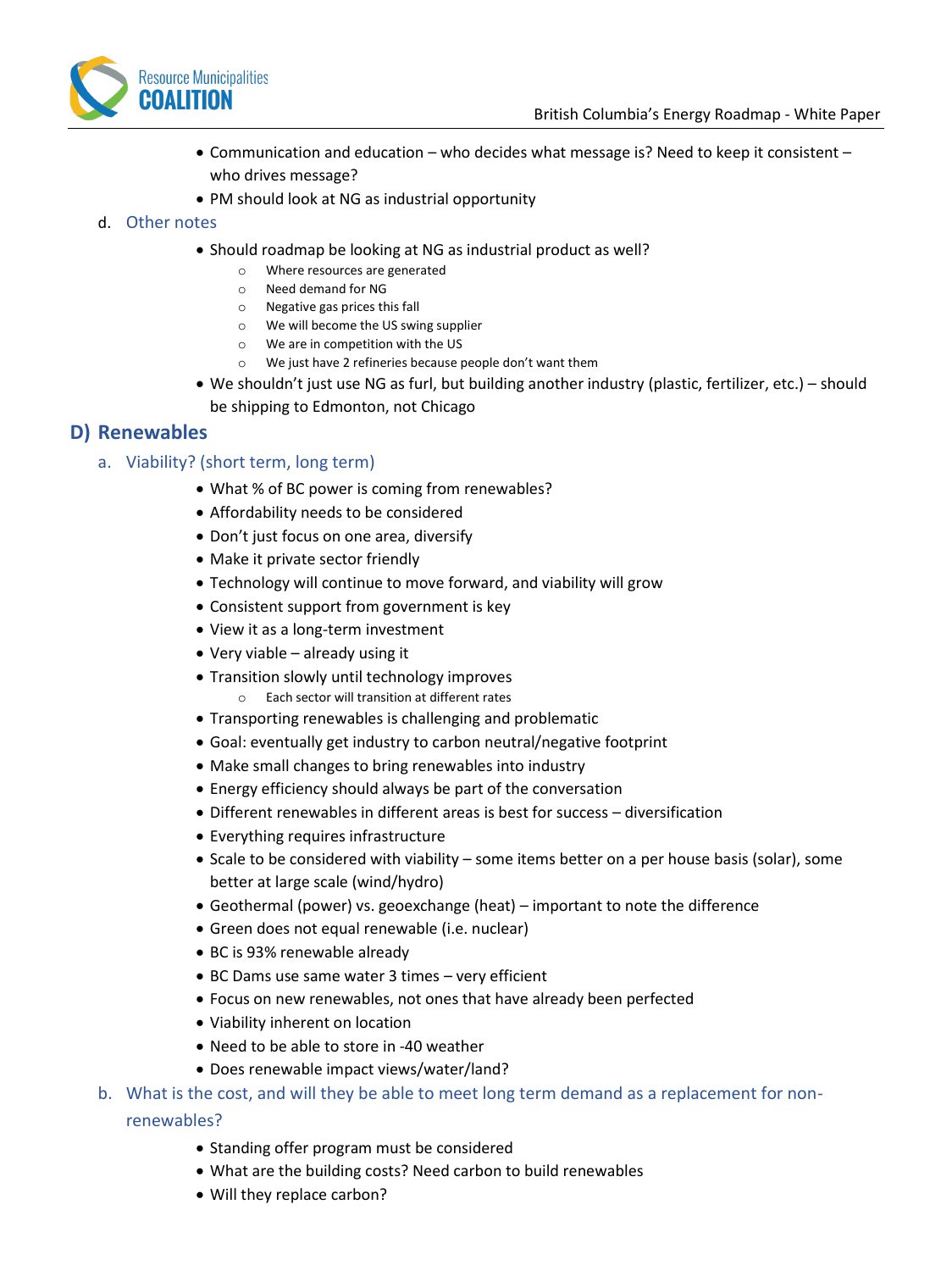- Communication and education – who decides what message is? Need to keep it consistent – who drives message?
- PM should look at NG as industrial opportunity

d. Other notes

- Should roadmap be looking at NG as industrial product as well?
    - Where resources are generated
    - Need demand for NG
    - Negative gas prices this fall
    - We will become the US swing supplier
    - We are in competition with the US
    - We just have 2 refineries because people don't want them
- We shouldn't just use NG as furl, but building another industry (plastic, fertilizer, etc.) – should be shipping to Edmonton, not Chicago

## D) Renewables

### a. Viability? (short term, long term)

- What % of BC power is coming from renewables?
- Affordability needs to be considered
- Don't just focus on one area, diversify
- Make it private sector friendly
- Technology will continue to move forward, and viability will grow
- Consistent support from government is key
- View it as a long-term investment
- Very viable – already using it
- Transition slowly until technology improves
    - Each sector will transition at different rates
- Transporting renewables is challenging and problematic
- Goal: eventually get industry to carbon neutral/negative footprint
- Make small changes to bring renewables into industry
- Energy efficiency should always be part of the conversation
- Different renewables in different areas is best for success – diversification
- Everything requires infrastructure
- Scale to be considered with viability – some items better on a per house basis (solar), some better at large scale (wind/hydro)
- Geothermal (power) vs. geoexchange (heat) – important to note the difference
- Green does not equal renewable (i.e. nuclear)
- BC is 93% renewable already
- BC Dams use same water 3 times – very efficient
- Focus on new renewables, not ones that have already been perfected
- Viability inherent on location
- Need to be able to store in -40 weather
- Does renewable impact views/water/land?

### b. What is the cost, and will they be able to meet long term demand as a replacement for non-renewables?

- Standing offer program must be considered
- What are the building costs? Need carbon to build renewables
- Will they replace carbon?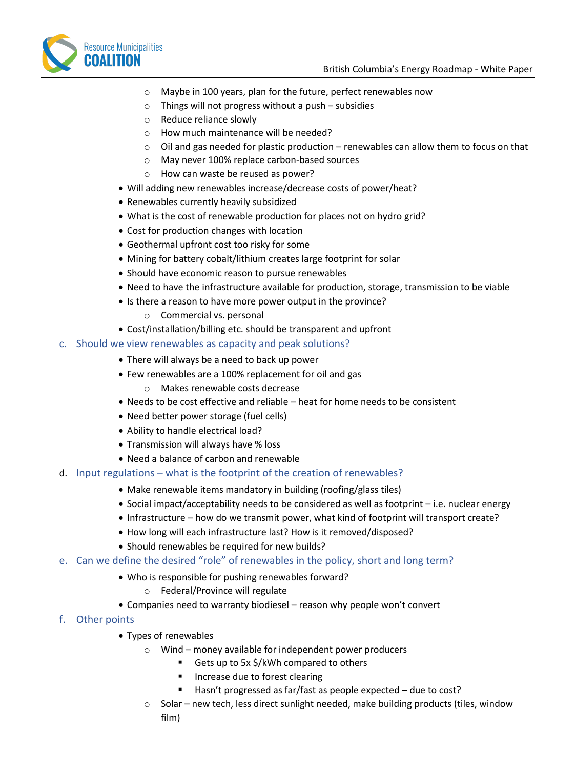- Maybe in 100 years, plan for the future, perfect renewables now
    - Things will not progress without a push – subsidies
    - Reduce reliance slowly
    - How much maintenance will be needed?
    - Oil and gas needed for plastic production – renewables can allow them to focus on that
    - May never 100% replace carbon-based sources
    - How can waste be reused as power?
- Will adding new renewables increase/decrease costs of power/heat?
- Renewables currently heavily subsidized
- What is the cost of renewable production for places not on hydro grid?
- Cost for production changes with location
- Geothermal upfront cost too risky for some
- Mining for battery cobalt/lithium creates large footprint for solar
- Should have economic reason to pursue renewables
- Need to have the infrastructure available for production, storage, transmission to be viable
- Is there a reason to have more power output in the province?
    - Commercial vs. personal
- Cost/installation/billing etc. should be transparent and upfront

### c. Should we view renewables as capacity and peak solutions?

- There will always be a need to back up power
- Few renewables are a 100% replacement for oil and gas
    - Makes renewable costs decrease
- Needs to be cost effective and reliable – heat for home needs to be consistent
- Need better power storage (fuel cells)
- Ability to handle electrical load?
- Transmission will always have % loss
- Need a balance of carbon and renewable

### d. Input regulations – what is the footprint of the creation of renewables?

- Make renewable items mandatory in building (roofing/glass tiles)
- Social impact/acceptability needs to be considered as well as footprint – i.e. nuclear energy
- Infrastructure – how do we transmit power, what kind of footprint will transport create?
- How long will each infrastructure last? How is it removed/disposed?
- Should renewables be required for new builds?

### e. Can we define the desired "role" of renewables in the policy, short and long term?

- Who is responsible for pushing renewables forward?
    - Federal/Province will regulate
- Companies need to warranty biodiesel – reason why people won't convert

### f. Other points

- Types of renewables
    - Wind – money available for independent power producers
        - Gets up to 5x $/kWh compared to others
        - Increase due to forest clearing
        - Hasn't progressed as far/fast as people expected – due to cost?
    - Solar – new tech, less direct sunlight needed, make building products (tiles, window film)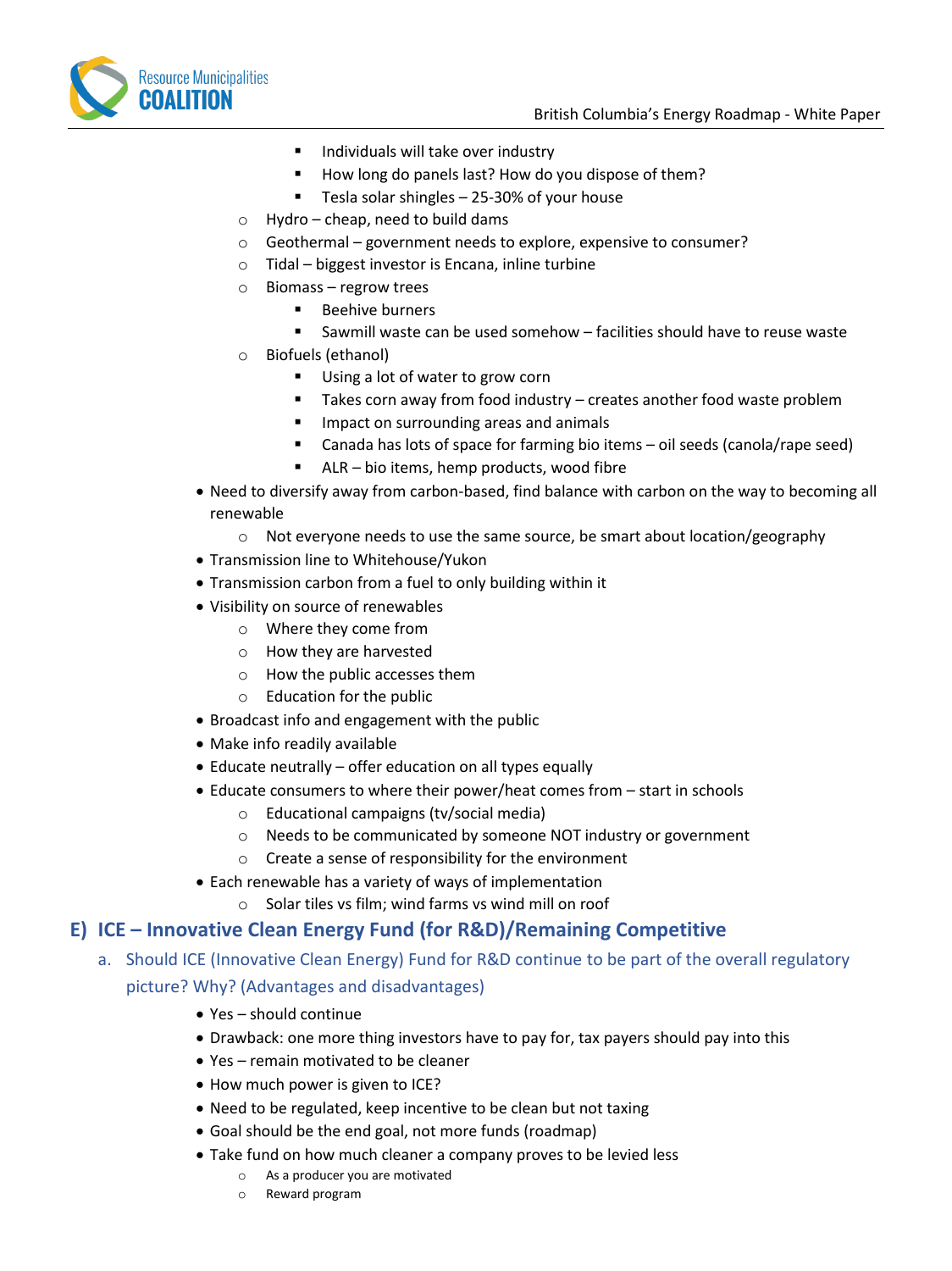- Individuals will take over industry
        - How long do panels last? How do you dispose of them?
        - Tesla solar shingles – 25-30% of your house
    - Hydro – cheap, need to build dams
    - Geothermal – government needs to explore, expensive to consumer?
    - Tidal – biggest investor is Encana, inline turbine
    - Biomass – regrow trees
        - Beehive burners
        - Sawmill waste can be used somehow – facilities should have to reuse waste
    - Biofuels (ethanol)
        - Using a lot of water to grow corn
        - Takes corn away from food industry – creates another food waste problem
        - Impact on surrounding areas and animals
        - Canada has lots of space for farming bio items – oil seeds (canola/rape seed)
        - ALR – bio items, hemp products, wood fibre
- Need to diversify away from carbon-based, find balance with carbon on the way to becoming all renewable
    - Not everyone needs to use the same source, be smart about location/geography
- Transmission line to Whitehouse/Yukon
- Transmission carbon from a fuel to only building within it
- Visibility on source of renewables
    - Where they come from
    - How they are harvested
    - How the public accesses them
    - Education for the public
- Broadcast info and engagement with the public
- Make info readily available
- Educate neutrally – offer education on all types equally
- Educate consumers to where their power/heat comes from – start in schools
    - Educational campaigns (tv/social media)
    - Needs to be communicated by someone NOT industry or government
    - Create a sense of responsibility for the environment
- Each renewable has a variety of ways of implementation
    - Solar tiles vs film; wind farms vs wind mill on roof

## E) ICE – Innovative Clean Energy Fund (for R&D)/Remaining Competitive

### a. Should ICE (Innovative Clean Energy) Fund for R&D continue to be part of the overall regulatory picture? Why? (Advantages and disadvantages)

- Yes – should continue
- Drawback: one more thing investors have to pay for, tax payers should pay into this
- Yes – remain motivated to be cleaner
- How much power is given to ICE?
- Need to be regulated, keep incentive to be clean but not taxing
- Goal should be the end goal, not more funds (roadmap)
- Take fund on how much cleaner a company proves to be levied less
    - As a producer you are motivated
    - Reward program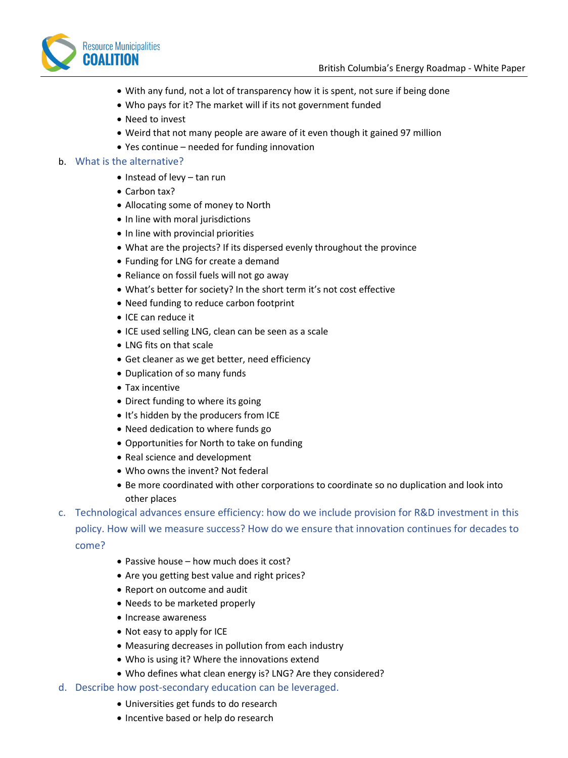- With any fund, not a lot of transparency how it is spent, not sure if being done
- Who pays for it? The market will if its not government funded
- Need to invest
- Weird that not many people are aware of it even though it gained 97 million
- Yes continue – needed for funding innovation

b. What is the alternative?

- Instead of levy – tan run
- Carbon tax?
- Allocating some of money to North
- In line with moral jurisdictions
- In line with provincial priorities
- What are the projects? If its dispersed evenly throughout the province
- Funding for LNG for create a demand
- Reliance on fossil fuels will not go away
- What's better for society? In the short term it's not cost effective
- Need funding to reduce carbon footprint
- ICE can reduce it
- ICE used selling LNG, clean can be seen as a scale
- LNG fits on that scale
- Get cleaner as we get better, need efficiency
- Duplication of so many funds
- Tax incentive
- Direct funding to where its going
- It's hidden by the producers from ICE
- Need dedication to where funds go
- Opportunities for North to take on funding
- Real science and development
- Who owns the invent? Not federal
- Be more coordinated with other corporations to coordinate so no duplication and look into other places

c. Technological advances ensure efficiency: how do we include provision for R&D investment in this policy. How will we measure success? How do we ensure that innovation continues for decades to come?

- Passive house – how much does it cost?
- Are you getting best value and right prices?
- Report on outcome and audit
- Needs to be marketed properly
- Increase awareness
- Not easy to apply for ICE
- Measuring decreases in pollution from each industry
- Who is using it? Where the innovations extend
- Who defines what clean energy is? LNG? Are they considered?

d. Describe how post-secondary education can be leveraged.

- Universities get funds to do research
- Incentive based or help do research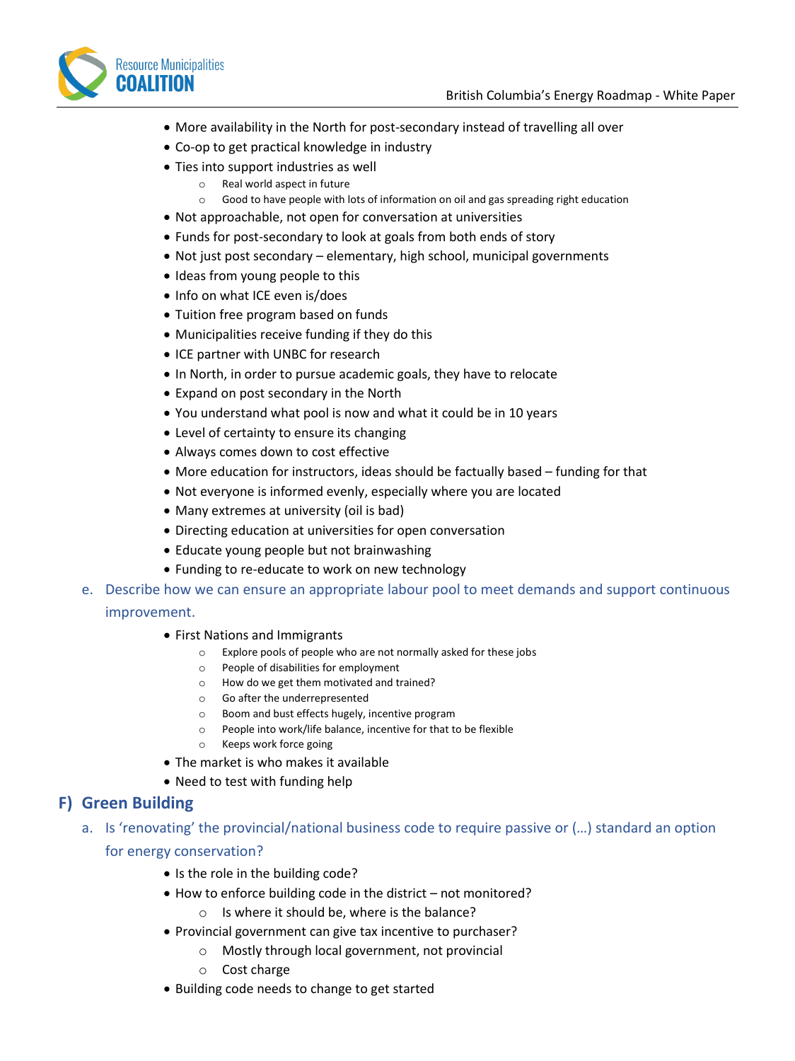- More availability in the North for post-secondary instead of travelling all over
- Co-op to get practical knowledge in industry
- Ties into support industries as well
  - Real world aspect in future
  - Good to have people with lots of information on oil and gas spreading right education
- Not approachable, not open for conversation at universities
- Funds for post-secondary to look at goals from both ends of story
- Not just post secondary – elementary, high school, municipal governments
- Ideas from young people to this
- Info on what ICE even is/does
- Tuition free program based on funds
- Municipalities receive funding if they do this
- ICE partner with UNBC for research
- In North, in order to pursue academic goals, they have to relocate
- Expand on post secondary in the North
- You understand what pool is now and what it could be in 10 years
- Level of certainty to ensure its changing
- Always comes down to cost effective
- More education for instructors, ideas should be factually based – funding for that
- Not everyone is informed evenly, especially where you are located
- Many extremes at university (oil is bad)
- Directing education at universities for open conversation
- Educate young people but not brainwashing
- Funding to re-educate to work on new technology

e. Describe how we can ensure an appropriate labour pool to meet demands and support continuous improvement.

- First Nations and Immigrants
  - Explore pools of people who are not normally asked for these jobs
  - People of disabilities for employment
  - How do we get them motivated and trained?
  - Go after the underrepresented
  - Boom and bust effects hugely, incentive program
  - People into work/life balance, incentive for that to be flexible
  - Keeps work force going
- The market is who makes it available
- Need to test with funding help

## F) Green Building

a. Is 'renovating' the provincial/national business code to require passive or (…) standard an option for energy conservation?

- Is the role in the building code?
- How to enforce building code in the district – not monitored?
  - Is where it should be, where is the balance?
- Provincial government can give tax incentive to purchaser?
  - Mostly through local government, not provincial
  - Cost charge
- Building code needs to change to get started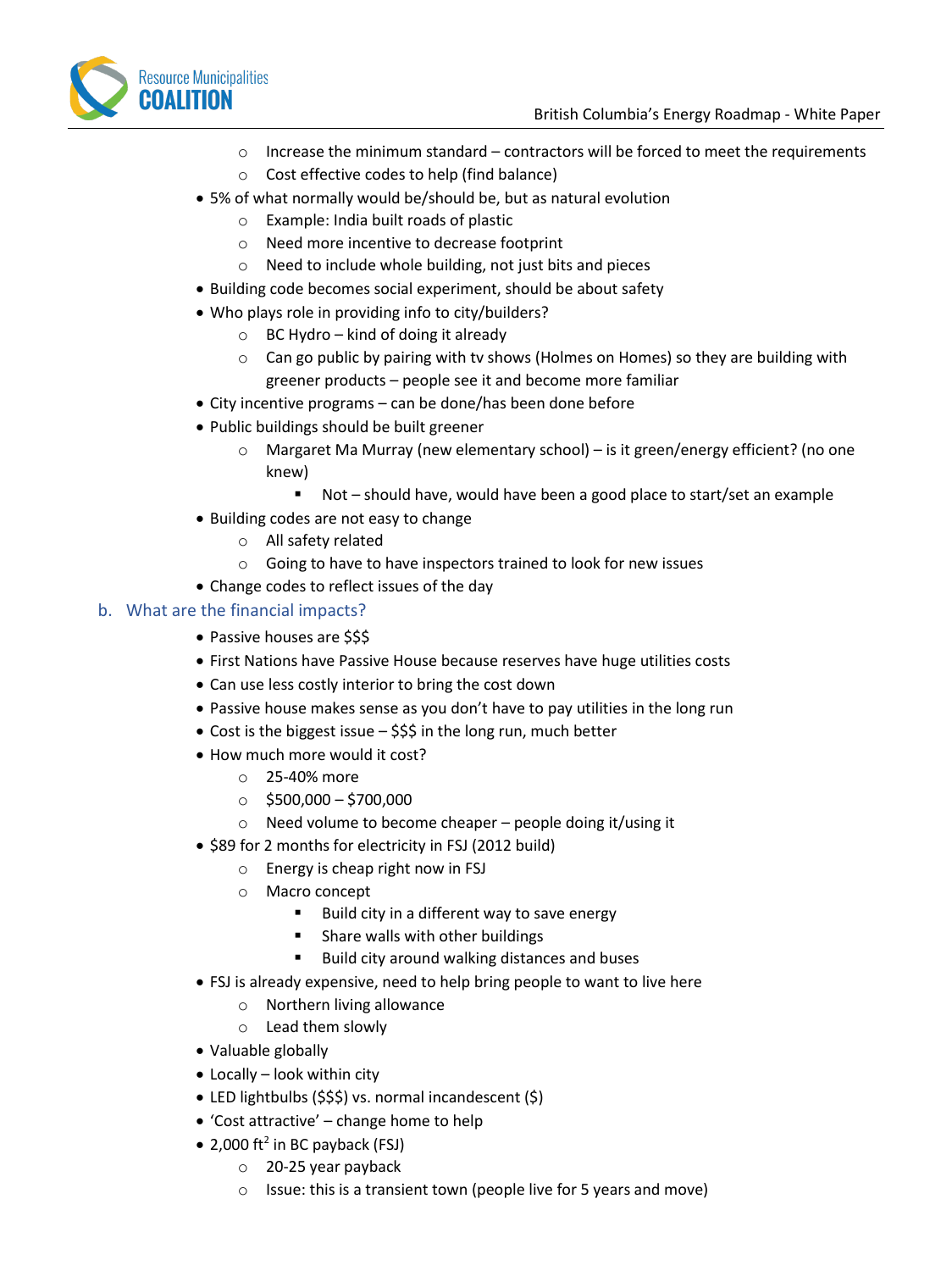- Increase the minimum standard – contractors will be forced to meet the requirements
    - Cost effective codes to help (find balance)
- 5% of what normally would be/should be, but as natural evolution
    - Example: India built roads of plastic
    - Need more incentive to decrease footprint
    - Need to include whole building, not just bits and pieces
- Building code becomes social experiment, should be about safety
- Who plays role in providing info to city/builders?
    - BC Hydro – kind of doing it already
    - Can go public by pairing with tv shows (Holmes on Homes) so they are building with greener products – people see it and become more familiar
- City incentive programs – can be done/has been done before
- Public buildings should be built greener
    - Margaret Ma Murray (new elementary school) – is it green/energy efficient? (no one knew)
        - Not – should have, would have been a good place to start/set an example
- Building codes are not easy to change
    - All safety related
    - Going to have to have inspectors trained to look for new issues
- Change codes to reflect issues of the day

## b. What are the financial impacts?

- Passive houses are $$$
- First Nations have Passive House because reserves have huge utilities costs
- Can use less costly interior to bring the cost down
- Passive house makes sense as you don't have to pay utilities in the long run
- Cost is the biggest issue – $$$ in the long run, much better
- How much more would it cost?
    - 25-40% more
    - $500,000 – $700,000
    - Need volume to become cheaper – people doing it/using it
- $89 for 2 months for electricity in FSJ (2012 build)
    - Energy is cheap right now in FSJ
    - Macro concept
        - Build city in a different way to save energy
        - Share walls with other buildings
        - Build city around walking distances and buses
- FSJ is already expensive, need to help bring people to want to live here
    - Northern living allowance
    - Lead them slowly
- Valuable globally
- Locally – look within city
- LED lightbulbs ($$$) vs. normal incandescent ($)
- 'Cost attractive' – change home to help
- 2,000 $ft^2$ in BC payback (FSJ)
    - 20-25 year payback
    - Issue: this is a transient town (people live for 5 years and move)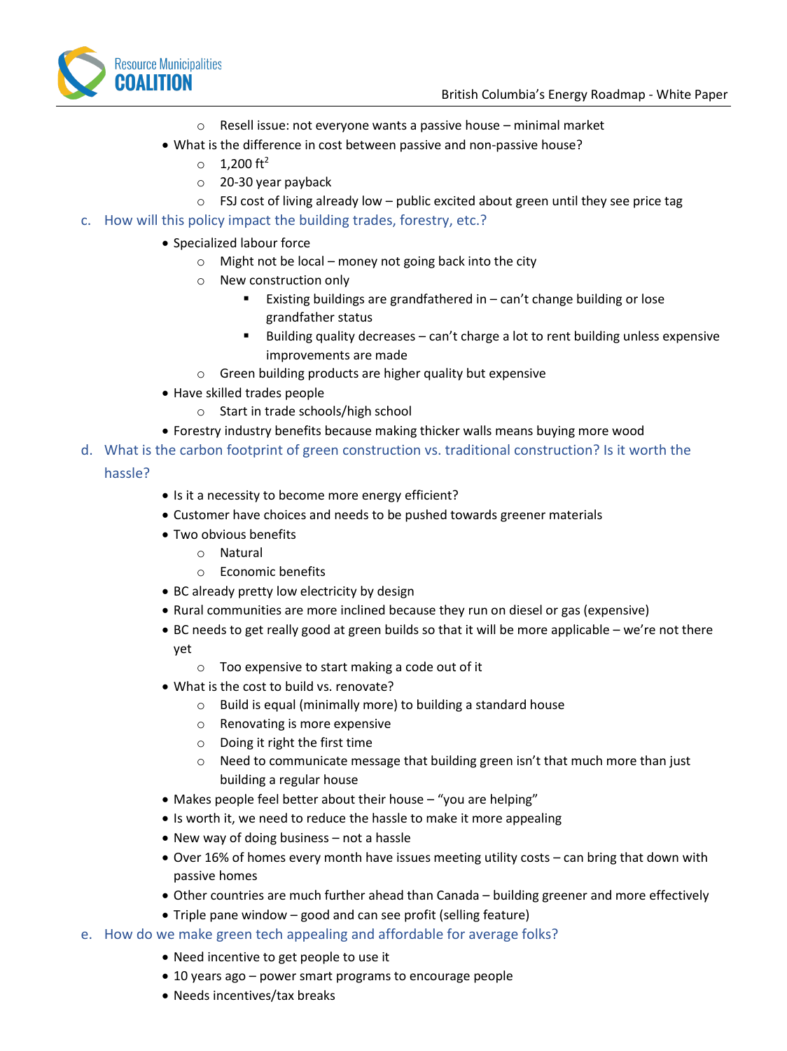- Resell issue: not everyone wants a passive house – minimal market
  - What is the difference in cost between passive and non-passive house?
    - 1,200 $ft^2$
    - 20-30 year payback
    - FSJ cost of living already low – public excited about green until they see price tag

c. How will this policy impact the building trades, forestry, etc.?

  - Specialized labour force
    - Might not be local – money not going back into the city
    - New construction only
      - Existing buildings are grandfathered in – can't change building or lose grandfather status
      - Building quality decreases – can't charge a lot to rent building unless expensive improvements are made
    - Green building products are higher quality but expensive
  - Have skilled trades people
    - Start in trade schools/high school
  - Forestry industry benefits because making thicker walls means buying more wood

d. What is the carbon footprint of green construction vs. traditional construction? Is it worth the hassle?

  - Is it a necessity to become more energy efficient?
  - Customer have choices and needs to be pushed towards greener materials
  - Two obvious benefits
    - Natural
    - Economic benefits
  - BC already pretty low electricity by design
  - Rural communities are more inclined because they run on diesel or gas (expensive)
  - BC needs to get really good at green builds so that it will be more applicable – we're not there yet
    - Too expensive to start making a code out of it
  - What is the cost to build vs. renovate?
    - Build is equal (minimally more) to building a standard house
    - Renovating is more expensive
    - Doing it right the first time
    - Need to communicate message that building green isn't that much more than just building a regular house
  - Makes people feel better about their house – "you are helping"
  - Is worth it, we need to reduce the hassle to make it more appealing
  - New way of doing business – not a hassle
  - Over 16% of homes every month have issues meeting utility costs – can bring that down with passive homes
  - Other countries are much further ahead than Canada – building greener and more effectively
  - Triple pane window – good and can see profit (selling feature)

e. How do we make green tech appealing and affordable for average folks?

  - Need incentive to get people to use it
  - 10 years ago – power smart programs to encourage people
  - Needs incentives/tax breaks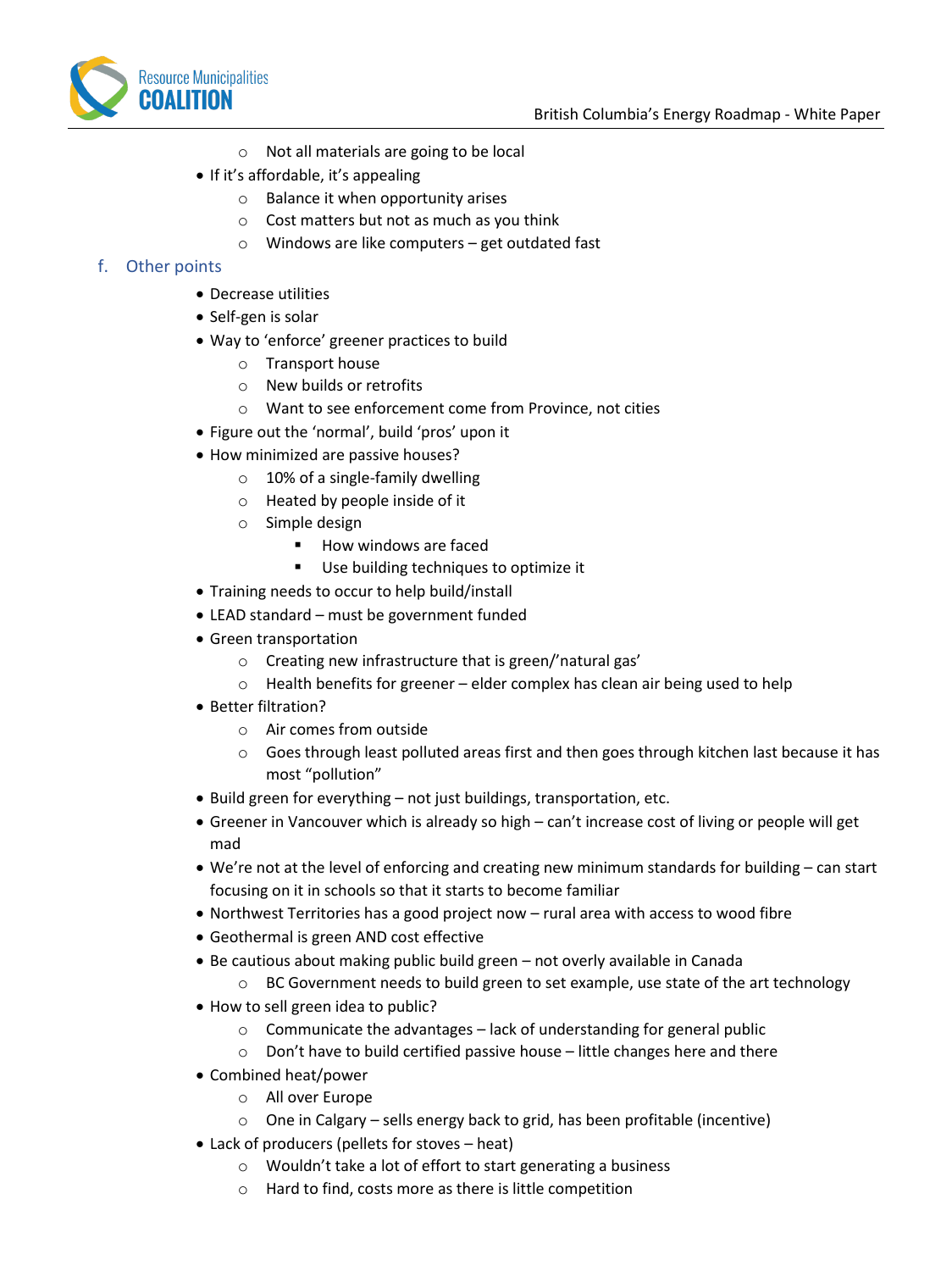- Not all materials are going to be local
- If it's affordable, it's appealing
    - Balance it when opportunity arises
    - Cost matters but not as much as you think
    - Windows are like computers – get outdated fast

### f. Other points

- Decrease utilities
- Self-gen is solar
- Way to 'enforce' greener practices to build
    - Transport house
    - New builds or retrofits
    - Want to see enforcement come from Province, not cities
- Figure out the 'normal', build 'pros' upon it
- How minimized are passive houses?
    - 10% of a single-family dwelling
    - Heated by people inside of it
    - Simple design
        - How windows are faced
        - Use building techniques to optimize it
- Training needs to occur to help build/install
- LEAD standard – must be government funded
- Green transportation
    - Creating new infrastructure that is green/'natural gas'
    - Health benefits for greener – elder complex has clean air being used to help
- Better filtration?
    - Air comes from outside
    - Goes through least polluted areas first and then goes through kitchen last because it has most "pollution"
- Build green for everything – not just buildings, transportation, etc.
- Greener in Vancouver which is already so high – can't increase cost of living or people will get mad
- We're not at the level of enforcing and creating new minimum standards for building – can start focusing on it in schools so that it starts to become familiar
- Northwest Territories has a good project now – rural area with access to wood fibre
- Geothermal is green AND cost effective
- Be cautious about making public build green – not overly available in Canada
    - BC Government needs to build green to set example, use state of the art technology
- How to sell green idea to public?
    - Communicate the advantages – lack of understanding for general public
    - Don't have to build certified passive house – little changes here and there
- Combined heat/power
    - All over Europe
    - One in Calgary – sells energy back to grid, has been profitable (incentive)
- Lack of producers (pellets for stoves – heat)
    - Wouldn't take a lot of effort to start generating a business
    - Hard to find, costs more as there is little competition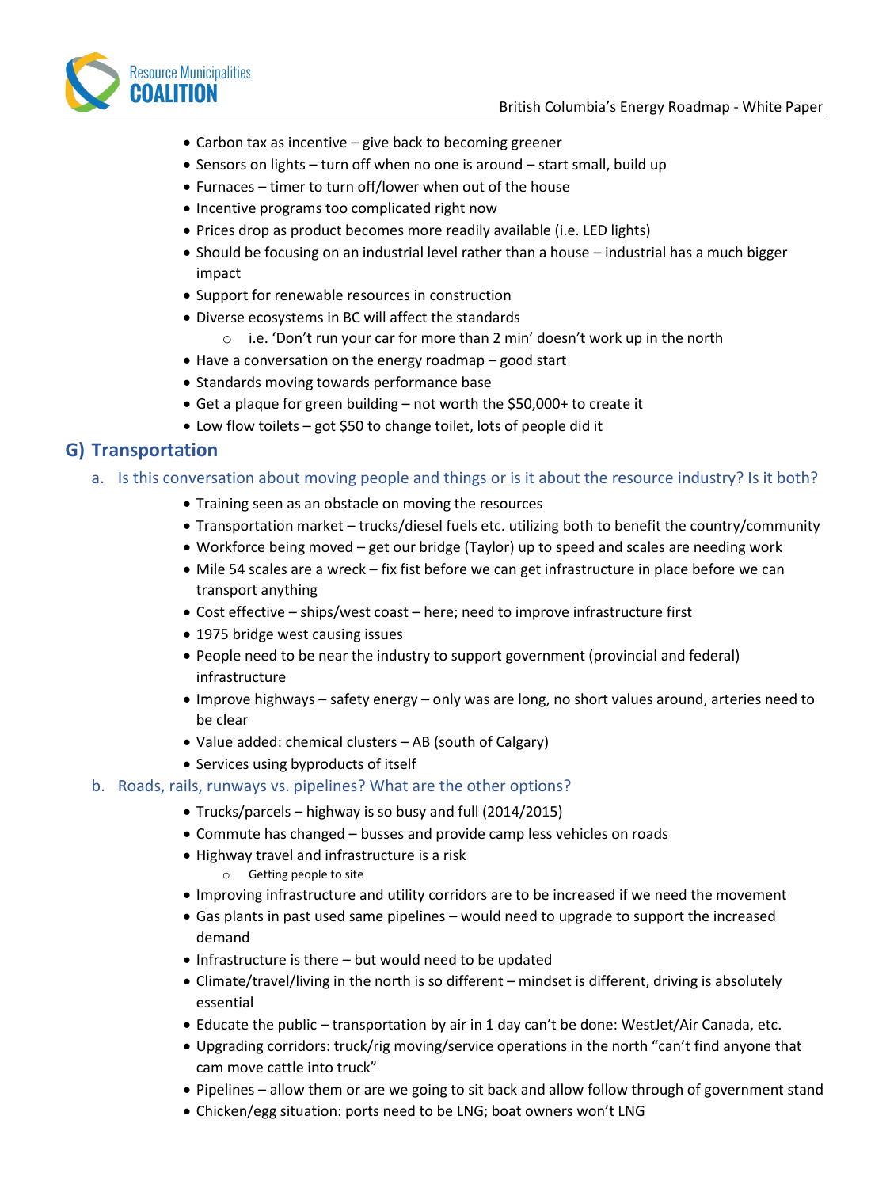- Carbon tax as incentive – give back to becoming greener
- Sensors on lights – turn off when no one is around – start small, build up
- Furnaces – timer to turn off/lower when out of the house
- Incentive programs too complicated right now
- Prices drop as product becomes more readily available (i.e. LED lights)
- Should be focusing on an industrial level rather than a house – industrial has a much bigger impact
- Support for renewable resources in construction
- Diverse ecosystems in BC will affect the standards
  - i.e. 'Don't run your car for more than 2 min' doesn't work up in the north
- Have a conversation on the energy roadmap – good start
- Standards moving towards performance base
- Get a plaque for green building – not worth the $50,000+ to create it
- Low flow toilets – got $50 to change toilet, lots of people did it

## G) Transportation

### a. Is this conversation about moving people and things or is it about the resource industry? Is it both?

- Training seen as an obstacle on moving the resources
- Transportation market – trucks/diesel fuels etc. utilizing both to benefit the country/community
- Workforce being moved – get our bridge (Taylor) up to speed and scales are needing work
- Mile 54 scales are a wreck – fix fist before we can get infrastructure in place before we can transport anything
- Cost effective – ships/west coast – here; need to improve infrastructure first
- 1975 bridge west causing issues
- People need to be near the industry to support government (provincial and federal) infrastructure
- Improve highways – safety energy – only was are long, no short values around, arteries need to be clear
- Value added: chemical clusters – AB (south of Calgary)
- Services using byproducts of itself

### b. Roads, rails, runways vs. pipelines? What are the other options?

- Trucks/parcels – highway is so busy and full (2014/2015)
- Commute has changed – busses and provide camp less vehicles on roads
- Highway travel and infrastructure is a risk
  - Getting people to site
- Improving infrastructure and utility corridors are to be increased if we need the movement
- Gas plants in past used same pipelines – would need to upgrade to support the increased demand
- Infrastructure is there – but would need to be updated
- Climate/travel/living in the north is so different – mindset is different, driving is absolutely essential
- Educate the public – transportation by air in 1 day can't be done: WestJet/Air Canada, etc.
- Upgrading corridors: truck/rig moving/service operations in the north "can't find anyone that cam move cattle into truck"
- Pipelines – allow them or are we going to sit back and allow follow through of government stand
- Chicken/egg situation: ports need to be LNG; boat owners won't LNG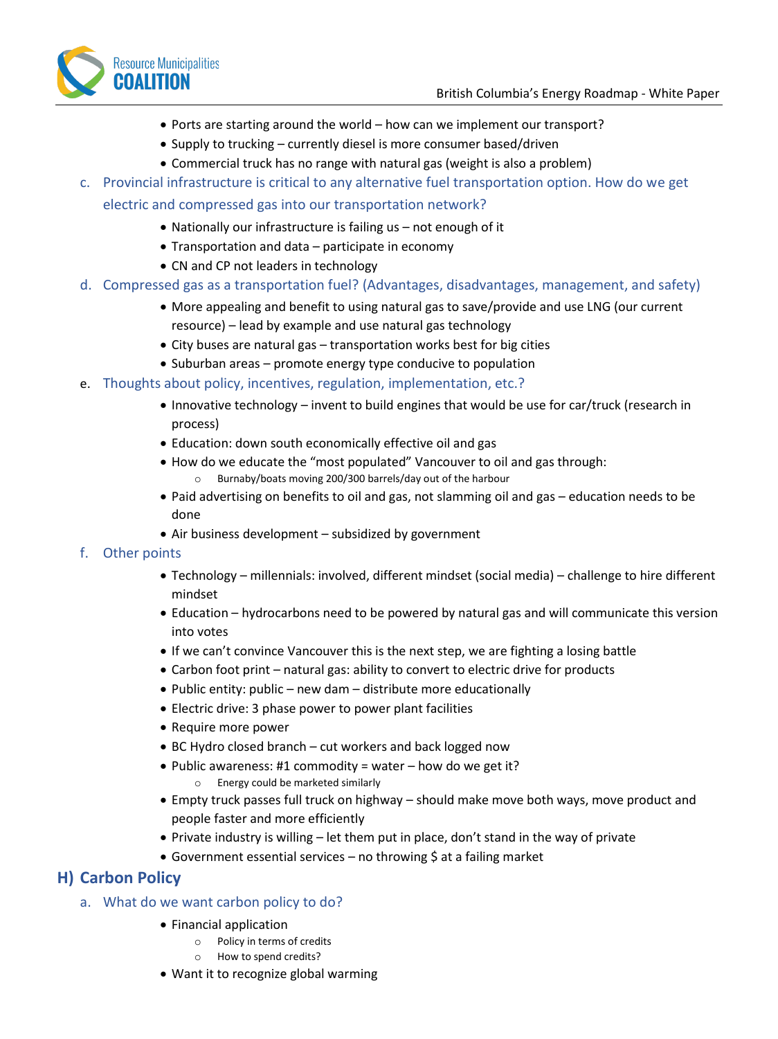- Ports are starting around the world – how can we implement our transport?
- Supply to trucking – currently diesel is more consumer based/driven
- Commercial truck has no range with natural gas (weight is also a problem)

c. Provincial infrastructure is critical to any alternative fuel transportation option. How do we get electric and compressed gas into our transportation network?

- Nationally our infrastructure is failing us – not enough of it
- Transportation and data – participate in economy
- CN and CP not leaders in technology

d. Compressed gas as a transportation fuel? (Advantages, disadvantages, management, and safety)

- More appealing and benefit to using natural gas to save/provide and use LNG (our current resource) – lead by example and use natural gas technology
- City buses are natural gas – transportation works best for big cities
- Suburban areas – promote energy type conducive to population

e. Thoughts about policy, incentives, regulation, implementation, etc.?

- Innovative technology – invent to build engines that would be use for car/truck (research in process)
- Education: down south economically effective oil and gas
- How do we educate the “most populated” Vancouver to oil and gas through:
  - Burnaby/boats moving 200/300 barrels/day out of the harbour
- Paid advertising on benefits to oil and gas, not slamming oil and gas – education needs to be done
- Air business development – subsidized by government

f. Other points

- Technology – millennials: involved, different mindset (social media) – challenge to hire different mindset
- Education – hydrocarbons need to be powered by natural gas and will communicate this version into votes
- If we can’t convince Vancouver this is the next step, we are fighting a losing battle
- Carbon foot print – natural gas: ability to convert to electric drive for products
- Public entity: public – new dam – distribute more educationally
- Electric drive: 3 phase power to power plant facilities
- Require more power
- BC Hydro closed branch – cut workers and back logged now
- Public awareness: #1 commodity = water – how do we get it?
  - Energy could be marketed similarly
- Empty truck passes full truck on highway – should make move both ways, move product and people faster and more efficiently
- Private industry is willing – let them put in place, don’t stand in the way of private
- Government essential services – no throwing $ at a failing market

## H) Carbon Policy

a. What do we want carbon policy to do?

- Financial application
  - Policy in terms of credits
  - How to spend credits?
- Want it to recognize global warming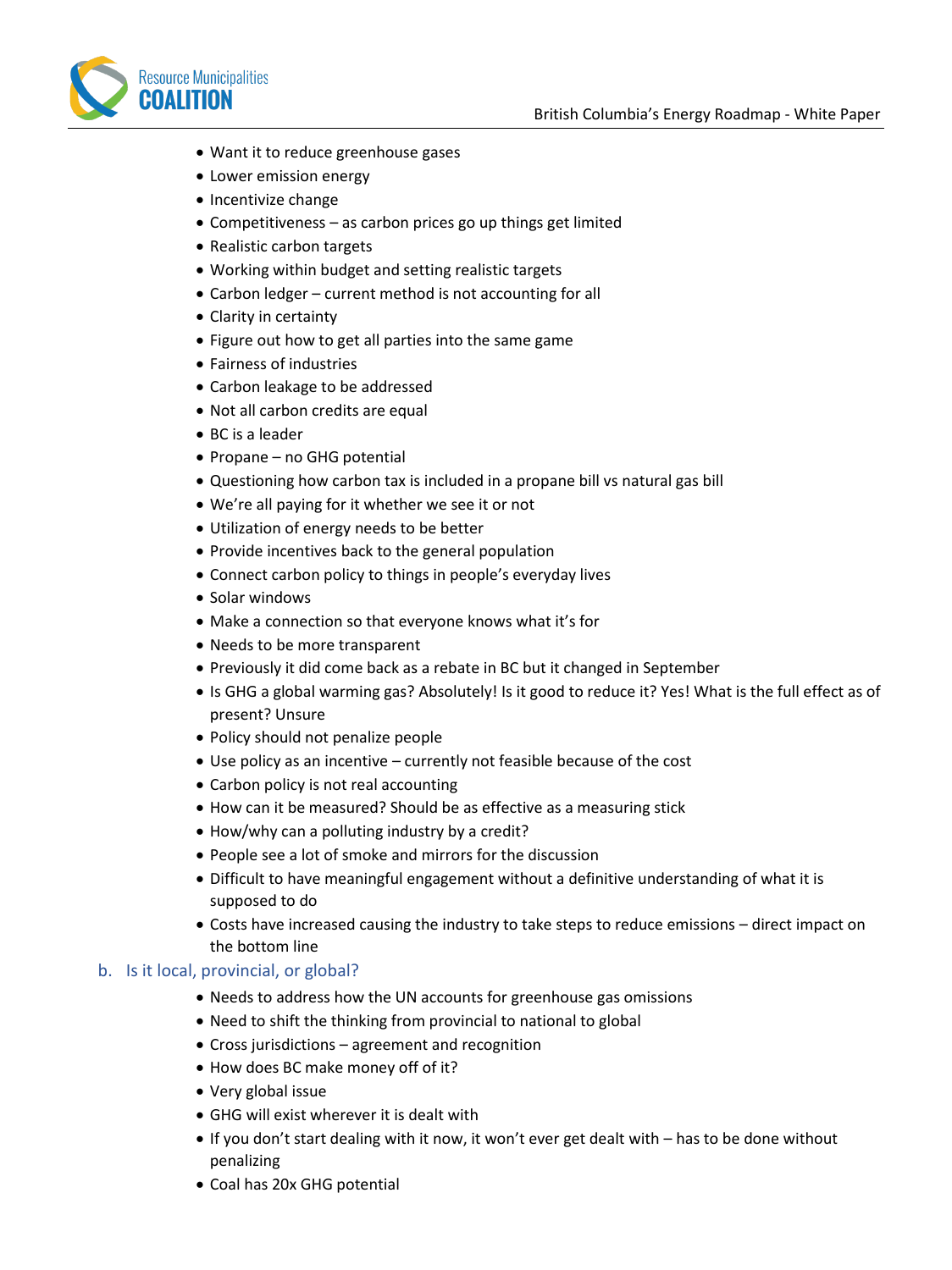- Want it to reduce greenhouse gases
- Lower emission energy
- Incentivize change
- Competitiveness – as carbon prices go up things get limited
- Realistic carbon targets
- Working within budget and setting realistic targets
- Carbon ledger – current method is not accounting for all
- Clarity in certainty
- Figure out how to get all parties into the same game
- Fairness of industries
- Carbon leakage to be addressed
- Not all carbon credits are equal
- BC is a leader
- Propane – no GHG potential
- Questioning how carbon tax is included in a propane bill vs natural gas bill
- We're all paying for it whether we see it or not
- Utilization of energy needs to be better
- Provide incentives back to the general population
- Connect carbon policy to things in people's everyday lives
- Solar windows
- Make a connection so that everyone knows what it's for
- Needs to be more transparent
- Previously it did come back as a rebate in BC but it changed in September
- Is GHG a global warming gas? Absolutely! Is it good to reduce it? Yes! What is the full effect as of present? Unsure
- Policy should not penalize people
- Use policy as an incentive – currently not feasible because of the cost
- Carbon policy is not real accounting
- How can it be measured? Should be as effective as a measuring stick
- How/why can a polluting industry by a credit?
- People see a lot of smoke and mirrors for the discussion
- Difficult to have meaningful engagement without a definitive understanding of what it is supposed to do
- Costs have increased causing the industry to take steps to reduce emissions – direct impact on the bottom line

### b. Is it local, provincial, or global?

- Needs to address how the UN accounts for greenhouse gas omissions
- Need to shift the thinking from provincial to national to global
- Cross jurisdictions – agreement and recognition
- How does BC make money off of it?
- Very global issue
- GHG will exist wherever it is dealt with
- If you don't start dealing with it now, it won't ever get dealt with – has to be done without penalizing
- Coal has 20x GHG potential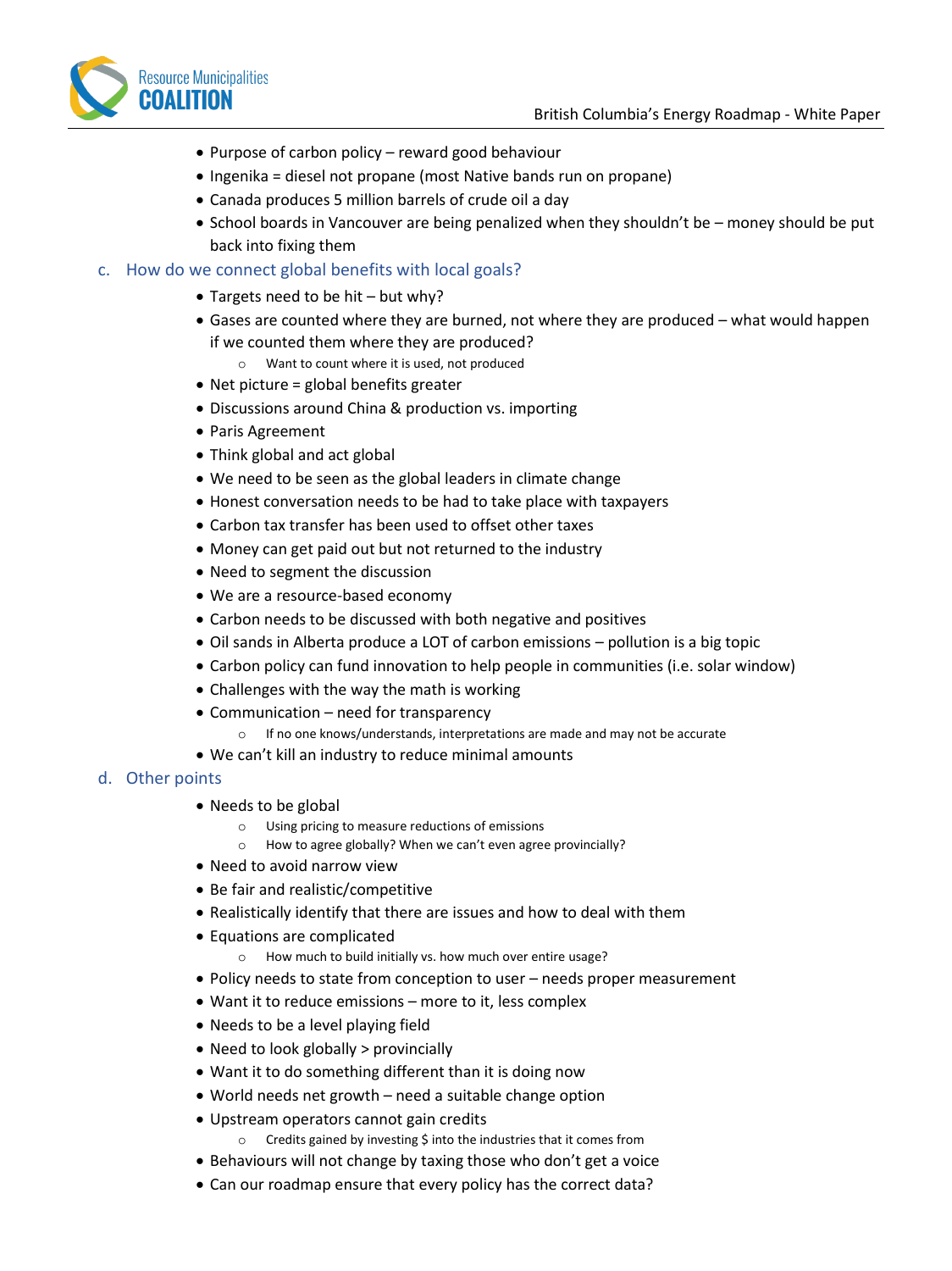- Purpose of carbon policy – reward good behaviour
- Ingenika = diesel not propane (most Native bands run on propane)
- Canada produces 5 million barrels of crude oil a day
- School boards in Vancouver are being penalized when they shouldn't be – money should be put back into fixing them

### c. How do we connect global benefits with local goals?

- Targets need to be hit – but why?
- Gases are counted where they are burned, not where they are produced – what would happen if we counted them where they are produced?
  - Want to count where it is used, not produced
- Net picture = global benefits greater
- Discussions around China & production vs. importing
- Paris Agreement
- Think global and act global
- We need to be seen as the global leaders in climate change
- Honest conversation needs to be had to take place with taxpayers
- Carbon tax transfer has been used to offset other taxes
- Money can get paid out but not returned to the industry
- Need to segment the discussion
- We are a resource-based economy
- Carbon needs to be discussed with both negative and positives
- Oil sands in Alberta produce a LOT of carbon emissions – pollution is a big topic
- Carbon policy can fund innovation to help people in communities (i.e. solar window)
- Challenges with the way the math is working
- Communication – need for transparency
  - If no one knows/understands, interpretations are made and may not be accurate
- We can't kill an industry to reduce minimal amounts

### d. Other points

- Needs to be global
  - Using pricing to measure reductions of emissions
  - How to agree globally? When we can't even agree provincially?
- Need to avoid narrow view
- Be fair and realistic/competitive
- Realistically identify that there are issues and how to deal with them
- Equations are complicated
  - How much to build initially vs. how much over entire usage?
- Policy needs to state from conception to user – needs proper measurement
- Want it to reduce emissions – more to it, less complex
- Needs to be a level playing field
- Need to look globally > provincially
- Want it to do something different than it is doing now
- World needs net growth – need a suitable change option
- Upstream operators cannot gain credits
  - Credits gained by investing $ into the industries that it comes from
- Behaviours will not change by taxing those who don't get a voice
- Can our roadmap ensure that every policy has the correct data?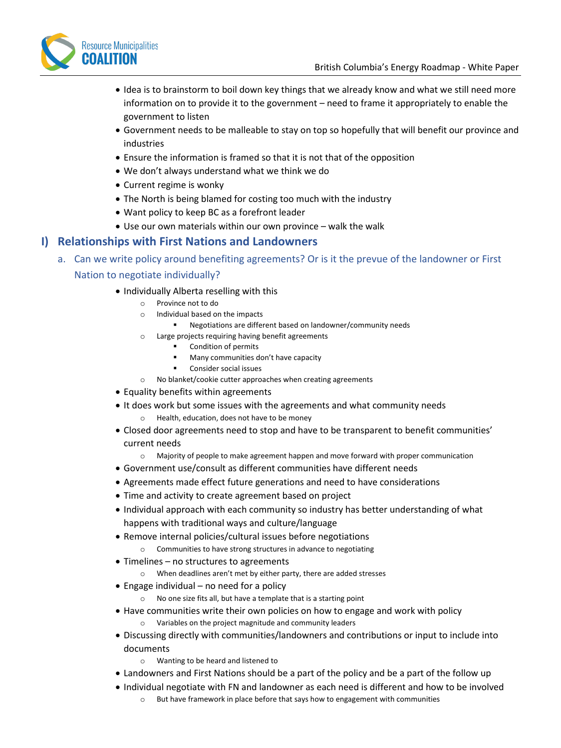- Idea is to brainstorm to boil down key things that we already know and what we still need more information on to provide it to the government – need to frame it appropriately to enable the government to listen
- Government needs to be malleable to stay on top so hopefully that will benefit our province and industries
- Ensure the information is framed so that it is not that of the opposition
- We don't always understand what we think we do
- Current regime is wonky
- The North is being blamed for costing too much with the industry
- Want policy to keep BC as a forefront leader
- Use our own materials within our own province – walk the walk

## I) Relationships with First Nations and Landowners

### a. Can we write policy around benefiting agreements? Or is it the prevue of the landowner or First Nation to negotiate individually?

- Individually Alberta reselling with this
    - Province not to do
    - Individual based on the impacts
        - Negotiations are different based on landowner/community needs
    - Large projects requiring having benefit agreements
        - Condition of permits
        - Many communities don't have capacity
        - Consider social issues
    - No blanket/cookie cutter approaches when creating agreements
- Equality benefits within agreements
- It does work but some issues with the agreements and what community needs
    - Health, education, does not have to be money
- Closed door agreements need to stop and have to be transparent to benefit communities' current needs
    - Majority of people to make agreement happen and move forward with proper communication
- Government use/consult as different communities have different needs
- Agreements made effect future generations and need to have considerations
- Time and activity to create agreement based on project
- Individual approach with each community so industry has better understanding of what happens with traditional ways and culture/language
- Remove internal policies/cultural issues before negotiations
    - Communities to have strong structures in advance to negotiating
- Timelines – no structures to agreements
    - When deadlines aren't met by either party, there are added stresses
- Engage individual – no need for a policy
    - No one size fits all, but have a template that is a starting point
- Have communities write their own policies on how to engage and work with policy
    - Variables on the project magnitude and community leaders
- Discussing directly with communities/landowners and contributions or input to include into documents
    - Wanting to be heard and listened to
- Landowners and First Nations should be a part of the policy and be a part of the follow up
- Individual negotiate with FN and landowner as each need is different and how to be involved
    - But have framework in place before that says how to engagement with communities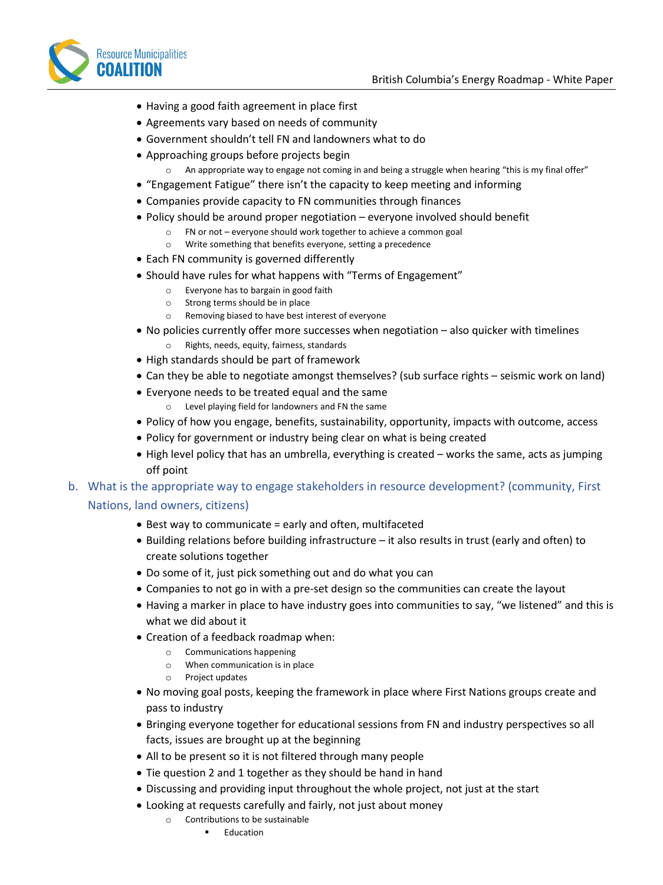- Having a good faith agreement in place first
- Agreements vary based on needs of community
- Government shouldn't tell FN and landowners what to do
- Approaching groups before projects begin
  - An appropriate way to engage not coming in and being a struggle when hearing "this is my final offer"
- "Engagement Fatigue" there isn't the capacity to keep meeting and informing
- Companies provide capacity to FN communities through finances
- Policy should be around proper negotiation – everyone involved should benefit
  - FN or not – everyone should work together to achieve a common goal
  - Write something that benefits everyone, setting a precedence
- Each FN community is governed differently
- Should have rules for what happens with "Terms of Engagement"
  - Everyone has to bargain in good faith
  - Strong terms should be in place
  - Removing biased to have best interest of everyone
- No policies currently offer more successes when negotiation – also quicker with timelines
  - Rights, needs, equity, fairness, standards
- High standards should be part of framework
- Can they be able to negotiate amongst themselves? (sub surface rights – seismic work on land)
- Everyone needs to be treated equal and the same
  - Level playing field for landowners and FN the same
- Policy of how you engage, benefits, sustainability, opportunity, impacts with outcome, access
- Policy for government or industry being clear on what is being created
- High level policy that has an umbrella, everything is created – works the same, acts as jumping off point

b. What is the appropriate way to engage stakeholders in resource development? (community, First Nations, land owners, citizens)

- Best way to communicate = early and often, multifaceted
- Building relations before building infrastructure – it also results in trust (early and often) to create solutions together
- Do some of it, just pick something out and do what you can
- Companies to not go in with a pre-set design so the communities can create the layout
- Having a marker in place to have industry goes into communities to say, "we listened" and this is what we did about it
- Creation of a feedback roadmap when:
  - Communications happening
  - When communication is in place
  - Project updates
- No moving goal posts, keeping the framework in place where First Nations groups create and pass to industry
- Bringing everyone together for educational sessions from FN and industry perspectives so all facts, issues are brought up at the beginning
- All to be present so it is not filtered through many people
- Tie question 2 and 1 together as they should be hand in hand
- Discussing and providing input throughout the whole project, not just at the start
- Looking at requests carefully and fairly, not just about money
  - Contributions to be sustainable
    - Education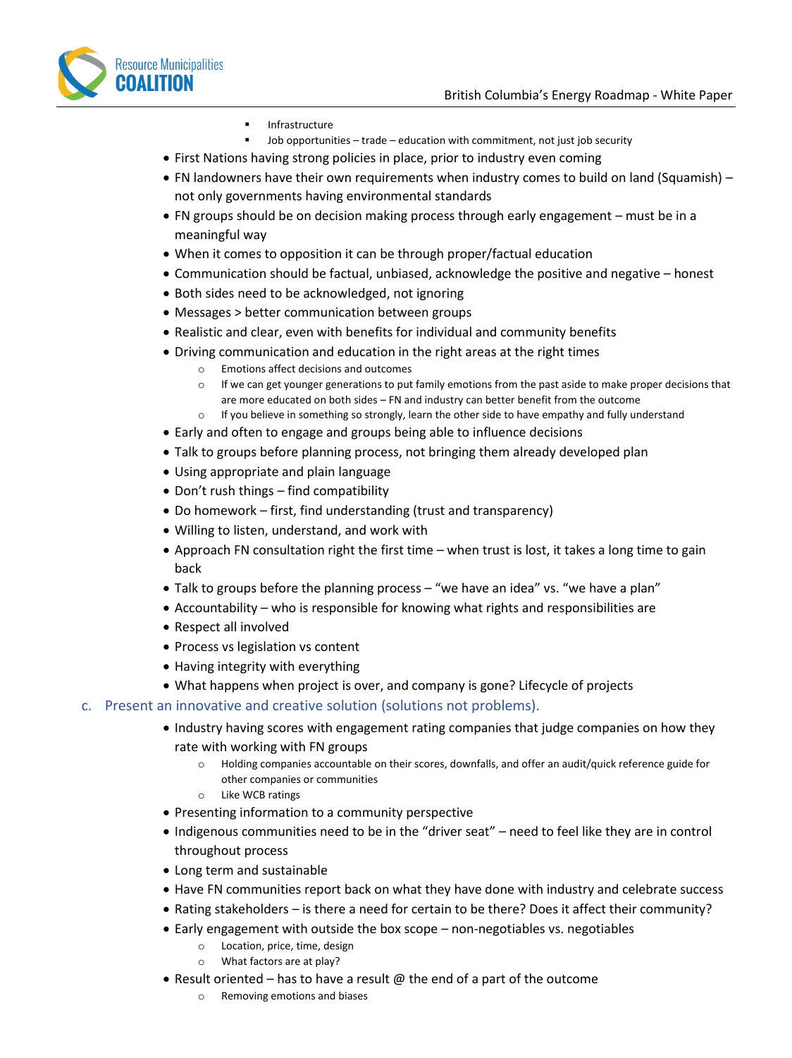- Infrastructure
    - Job opportunities – trade – education with commitment, not just job security
- First Nations having strong policies in place, prior to industry even coming
- FN landowners have their own requirements when industry comes to build on land (Squamish) – not only governments having environmental standards
- FN groups should be on decision making process through early engagement – must be in a meaningful way
- When it comes to opposition it can be through proper/factual education
- Communication should be factual, unbiased, acknowledge the positive and negative – honest
- Both sides need to be acknowledged, not ignoring
- Messages > better communication between groups
- Realistic and clear, even with benefits for individual and community benefits
- Driving communication and education in the right areas at the right times
    - Emotions affect decisions and outcomes
    - If we can get younger generations to put family emotions from the past aside to make proper decisions that are more educated on both sides – FN and industry can better benefit from the outcome
    - If you believe in something so strongly, learn the other side to have empathy and fully understand
- Early and often to engage and groups being able to influence decisions
- Talk to groups before planning process, not bringing them already developed plan
- Using appropriate and plain language
- Don't rush things – find compatibility
- Do homework – first, find understanding (trust and transparency)
- Willing to listen, understand, and work with
- Approach FN consultation right the first time – when trust is lost, it takes a long time to gain back
- Talk to groups before the planning process – "we have an idea" vs. "we have a plan"
- Accountability – who is responsible for knowing what rights and responsibilities are
- Respect all involved
- Process vs legislation vs content
- Having integrity with everything
- What happens when project is over, and company is gone? Lifecycle of projects

c. Present an innovative and creative solution (solutions not problems).

- Industry having scores with engagement rating companies that judge companies on how they rate with working with FN groups
    - Holding companies accountable on their scores, downfalls, and offer an audit/quick reference guide for other companies or communities
    - Like WCB ratings
- Presenting information to a community perspective
- Indigenous communities need to be in the "driver seat" – need to feel like they are in control throughout process
- Long term and sustainable
- Have FN communities report back on what they have done with industry and celebrate success
- Rating stakeholders – is there a need for certain to be there? Does it affect their community?
- Early engagement with outside the box scope – non-negotiables vs. negotiables
    - Location, price, time, design
    - What factors are at play?
- Result oriented – has to have a result @ the end of a part of the outcome
    - Removing emotions and biases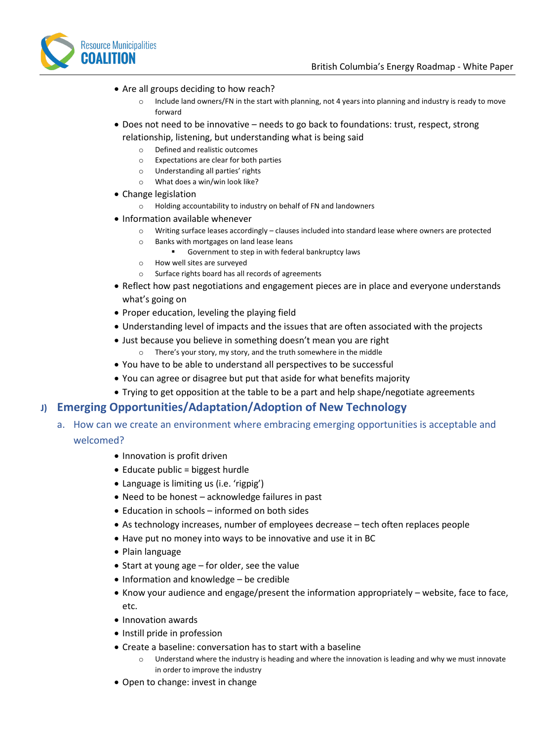- Are all groups deciding to how reach?
  - Include land owners/FN in the start with planning, not 4 years into planning and industry is ready to move forward
- Does not need to be innovative – needs to go back to foundations: trust, respect, strong relationship, listening, but understanding what is being said
  - Defined and realistic outcomes
  - Expectations are clear for both parties
  - Understanding all parties' rights
  - What does a win/win look like?
- Change legislation
  - Holding accountability to industry on behalf of FN and landowners
- Information available whenever
  - Writing surface leases accordingly – clauses included into standard lease where owners are protected
  - Banks with mortgages on land lease leans
    - Government to step in with federal bankruptcy laws
  - How well sites are surveyed
  - Surface rights board has all records of agreements
- Reflect how past negotiations and engagement pieces are in place and everyone understands what's going on
- Proper education, leveling the playing field
- Understanding level of impacts and the issues that are often associated with the projects
- Just because you believe in something doesn't mean you are right
  - There's your story, my story, and the truth somewhere in the middle
- You have to be able to understand all perspectives to be successful
- You can agree or disagree but put that aside for what benefits majority
- Trying to get opposition at the table to be a part and help shape/negotiate agreements

## J) Emerging Opportunities/Adaptation/Adoption of New Technology

### a. How can we create an environment where embracing emerging opportunities is acceptable and welcomed?

- Innovation is profit driven
- Educate public = biggest hurdle
- Language is limiting us (i.e. 'rigpig')
- Need to be honest – acknowledge failures in past
- Education in schools – informed on both sides
- As technology increases, number of employees decrease – tech often replaces people
- Have put no money into ways to be innovative and use it in BC
- Plain language
- Start at young age – for older, see the value
- Information and knowledge – be credible
- Know your audience and engage/present the information appropriately – website, face to face, etc.
- Innovation awards
- Instill pride in profession
- Create a baseline: conversation has to start with a baseline
  - Understand where the industry is heading and where the innovation is leading and why we must innovate in order to improve the industry
- Open to change: invest in change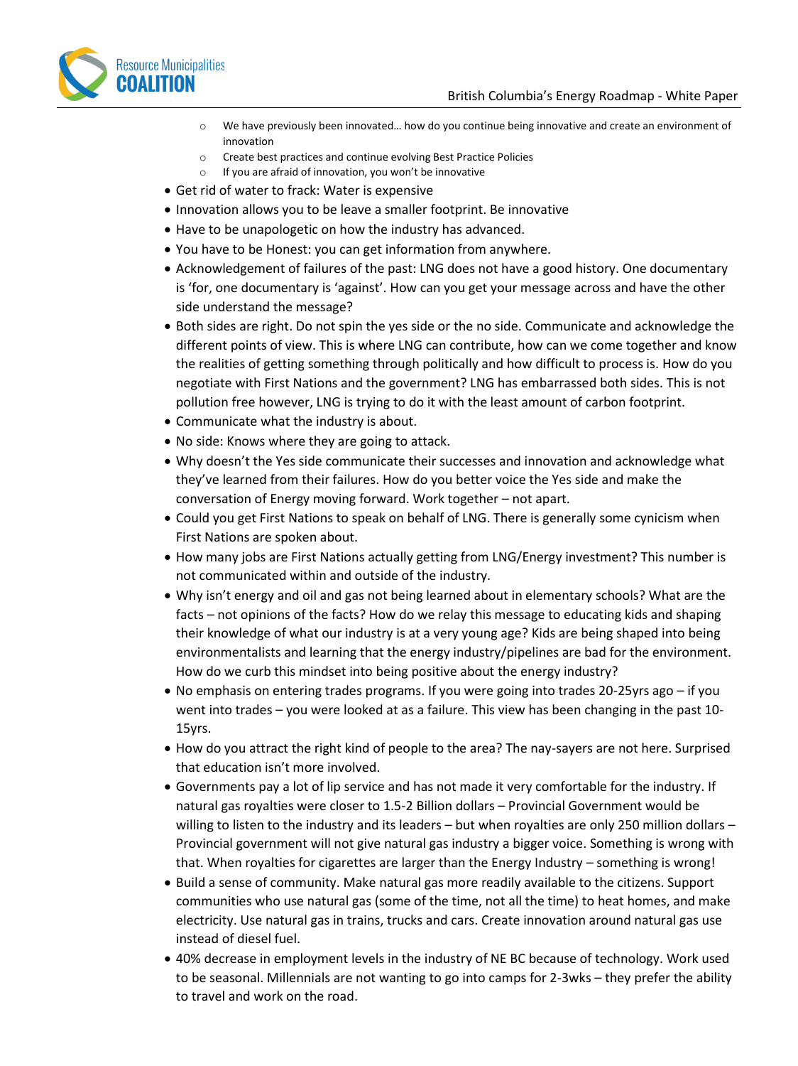- We have previously been innovated… how do you continue being innovative and create an environment of innovation
  - Create best practices and continue evolving Best Practice Policies
  - If you are afraid of innovation, you won't be innovative
- Get rid of water to frack: Water is expensive
- Innovation allows you to be leave a smaller footprint. Be innovative
- Have to be unapologetic on how the industry has advanced.
- You have to be Honest: you can get information from anywhere.
- Acknowledgement of failures of the past: LNG does not have a good history. One documentary is 'for, one documentary is 'against'. How can you get your message across and have the other side understand the message?
- Both sides are right. Do not spin the yes side or the no side. Communicate and acknowledge the different points of view. This is where LNG can contribute, how can we come together and know the realities of getting something through politically and how difficult to process is. How do you negotiate with First Nations and the government? LNG has embarrassed both sides. This is not pollution free however, LNG is trying to do it with the least amount of carbon footprint.
- Communicate what the industry is about.
- No side: Knows where they are going to attack.
- Why doesn't the Yes side communicate their successes and innovation and acknowledge what they've learned from their failures. How do you better voice the Yes side and make the conversation of Energy moving forward. Work together – not apart.
- Could you get First Nations to speak on behalf of LNG. There is generally some cynicism when First Nations are spoken about.
- How many jobs are First Nations actually getting from LNG/Energy investment? This number is not communicated within and outside of the industry.
- Why isn't energy and oil and gas not being learned about in elementary schools? What are the facts – not opinions of the facts? How do we relay this message to educating kids and shaping their knowledge of what our industry is at a very young age? Kids are being shaped into being environmentalists and learning that the energy industry/pipelines are bad for the environment. How do we curb this mindset into being positive about the energy industry?
- No emphasis on entering trades programs. If you were going into trades 20-25yrs ago – if you went into trades – you were looked at as a failure. This view has been changing in the past 10-15yrs.
- How do you attract the right kind of people to the area? The nay-sayers are not here. Surprised that education isn't more involved.
- Governments pay a lot of lip service and has not made it very comfortable for the industry. If natural gas royalties were closer to 1.5-2 Billion dollars – Provincial Government would be willing to listen to the industry and its leaders – but when royalties are only 250 million dollars – Provincial government will not give natural gas industry a bigger voice. Something is wrong with that. When royalties for cigarettes are larger than the Energy Industry – something is wrong!
- Build a sense of community. Make natural gas more readily available to the citizens. Support communities who use natural gas (some of the time, not all the time) to heat homes, and make electricity. Use natural gas in trains, trucks and cars. Create innovation around natural gas use instead of diesel fuel.
- 40% decrease in employment levels in the industry of NE BC because of technology. Work used to be seasonal. Millennials are not wanting to go into camps for 2-3wks – they prefer the ability to travel and work on the road.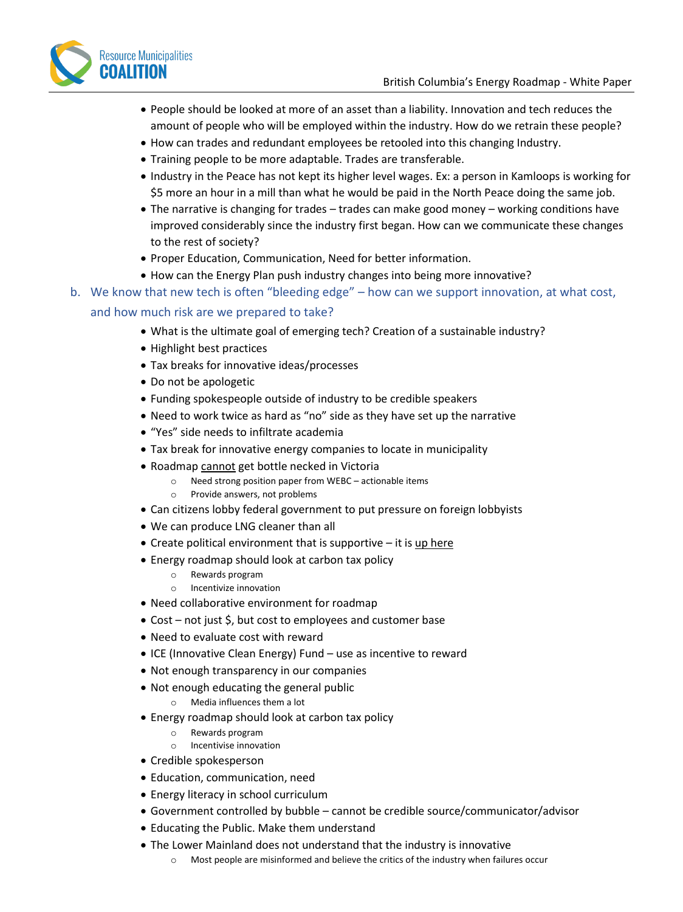- People should be looked at more of an asset than a liability. Innovation and tech reduces the amount of people who will be employed within the industry. How do we retrain these people?
- How can trades and redundant employees be retooled into this changing Industry.
- Training people to be more adaptable. Trades are transferable.
- Industry in the Peace has not kept its higher level wages. Ex: a person in Kamloops is working for $5 more an hour in a mill than what he would be paid in the North Peace doing the same job.
- The narrative is changing for trades – trades can make good money – working conditions have improved considerably since the industry first began. How can we communicate these changes to the rest of society?
- Proper Education, Communication, Need for better information.
- How can the Energy Plan push industry changes into being more innovative?

b. We know that new tech is often "bleeding edge" – how can we support innovation, at what cost, and how much risk are we prepared to take?

- What is the ultimate goal of emerging tech? Creation of a sustainable industry?
- Highlight best practices
- Tax breaks for innovative ideas/processes
- Do not be apologetic
- Funding spokespeople outside of industry to be credible speakers
- Need to work twice as hard as "no" side as they have set up the narrative
- "Yes" side needs to infiltrate academia
- Tax break for innovative energy companies to locate in municipality
- Roadmap <u>cannot</u> get bottle necked in Victoria
  - Need strong position paper from WEBC – actionable items
  - Provide answers, not problems
- Can citizens lobby federal government to put pressure on foreign lobbyists
- We can produce LNG cleaner than all
- Create political environment that is supportive – it is <u>up here</u>
- Energy roadmap should look at carbon tax policy
  - Rewards program
  - Incentivize innovation
- Need collaborative environment for roadmap
- Cost – not just $, but cost to employees and customer base
- Need to evaluate cost with reward
- ICE (Innovative Clean Energy) Fund – use as incentive to reward
- Not enough transparency in our companies
- Not enough educating the general public
  - Media influences them a lot
- Energy roadmap should look at carbon tax policy
  - Rewards program
  - Incentivise innovation
- Credible spokesperson
- Education, communication, need
- Energy literacy in school curriculum
- Government controlled by bubble – cannot be credible source/communicator/advisor
- Educating the Public. Make them understand
- The Lower Mainland does not understand that the industry is innovative
  - Most people are misinformed and believe the critics of the industry when failures occur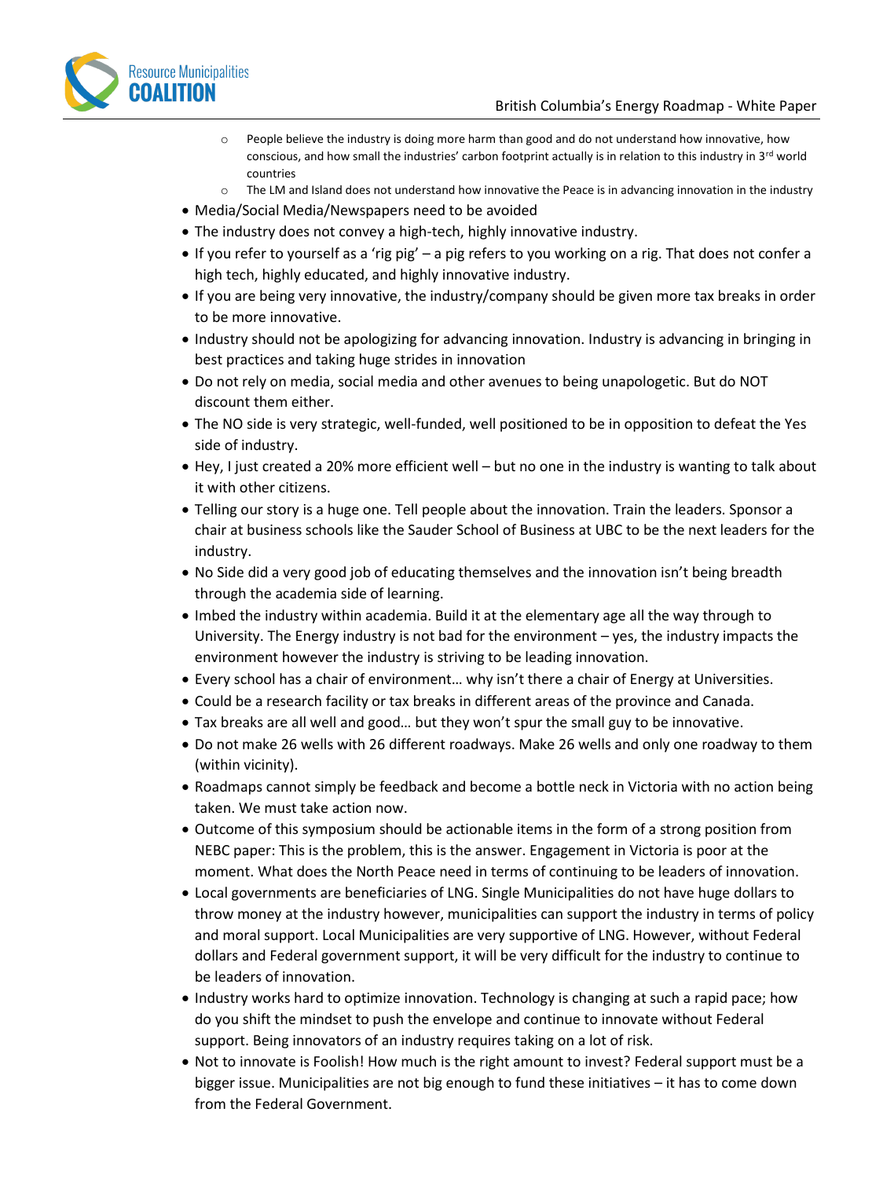- People believe the industry is doing more harm than good and do not understand how innovative, how conscious, and how small the industries' carbon footprint actually is in relation to this industry in 3rd world countries
  - The LM and Island does not understand how innovative the Peace is in advancing innovation in the industry
- Media/Social Media/Newspapers need to be avoided
- The industry does not convey a high-tech, highly innovative industry.
- If you refer to yourself as a 'rig pig' – a pig refers to you working on a rig. That does not confer a high tech, highly educated, and highly innovative industry.
- If you are being very innovative, the industry/company should be given more tax breaks in order to be more innovative.
- Industry should not be apologizing for advancing innovation. Industry is advancing in bringing in best practices and taking huge strides in innovation
- Do not rely on media, social media and other avenues to being unapologetic. But do NOT discount them either.
- The NO side is very strategic, well-funded, well positioned to be in opposition to defeat the Yes side of industry.
- Hey, I just created a 20% more efficient well – but no one in the industry is wanting to talk about it with other citizens.
- Telling our story is a huge one. Tell people about the innovation. Train the leaders. Sponsor a chair at business schools like the Sauder School of Business at UBC to be the next leaders for the industry.
- No Side did a very good job of educating themselves and the innovation isn't being breadth through the academia side of learning.
- Imbed the industry within academia. Build it at the elementary age all the way through to University. The Energy industry is not bad for the environment – yes, the industry impacts the environment however the industry is striving to be leading innovation.
- Every school has a chair of environment… why isn't there a chair of Energy at Universities.
- Could be a research facility or tax breaks in different areas of the province and Canada.
- Tax breaks are all well and good… but they won't spur the small guy to be innovative.
- Do not make 26 wells with 26 different roadways. Make 26 wells and only one roadway to them (within vicinity).
- Roadmaps cannot simply be feedback and become a bottle neck in Victoria with no action being taken. We must take action now.
- Outcome of this symposium should be actionable items in the form of a strong position from NEBC paper: This is the problem, this is the answer. Engagement in Victoria is poor at the moment. What does the North Peace need in terms of continuing to be leaders of innovation.
- Local governments are beneficiaries of LNG. Single Municipalities do not have huge dollars to throw money at the industry however, municipalities can support the industry in terms of policy and moral support. Local Municipalities are very supportive of LNG. However, without Federal dollars and Federal government support, it will be very difficult for the industry to continue to be leaders of innovation.
- Industry works hard to optimize innovation. Technology is changing at such a rapid pace; how do you shift the mindset to push the envelope and continue to innovate without Federal support. Being innovators of an industry requires taking on a lot of risk.
- Not to innovate is Foolish! How much is the right amount to invest? Federal support must be a bigger issue. Municipalities are not big enough to fund these initiatives – it has to come down from the Federal Government.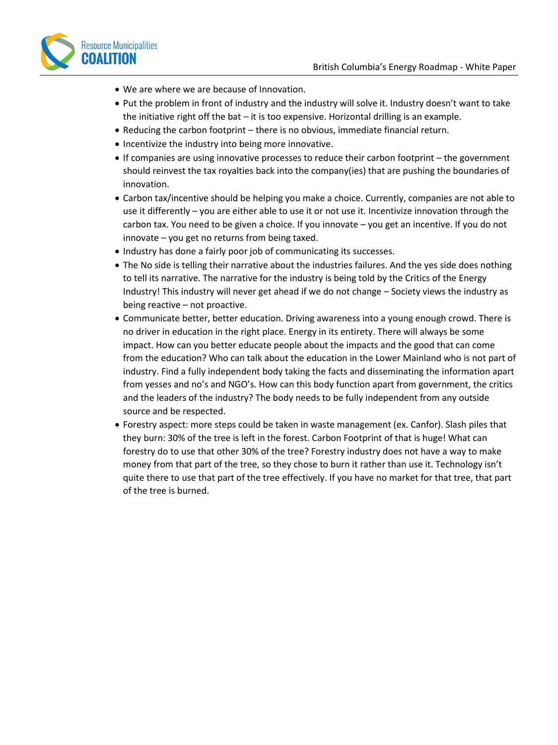- We are where we are because of Innovation.
- Put the problem in front of industry and the industry will solve it. Industry doesn't want to take the initiative right off the bat – it is too expensive. Horizontal drilling is an example.
- Reducing the carbon footprint – there is no obvious, immediate financial return.
- Incentivize the industry into being more innovative.
- If companies are using innovative processes to reduce their carbon footprint – the government should reinvest the tax royalties back into the company(ies) that are pushing the boundaries of innovation.
- Carbon tax/incentive should be helping you make a choice. Currently, companies are not able to use it differently – you are either able to use it or not use it. Incentivize innovation through the carbon tax. You need to be given a choice. If you innovate – you get an incentive. If you do not innovate – you get no returns from being taxed.
- Industry has done a fairly poor job of communicating its successes.
- The No side is telling their narrative about the industries failures. And the yes side does nothing to tell its narrative. The narrative for the industry is being told by the Critics of the Energy Industry! This industry will never get ahead if we do not change – Society views the industry as being reactive – not proactive.
- Communicate better, better education. Driving awareness into a young enough crowd. There is no driver in education in the right place. Energy in its entirety. There will always be some impact. How can you better educate people about the impacts and the good that can come from the education? Who can talk about the education in the Lower Mainland who is not part of industry. Find a fully independent body taking the facts and disseminating the information apart from yesses and no's and NGO's. How can this body function apart from government, the critics and the leaders of the industry? The body needs to be fully independent from any outside source and be respected.
- Forestry aspect: more steps could be taken in waste management (ex. Canfor). Slash piles that they burn: 30% of the tree is left in the forest. Carbon Footprint of that is huge! What can forestry do to use that other 30% of the tree? Forestry industry does not have a way to make money from that part of the tree, so they chose to burn it rather than use it. Technology isn't quite there to use that part of the tree effectively. If you have no market for that tree, that part of the tree is burned.